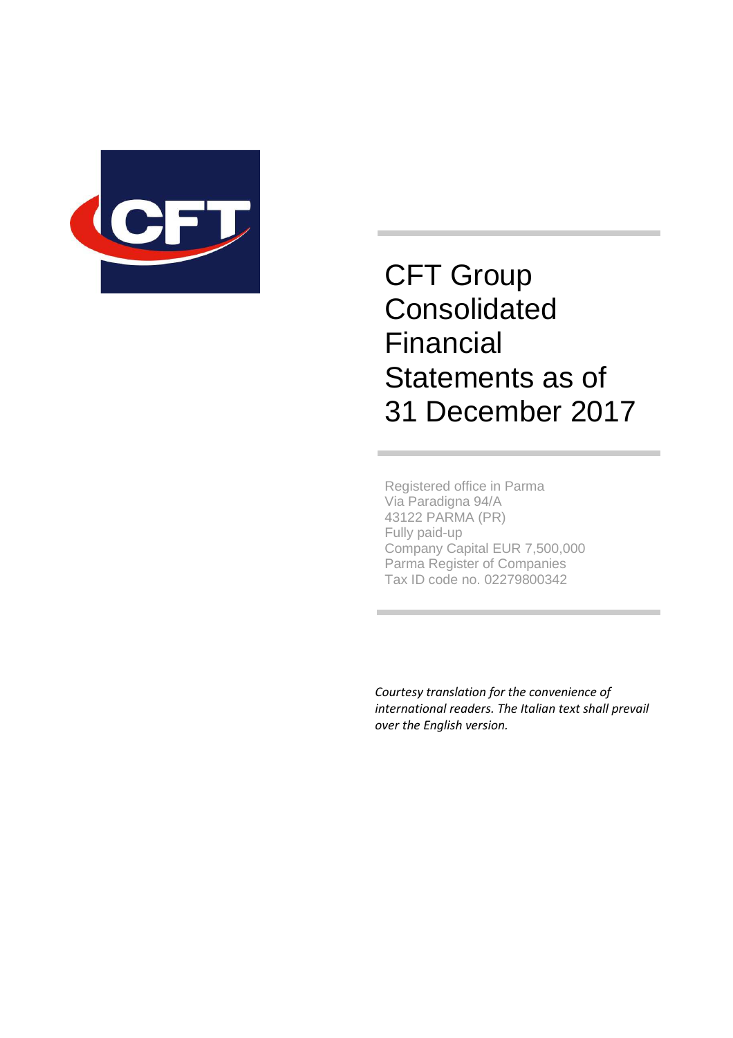# CFT Group Consolidated Financial Statements as of 31 December 2017

Registered office in Parma
Via Paradigna 94/A
43122 PARMA (PR)
Fully paid-up
Company Capital EUR 7,500,000
Parma Register of Companies
Tax ID code no. 02279800342

*Courtesy translation for the convenience of international readers. The Italian text shall prevail over the English version.*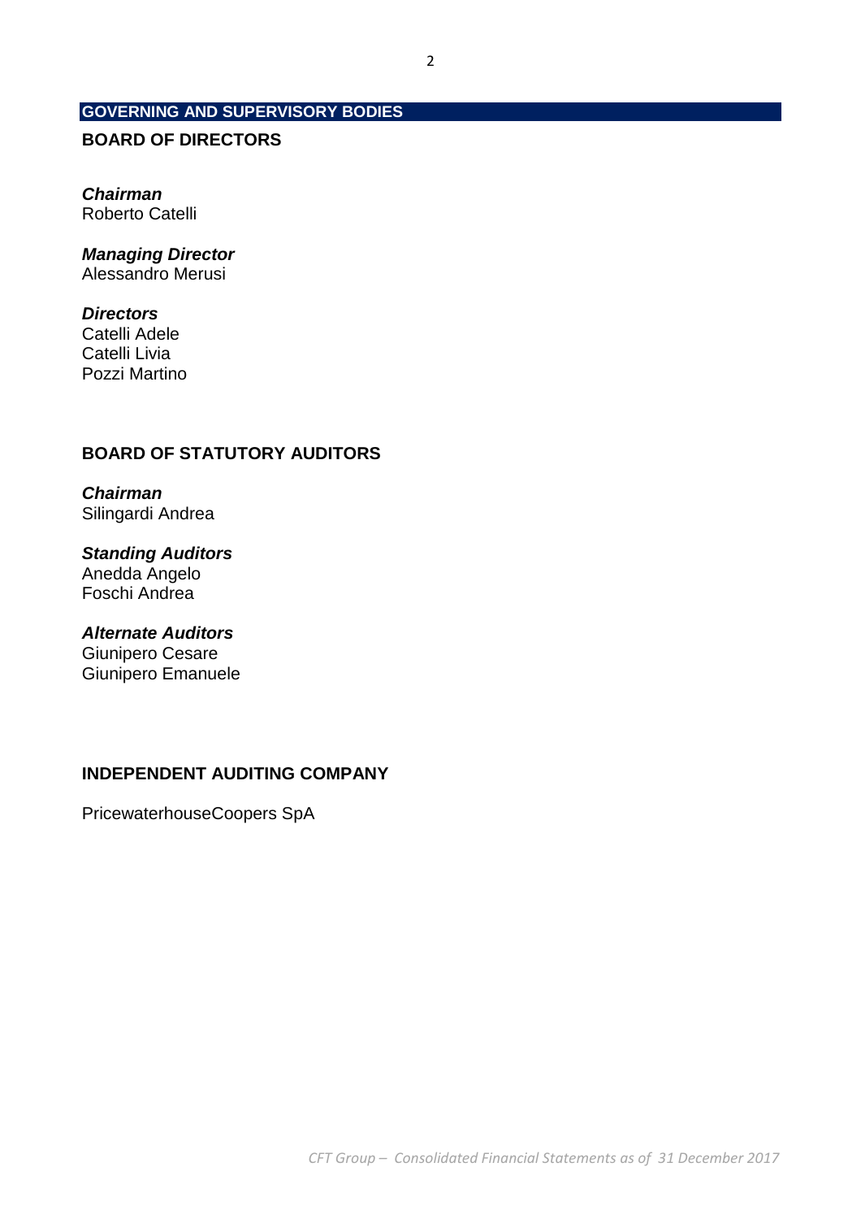## GOVERNING AND SUPERVISORY BODIES

### BOARD OF DIRECTORS

***Chairman***
Roberto Catelli

***Managing Director***
Alessandro Merusi

***Directors***
Catelli Adele
Catelli Livia
Pozzi Martino

### BOARD OF STATUTORY AUDITORS

***Chairman***
Silingardi Andrea

***Standing Auditors***
Anedda Angelo
Foschi Andrea

***Alternate Auditors***
Giunipero Cesare
Giunipero Emanuele

### INDEPENDENT AUDITING COMPANY

PricewaterhouseCoopers SpA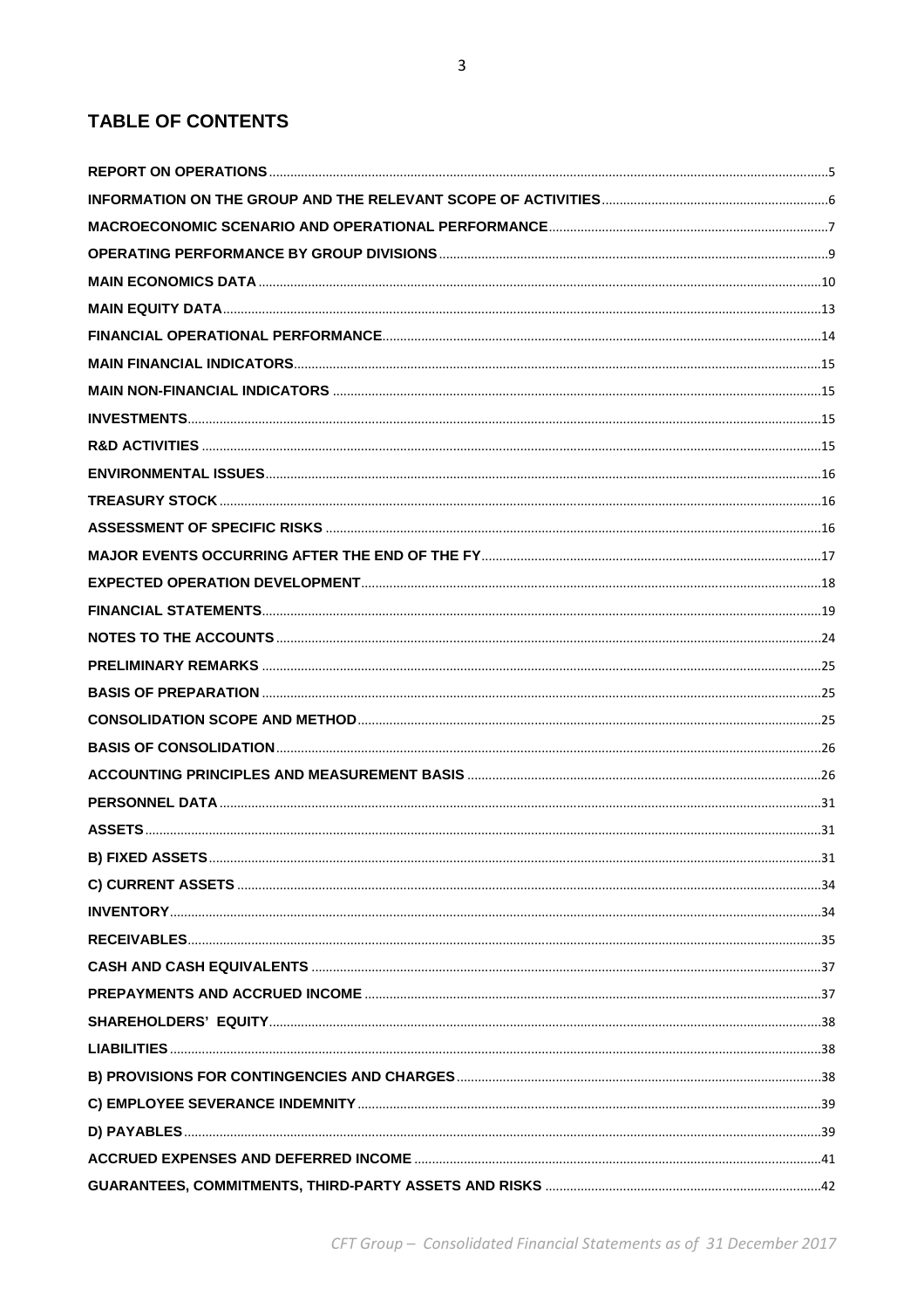## TABLE OF CONTENTS

| | |
|---|---|
| **REPORT ON OPERATIONS** | 5 |
| **INFORMATION ON THE GROUP AND THE RELEVANT SCOPE OF ACTIVITIES** | 6 |
| **MACROECONOMIC SCENARIO AND OPERATIONAL PERFORMANCE** | 7 |
| **OPERATING PERFORMANCE BY GROUP DIVISIONS** | 9 |
| **MAIN ECONOMICS DATA** | 10 |
| **MAIN EQUITY DATA** | 13 |
| **FINANCIAL OPERATIONAL PERFORMANCE** | 14 |
| **MAIN FINANCIAL INDICATORS** | 15 |
| **MAIN NON-FINANCIAL INDICATORS** | 15 |
| **INVESTMENTS** | 15 |
| **R&D ACTIVITIES** | 15 |
| **ENVIRONMENTAL ISSUES** | 16 |
| **TREASURY STOCK** | 16 |
| **ASSESSMENT OF SPECIFIC RISKS** | 16 |
| **MAJOR EVENTS OCCURRING AFTER THE END OF THE FY** | 17 |
| **EXPECTED OPERATION DEVELOPMENT** | 18 |
| **FINANCIAL STATEMENTS** | 19 |
| **NOTES TO THE ACCOUNTS** | 24 |
| **PRELIMINARY REMARKS** | 25 |
| **BASIS OF PREPARATION** | 25 |
| **CONSOLIDATION SCOPE AND METHOD** | 25 |
| **BASIS OF CONSOLIDATION** | 26 |
| **ACCOUNTING PRINCIPLES AND MEASUREMENT BASIS** | 26 |
| **PERSONNEL DATA** | 31 |
| **ASSETS** | 31 |
| **B) FIXED ASSETS** | 31 |
| **C) CURRENT ASSETS** | 34 |
| **INVENTORY** | 34 |
| **RECEIVABLES** | 35 |
| **CASH AND CASH EQUIVALENTS** | 37 |
| **PREPAYMENTS AND ACCRUED INCOME** | 37 |
| **SHAREHOLDERS' EQUITY** | 38 |
| **LIABILITIES** | 38 |
| **B) PROVISIONS FOR CONTINGENCIES AND CHARGES** | 38 |
| **C) EMPLOYEE SEVERANCE INDEMNITY** | 39 |
| **D) PAYABLES** | 39 |
| **ACCRUED EXPENSES AND DEFERRED INCOME** | 41 |
| **GUARANTEES, COMMITMENTS, THIRD-PARTY ASSETS AND RISKS** | 42 |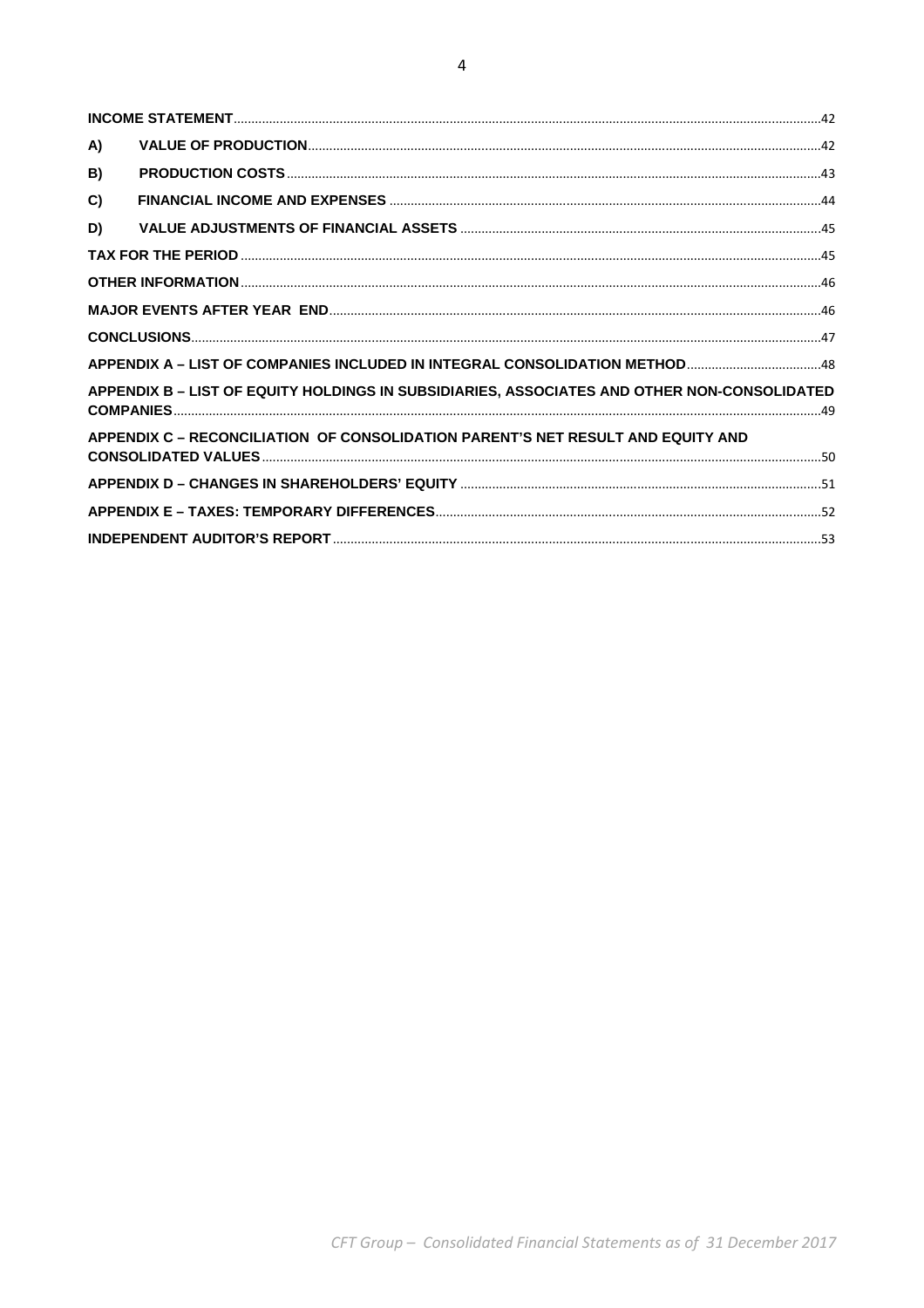| | |
|---|---|
| **INCOME STATEMENT** | 42 |
| **A) VALUE OF PRODUCTION** | 42 |
| **B) PRODUCTION COSTS** | 43 |
| **C) FINANCIAL INCOME AND EXPENSES** | 44 |
| **D) VALUE ADJUSTMENTS OF FINANCIAL ASSETS** | 45 |
| **TAX FOR THE PERIOD** | 45 |
| **OTHER INFORMATION** | 46 |
| **MAJOR EVENTS AFTER YEAR END** | 46 |
| **CONCLUSIONS** | 47 |
| **APPENDIX A – LIST OF COMPANIES INCLUDED IN INTEGRAL CONSOLIDATION METHOD** | 48 |
| **APPENDIX B – LIST OF EQUITY HOLDINGS IN SUBSIDIARIES, ASSOCIATES AND OTHER NON-CONSOLIDATED COMPANIES** | 49 |
| **APPENDIX C – RECONCILIATION OF CONSOLIDATION PARENT'S NET RESULT AND EQUITY AND CONSOLIDATED VALUES** | 50 |
| **APPENDIX D – CHANGES IN SHAREHOLDERS' EQUITY** | 51 |
| **APPENDIX E – TAXES: TEMPORARY DIFFERENCES** | 52 |
| **INDEPENDENT AUDITOR'S REPORT** | 53 |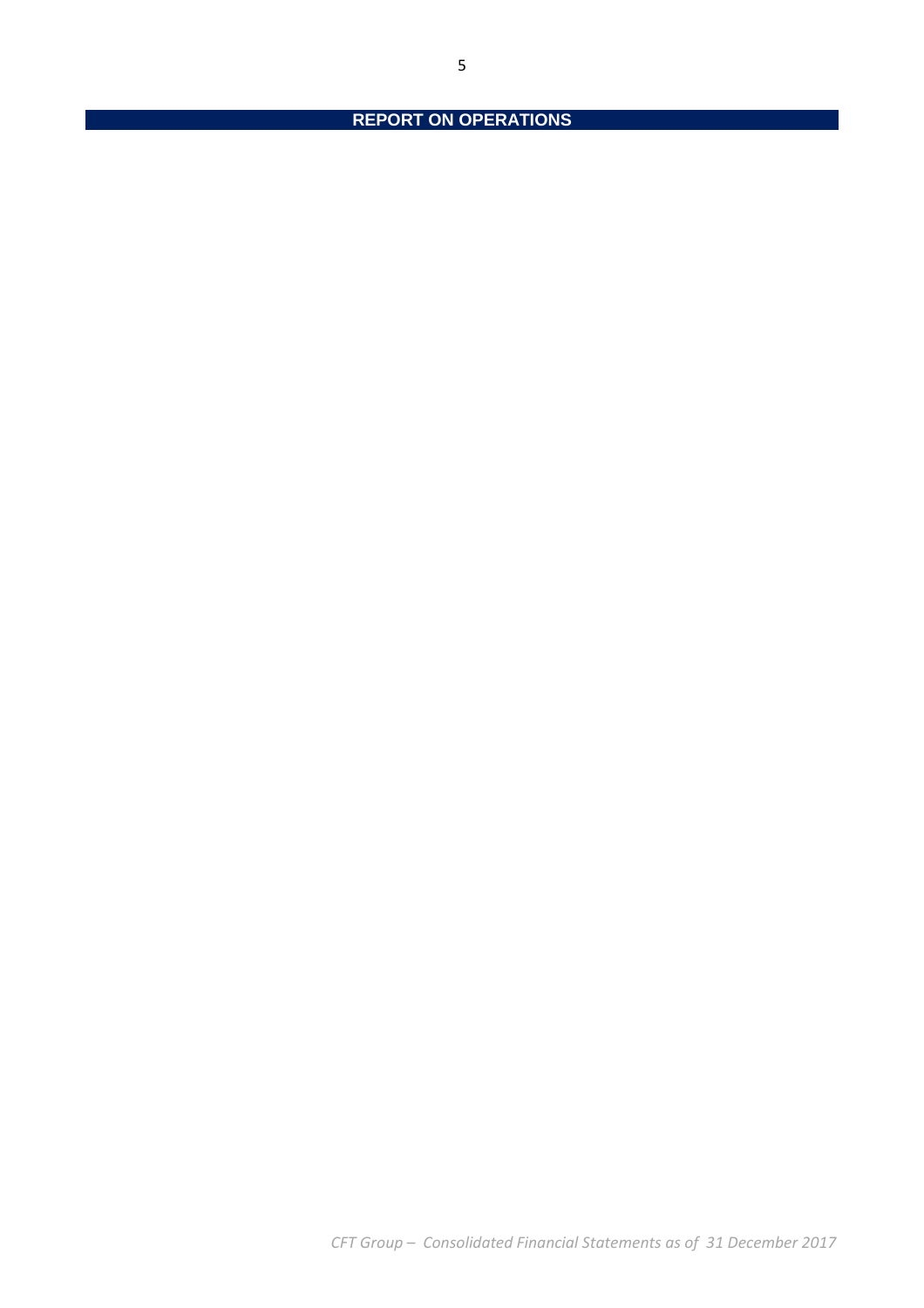# REPORT ON OPERATIONS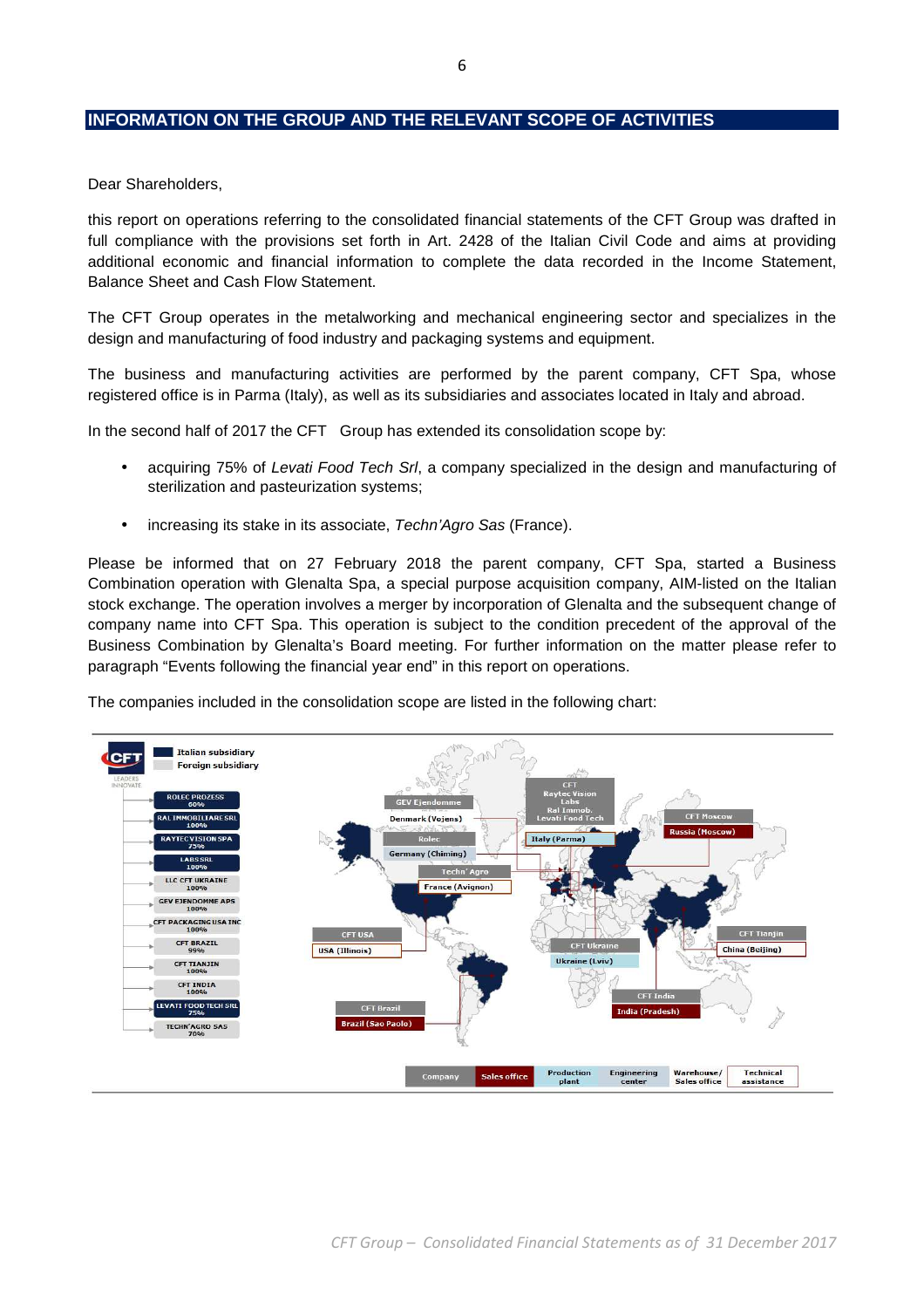## INFORMATION ON THE GROUP AND THE RELEVANT SCOPE OF ACTIVITIES

Dear Shareholders,

this report on operations referring to the consolidated financial statements of the CFT Group was drafted in full compliance with the provisions set forth in Art. 2428 of the Italian Civil Code and aims at providing additional economic and financial information to complete the data recorded in the Income Statement, Balance Sheet and Cash Flow Statement.

The CFT Group operates in the metalworking and mechanical engineering sector and specializes in the design and manufacturing of food industry and packaging systems and equipment.

The business and manufacturing activities are performed by the parent company, CFT Spa, whose registered office is in Parma (Italy), as well as its subsidiaries and associates located in Italy and abroad.

In the second half of 2017 the CFT Group has extended its consolidation scope by:

- acquiring 75% of *Levati Food Tech Srl*, a company specialized in the design and manufacturing of sterilization and pasteurization systems;
- increasing its stake in its associate, *Techn'Agro Sas* (France).

Please be informed that on 27 February 2018 the parent company, CFT Spa, started a Business Combination operation with Glenalta Spa, a special purpose acquisition company, AIM-listed on the Italian stock exchange. The operation involves a merger by incorporation of Glenalta and the subsequent change of company name into CFT Spa. This operation is subject to the condition precedent of the approval of the Business Combination by Glenalta's Board meeting. For further information on the matter please refer to paragraph "Events following the financial year end" in this report on operations.

The companies included in the consolidation scope are listed in the following chart:

Italian subsidiary
Foreign subsidiary

ROLEC PROZESS 60%
RAL IMMOBILIARE SRL 100%
RAYTEC VISION SPA 75%
LABS SRL 100%
LLC CFT UKRAINE 100%
GEV EJENDOMME APS 100%
CFT PACKAGING USA INC 100%
CFT BRAZIL 99%
CFT TIANJIN 100%
CFT INDIA 100%
LEVATI FOOD TECH SRL 75%
TECHN'AGRO SAS 70%

GEV Ejendomme – Denmark (Vejens)
Rolec – Germany (Chiming)
Techn' Agro – France (Avignon)
CFT, Raytec Vision, Labs, Ral Immob., Levati Food Tech – Italy (Parma)
CFT Moscow – Russia (Moscow)
CFT USA – USA (Illinois)
CFT Ukraine – Ukraine (Lviv)
CFT Tianjin – China (Beijing)
CFT India – India (Pradesh)
CFT Brazil – Brazil (Sao Paolo)

Company | Sales office | Production plant | Engineering center | Warehouse/ Sales office | Technical assistance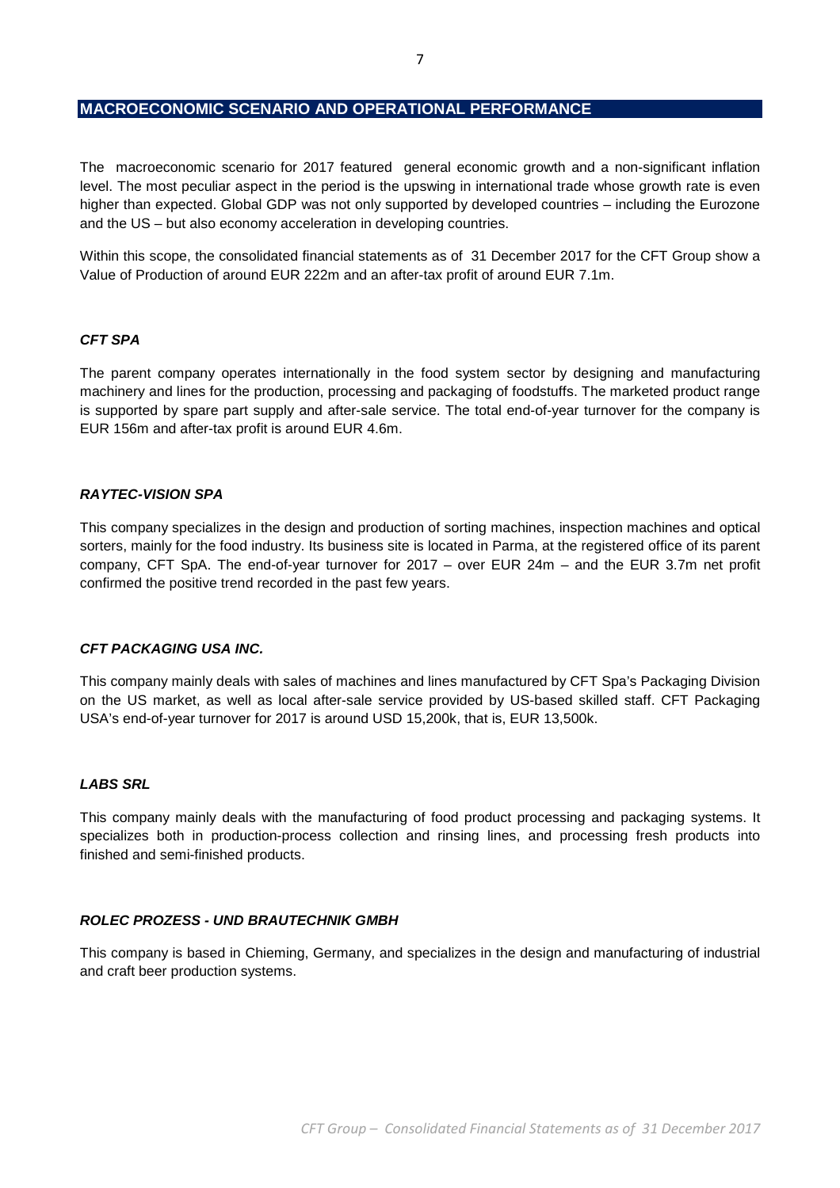## MACROECONOMIC SCENARIO AND OPERATIONAL PERFORMANCE

The macroeconomic scenario for 2017 featured general economic growth and a non-significant inflation level. The most peculiar aspect in the period is the upswing in international trade whose growth rate is even higher than expected. Global GDP was not only supported by developed countries – including the Eurozone and the US – but also economy acceleration in developing countries.

Within this scope, the consolidated financial statements as of 31 December 2017 for the CFT Group show a Value of Production of around EUR 222m and an after-tax profit of around EUR 7.1m.

### *CFT SPA*

The parent company operates internationally in the food system sector by designing and manufacturing machinery and lines for the production, processing and packaging of foodstuffs. The marketed product range is supported by spare part supply and after-sale service. The total end-of-year turnover for the company is EUR 156m and after-tax profit is around EUR 4.6m.

### *RAYTEC-VISION SPA*

This company specializes in the design and production of sorting machines, inspection machines and optical sorters, mainly for the food industry. Its business site is located in Parma, at the registered office of its parent company, CFT SpA. The end-of-year turnover for 2017 – over EUR 24m – and the EUR 3.7m net profit confirmed the positive trend recorded in the past few years.

### *CFT PACKAGING USA INC.*

This company mainly deals with sales of machines and lines manufactured by CFT Spa's Packaging Division on the US market, as well as local after-sale service provided by US-based skilled staff. CFT Packaging USA's end-of-year turnover for 2017 is around USD 15,200k, that is, EUR 13,500k.

### *LABS SRL*

This company mainly deals with the manufacturing of food product processing and packaging systems. It specializes both in production-process collection and rinsing lines, and processing fresh products into finished and semi-finished products.

### *ROLEC PROZESS - UND BRAUTECHNIK GMBH*

This company is based in Chieming, Germany, and specializes in the design and manufacturing of industrial and craft beer production systems.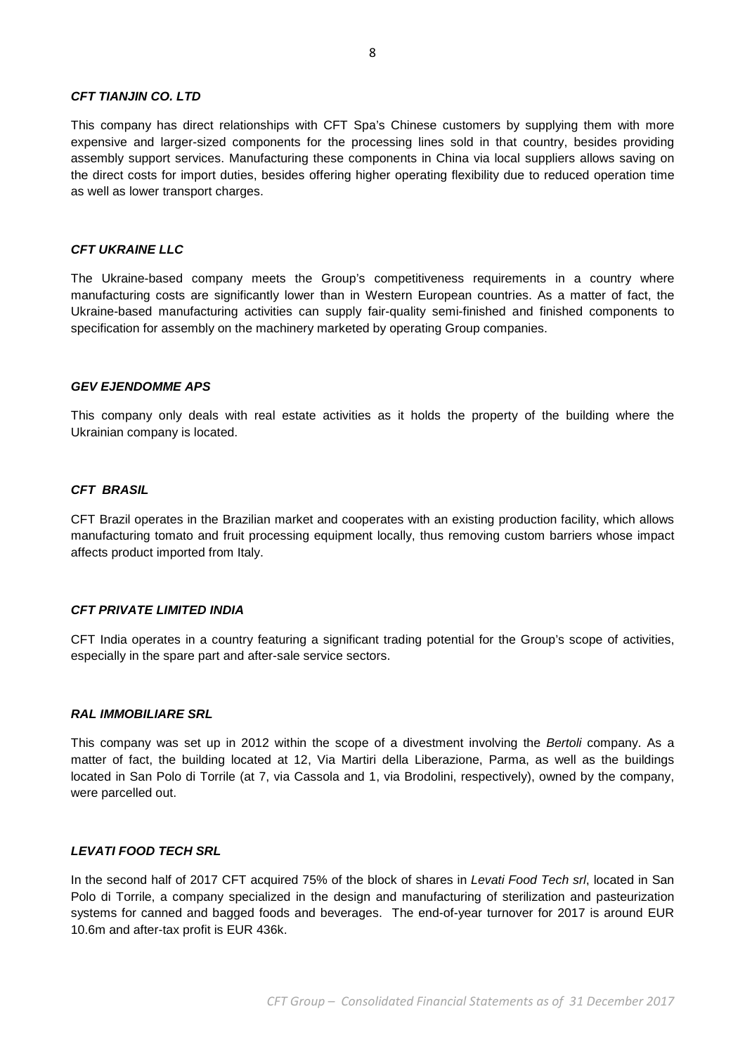#### ***CFT TIANJIN CO. LTD***

This company has direct relationships with CFT Spa's Chinese customers by supplying them with more expensive and larger-sized components for the processing lines sold in that country, besides providing assembly support services. Manufacturing these components in China via local suppliers allows saving on the direct costs for import duties, besides offering higher operating flexibility due to reduced operation time as well as lower transport charges.

#### ***CFT UKRAINE LLC***

The Ukraine-based company meets the Group's competitiveness requirements in a country where manufacturing costs are significantly lower than in Western European countries. As a matter of fact, the Ukraine-based manufacturing activities can supply fair-quality semi-finished and finished components to specification for assembly on the machinery marketed by operating Group companies.

#### ***GEV EJENDOMME APS***

This company only deals with real estate activities as it holds the property of the building where the Ukrainian company is located.

#### ***CFT BRASIL***

CFT Brazil operates in the Brazilian market and cooperates with an existing production facility, which allows manufacturing tomato and fruit processing equipment locally, thus removing custom barriers whose impact affects product imported from Italy.

#### ***CFT PRIVATE LIMITED INDIA***

CFT India operates in a country featuring a significant trading potential for the Group's scope of activities, especially in the spare part and after-sale service sectors.

#### ***RAL IMMOBILIARE SRL***

This company was set up in 2012 within the scope of a divestment involving the *Bertoli* company. As a matter of fact, the building located at 12, Via Martiri della Liberazione, Parma, as well as the buildings located in San Polo di Torrile (at 7, via Cassola and 1, via Brodolini, respectively), owned by the company, were parcelled out.

#### ***LEVATI FOOD TECH SRL***

In the second half of 2017 CFT acquired 75% of the block of shares in *Levati Food Tech srl*, located in San Polo di Torrile, a company specialized in the design and manufacturing of sterilization and pasteurization systems for canned and bagged foods and beverages. The end-of-year turnover for 2017 is around EUR 10.6m and after-tax profit is EUR 436k.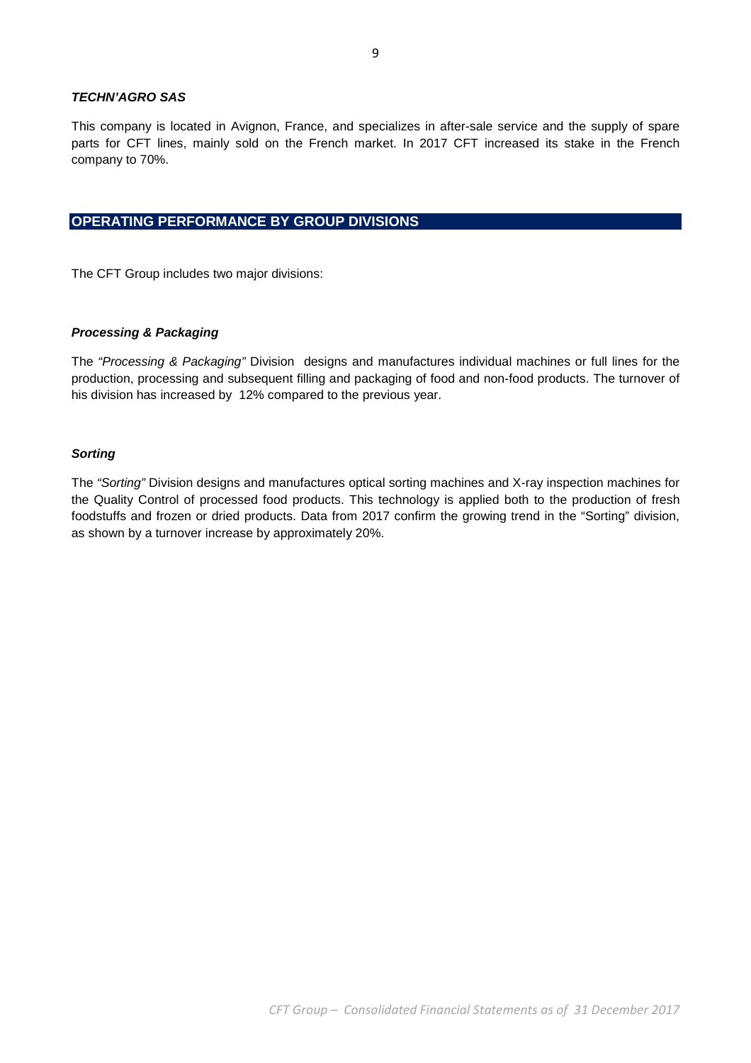***TECHN'AGRO SAS***

This company is located in Avignon, France, and specializes in after-sale service and the supply of spare parts for CFT lines, mainly sold on the French market. In 2017 CFT increased its stake in the French company to 70%.

## OPERATING PERFORMANCE BY GROUP DIVISIONS

The CFT Group includes two major divisions:

***Processing & Packaging***

The *"Processing & Packaging"* Division designs and manufactures individual machines or full lines for the production, processing and subsequent filling and packaging of food and non-food products. The turnover of his division has increased by 12% compared to the previous year.

***Sorting***

The *"Sorting"* Division designs and manufactures optical sorting machines and X-ray inspection machines for the Quality Control of processed food products. This technology is applied both to the production of fresh foodstuffs and frozen or dried products. Data from 2017 confirm the growing trend in the "Sorting" division, as shown by a turnover increase by approximately 20%.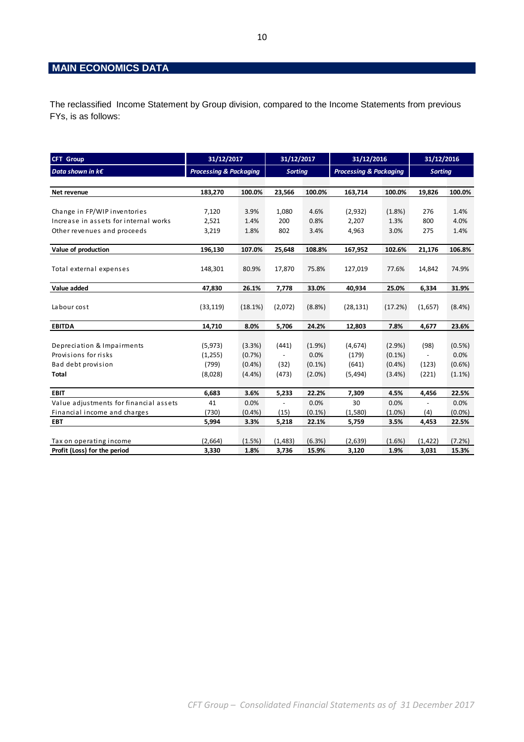## MAIN ECONOMICS DATA

The reclassified Income Statement by Group division, compared to the Income Statements from previous FYs, is as follows:

| **CFT Group** | **31/12/2017** | | **31/12/2017** | | **31/12/2016** | | **31/12/2016** | |
|---|---|---|---|---|---|---|---|---|
| ***Data shown in k€*** | ***Processing & Packaging*** | | ***Sorting*** | | ***Processing & Packaging*** | | ***Sorting*** | |
| **Net revenue** | **183,270** | **100.0%** | **23,566** | **100.0%** | **163,714** | **100.0%** | **19,826** | **100.0%** |
| Change in FP/WIP inventories | 7,120 | 3.9% | 1,080 | 4.6% | (2,932) | (1.8%) | 276 | 1.4% |
| Increase in assets for internal works | 2,521 | 1.4% | 200 | 0.8% | 2,207 | 1.3% | 800 | 4.0% |
| Other revenues and proceeds | 3,219 | 1.8% | 802 | 3.4% | 4,963 | 3.0% | 275 | 1.4% |
| **Value of production** | **196,130** | **107.0%** | **25,648** | **108.8%** | **167,952** | **102.6%** | **21,176** | **106.8%** |
| Total external expenses | 148,301 | 80.9% | 17,870 | 75.8% | 127,019 | 77.6% | 14,842 | 74.9% |
| **Value added** | **47,830** | **26.1%** | **7,778** | **33.0%** | **40,934** | **25.0%** | **6,334** | **31.9%** |
| Labour cost | (33,119) | (18.1%) | (2,072) | (8.8%) | (28,131) | (17.2%) | (1,657) | (8.4%) |
| **EBITDA** | **14,710** | **8.0%** | **5,706** | **24.2%** | **12,803** | **7.8%** | **4,677** | **23.6%** |
| Depreciation & Impairments | (5,973) | (3.3%) | (441) | (1.9%) | (4,674) | (2.9%) | (98) | (0.5%) |
| Provisions for risks | (1,255) | (0.7%) | - | 0.0% | (179) | (0.1%) | - | 0.0% |
| Bad debt provision | (799) | (0.4%) | (32) | (0.1%) | (641) | (0.4%) | (123) | (0.6%) |
| **Total** | (8,028) | (4.4%) | (473) | (2.0%) | (5,494) | (3.4%) | (221) | (1.1%) |
| **EBIT** | **6,683** | **3.6%** | **5,233** | **22.2%** | **7,309** | **4.5%** | **4,456** | **22.5%** |
| Value adjustments for financial assets | 41 | 0.0% | - | 0.0% | 30 | 0.0% | - | 0.0% |
| Financial income and charges | (730) | (0.4%) | (15) | (0.1%) | (1,580) | (1.0%) | (4) | (0.0%) |
| **EBT** | **5,994** | **3.3%** | **5,218** | **22.1%** | **5,759** | **3.5%** | **4,453** | **22.5%** |
| Tax on operating income | (2,664) | (1.5%) | (1,483) | (6.3%) | (2,639) | (1.6%) | (1,422) | (7.2%) |
| **Profit (Loss) for the period** | **3,330** | **1.8%** | **3,736** | **15.9%** | **3,120** | **1.9%** | **3,031** | **15.3%** |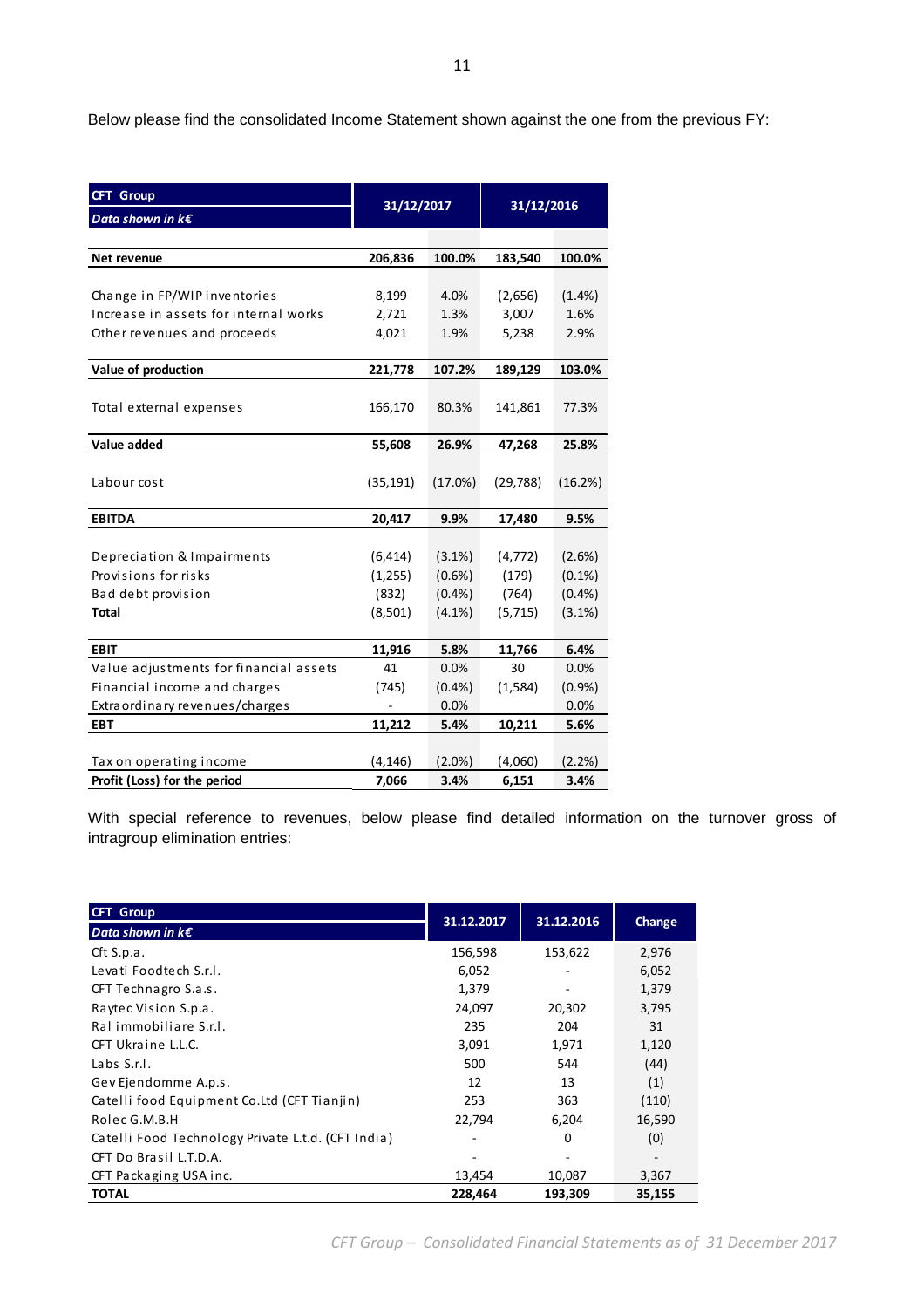Below please find the consolidated Income Statement shown against the one from the previous FY:

| **CFT Group** *Data shown in k€* | 31/12/2017 | | 31/12/2016 | |
|---|---|---|---|---|
| **Net revenue** | **206,836** | **100.0%** | **183,540** | **100.0%** |
| Change in FP/WIP inventories | 8,199 | 4.0% | (2,656) | (1.4%) |
| Increase in assets for internal works | 2,721 | 1.3% | 3,007 | 1.6% |
| Other revenues and proceeds | 4,021 | 1.9% | 5,238 | 2.9% |
| **Value of production** | **221,778** | **107.2%** | **189,129** | **103.0%** |
| Total external expenses | 166,170 | 80.3% | 141,861 | 77.3% |
| **Value added** | **55,608** | **26.9%** | **47,268** | **25.8%** |
| Labour cost | (35,191) | (17.0%) | (29,788) | (16.2%) |
| **EBITDA** | **20,417** | **9.9%** | **17,480** | **9.5%** |
| Depreciation & Impairments | (6,414) | (3.1%) | (4,772) | (2.6%) |
| Provisions for risks | (1,255) | (0.6%) | (179) | (0.1%) |
| Bad debt provision | (832) | (0.4%) | (764) | (0.4%) |
| **Total** | (8,501) | (4.1%) | (5,715) | (3.1%) |
| **EBIT** | **11,916** | **5.8%** | **11,766** | **6.4%** |
| Value adjustments for financial assets | 41 | 0.0% | 30 | 0.0% |
| Financial income and charges | (745) | (0.4%) | (1,584) | (0.9%) |
| Extraordinary revenues/charges | - | 0.0% | | 0.0% |
| **EBT** | **11,212** | **5.4%** | **10,211** | **5.6%** |
| Tax on operating income | (4,146) | (2.0%) | (4,060) | (2.2%) |
| **Profit (Loss) for the period** | **7,066** | **3.4%** | **6,151** | **3.4%** |

With special reference to revenues, below please find detailed information on the turnover gross of intragroup elimination entries:

| **CFT Group** *Data shown in k€* | 31.12.2017 | 31.12.2016 | Change |
|---|---|---|---|
| Cft S.p.a. | 156,598 | 153,622 | 2,976 |
| Levati Foodtech S.r.l. | 6,052 | - | 6,052 |
| CFT Technagro S.a.s. | 1,379 | - | 1,379 |
| Raytec Vision S.p.a. | 24,097 | 20,302 | 3,795 |
| Ral immobiliare S.r.l. | 235 | 204 | 31 |
| CFT Ukraine L.L.C. | 3,091 | 1,971 | 1,120 |
| Labs S.r.l. | 500 | 544 | (44) |
| Gev Ejendomme A.p.s. | 12 | 13 | (1) |
| Catelli food Equipment Co.Ltd (CFT Tianjin) | 253 | 363 | (110) |
| Rolec G.M.B.H | 22,794 | 6,204 | 16,590 |
| Catelli Food Technology Private L.t.d. (CFT India) | - | 0 | (0) |
| CFT Do Brasil L.T.D.A. | - | - | - |
| CFT Packaging USA inc. | 13,454 | 10,087 | 3,367 |
| **TOTAL** | **228,464** | **193,309** | **35,155** |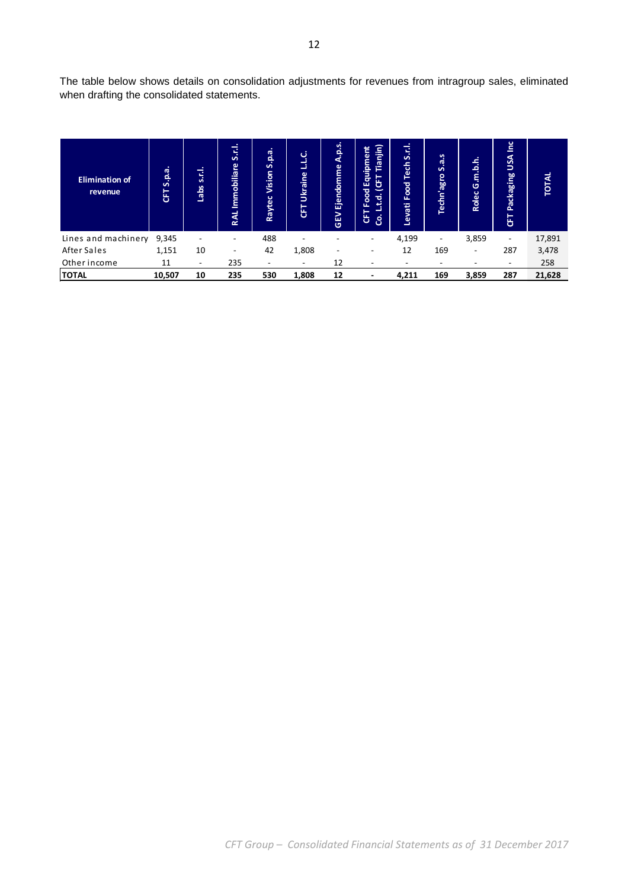The table below shows details on consolidation adjustments for revenues from intragroup sales, eliminated when drafting the consolidated statements.

| Elimination of revenue | CFT S.p.a. | Labs s.r.l. | RAL Immobiliare S.r.l. | Raytec Vision S.p.a. | CFT Ukraine L.L.C. | GEV Ejendomme A.p.s. | CFT Food Equipment Co. L.t.d. (CFT Tianjin) | Levati Food Tech S.r.l. | Techn'agro S.a.s | Rolec G.m.b.h. | CFT Packaging USA Inc | TOTAL |
|---|---|---|---|---|---|---|---|---|---|---|---|---|
| Lines and machinery | 9,345 | - | - | 488 | - | - | - | 4,199 | - | 3,859 | - | 17,891 |
| After Sales | 1,151 | 10 | - | 42 | 1,808 | - | - | 12 | 169 | - | 287 | 3,478 |
| Other income | 11 | - | 235 | - | - | 12 | - | - | - | - | - | 258 |
| **TOTAL** | **10,507** | **10** | **235** | **530** | **1,808** | **12** | **-** | **4,211** | **169** | **3,859** | **287** | **21,628** |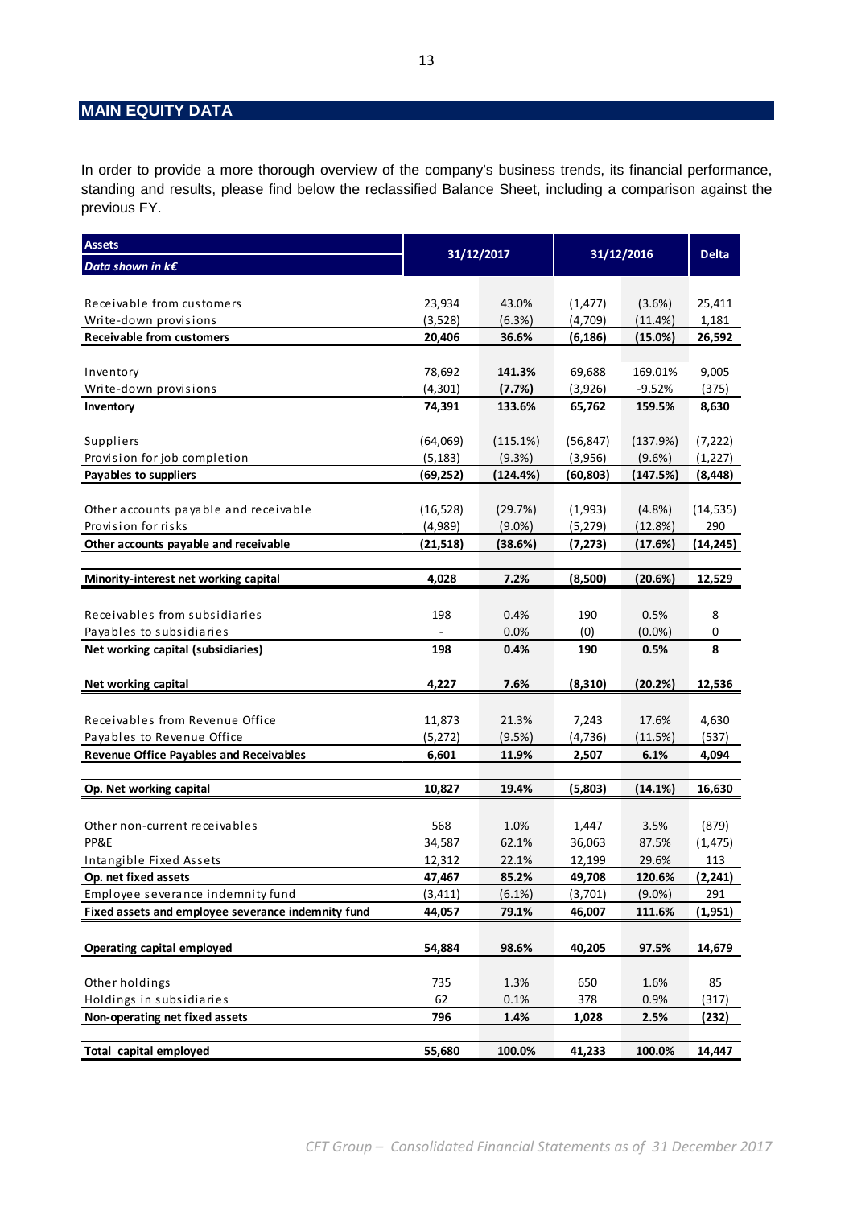## MAIN EQUITY DATA

In order to provide a more thorough overview of the company's business trends, its financial performance, standing and results, please find below the reclassified Balance Sheet, including a comparison against the previous FY.

| Assets<br>*Data shown in k€* | 31/12/2017 | | 31/12/2016 | | Delta |
|---|---|---|---|---|---|
| Receivable from customers | 23,934 | 43.0% | (1,477) | (3.6%) | 25,411 |
| Write-down provisions | (3,528) | (6.3%) | (4,709) | (11.4%) | 1,181 |
| **Receivable from customers** | **20,406** | **36.6%** | **(6,186)** | **(15.0%)** | **26,592** |
| Inventory | 78,692 | **141.3%** | 69,688 | 169.01% | 9,005 |
| Write-down provisions | (4,301) | **(7.7%)** | (3,926) | -9.52% | (375) |
| **Inventory** | **74,391** | **133.6%** | **65,762** | **159.5%** | **8,630** |
| Suppliers | (64,069) | (115.1%) | (56,847) | (137.9%) | (7,222) |
| Provision for job completion | (5,183) | (9.3%) | (3,956) | (9.6%) | (1,227) |
| **Payables to suppliers** | **(69,252)** | **(124.4%)** | **(60,803)** | **(147.5%)** | **(8,448)** |
| Other accounts payable and receivable | (16,528) | (29.7%) | (1,993) | (4.8%) | (14,535) |
| Provision for risks | (4,989) | (9.0%) | (5,279) | (12.8%) | 290 |
| **Other accounts payable and receivable** | **(21,518)** | **(38.6%)** | **(7,273)** | **(17.6%)** | **(14,245)** |
| **Minority-interest net working capital** | **4,028** | **7.2%** | **(8,500)** | **(20.6%)** | **12,529** |
| Receivables from subsidiaries | 198 | 0.4% | 190 | 0.5% | 8 |
| Payables to subsidiaries | - | 0.0% | (0) | (0.0%) | 0 |
| **Net working capital (subsidiaries)** | **198** | **0.4%** | **190** | **0.5%** | **8** |
| **Net working capital** | **4,227** | **7.6%** | **(8,310)** | **(20.2%)** | **12,536** |
| Receivables from Revenue Office | 11,873 | 21.3% | 7,243 | 17.6% | 4,630 |
| Payables to Revenue Office | (5,272) | (9.5%) | (4,736) | (11.5%) | (537) |
| **Revenue Office Payables and Receivables** | **6,601** | **11.9%** | **2,507** | **6.1%** | **4,094** |
| **Op. Net working capital** | **10,827** | **19.4%** | **(5,803)** | **(14.1%)** | **16,630** |
| Other non-current receivables | 568 | 1.0% | 1,447 | 3.5% | (879) |
| PP&E | 34,587 | 62.1% | 36,063 | 87.5% | (1,475) |
| Intangible Fixed Assets | 12,312 | 22.1% | 12,199 | 29.6% | 113 |
| **Op. net fixed assets** | **47,467** | **85.2%** | **49,708** | **120.6%** | **(2,241)** |
| Employee severance indemnity fund | (3,411) | (6.1%) | (3,701) | (9.0%) | 291 |
| **Fixed assets and employee severance indemnity fund** | **44,057** | **79.1%** | **46,007** | **111.6%** | **(1,951)** |
| **Operating capital employed** | **54,884** | **98.6%** | **40,205** | **97.5%** | **14,679** |
| Other holdings | 735 | 1.3% | 650 | 1.6% | 85 |
| Holdings in subsidiaries | 62 | 0.1% | 378 | 0.9% | (317) |
| **Non-operating net fixed assets** | **796** | **1.4%** | **1,028** | **2.5%** | **(232)** |
| **Total capital employed** | **55,680** | **100.0%** | **41,233** | **100.0%** | **14,447** |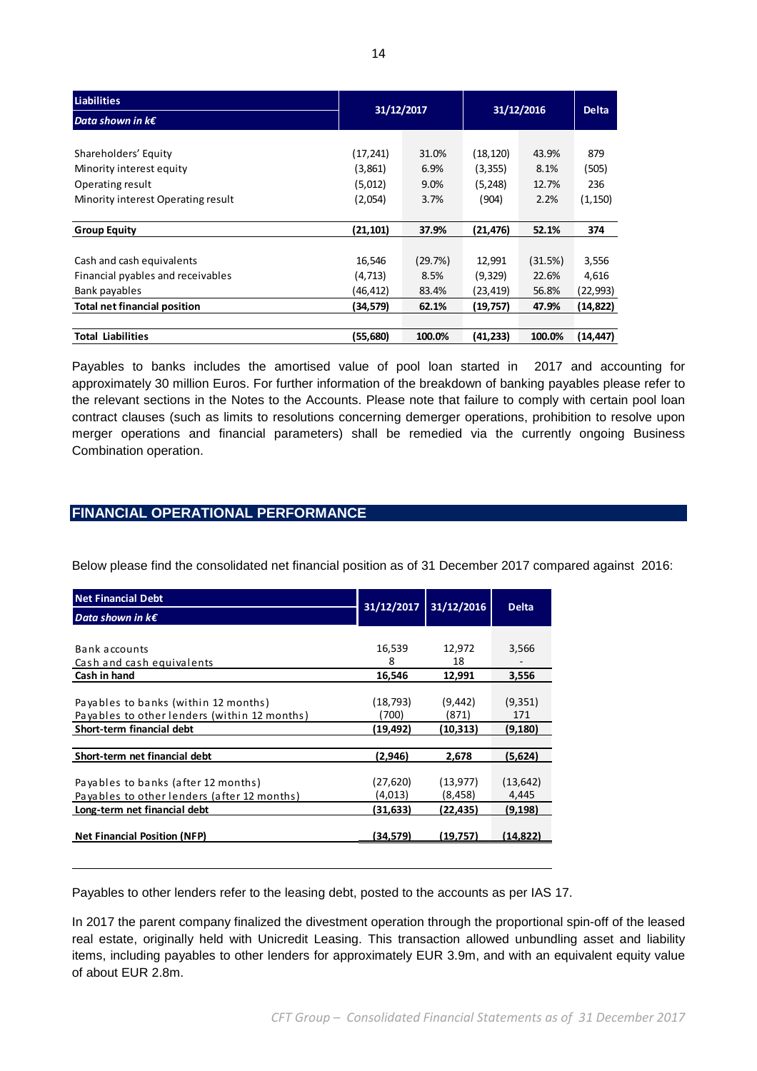| Liabilities<br>*Data shown in k€* | 31/12/2017 | | 31/12/2016 | | Delta |
|---|---|---|---|---|---|
| Shareholders' Equity | (17,241) | 31.0% | (18,120) | 43.9% | 879 |
| Minority interest equity | (3,861) | 6.9% | (3,355) | 8.1% | (505) |
| Operating result | (5,012) | 9.0% | (5,248) | 12.7% | 236 |
| Minority interest Operating result | (2,054) | 3.7% | (904) | 2.2% | (1,150) |
| **Group Equity** | **(21,101)** | **37.9%** | **(21,476)** | **52.1%** | **374** |
| Cash and cash equivalents | 16,546 | (29.7%) | 12,991 | (31.5%) | 3,556 |
| Financial pyables and receivables | (4,713) | 8.5% | (9,329) | 22.6% | 4,616 |
| Bank payables | (46,412) | 83.4% | (23,419) | 56.8% | (22,993) |
| **Total net financial position** | **(34,579)** | **62.1%** | **(19,757)** | **47.9%** | **(14,822)** |
| **Total Liabilities** | **(55,680)** | **100.0%** | **(41,233)** | **100.0%** | **(14,447)** |

Payables to banks includes the amortised value of pool loan started in 2017 and accounting for approximately 30 million Euros. For further information of the breakdown of banking payables please refer to the relevant sections in the Notes to the Accounts. Please note that failure to comply with certain pool loan contract clauses (such as limits to resolutions concerning demerger operations, prohibition to resolve upon merger operations and financial parameters) shall be remedied via the currently ongoing Business Combination operation.

## FINANCIAL OPERATIONAL PERFORMANCE

Below please find the consolidated net financial position as of 31 December 2017 compared against 2016:

| Net Financial Debt<br>*Data shown in k€* | 31/12/2017 | 31/12/2016 | Delta |
|---|---|---|---|
| Bank accounts | 16,539 | 12,972 | 3,566 |
| Cash and cash equivalents | 8 | 18 | - |
| **Cash in hand** | **16,546** | **12,991** | **3,556** |
| Payables to banks (within 12 months) | (18,793) | (9,442) | (9,351) |
| Payables to other lenders (within 12 months) | (700) | (871) | 171 |
| **Short-term financial debt** | **(19,492)** | **(10,313)** | **(9,180)** |
| **Short-term net financial debt** | **(2,946)** | **2,678** | **(5,624)** |
| Payables to banks (after 12 months) | (27,620) | (13,977) | (13,642) |
| Payables to other lenders (after 12 months) | (4,013) | (8,458) | 4,445 |
| **Long-term net financial debt** | **(31,633)** | **(22,435)** | **(9,198)** |
| **Net Financial Position (NFP)** | **(34,579)** | **(19,757)** | **(14,822)** |

Payables to other lenders refer to the leasing debt, posted to the accounts as per IAS 17.

In 2017 the parent company finalized the divestment operation through the proportional spin-off of the leased real estate, originally held with Unicredit Leasing. This transaction allowed unbundling asset and liability items, including payables to other lenders for approximately EUR 3.9m, and with an equivalent equity value of about EUR 2.8m.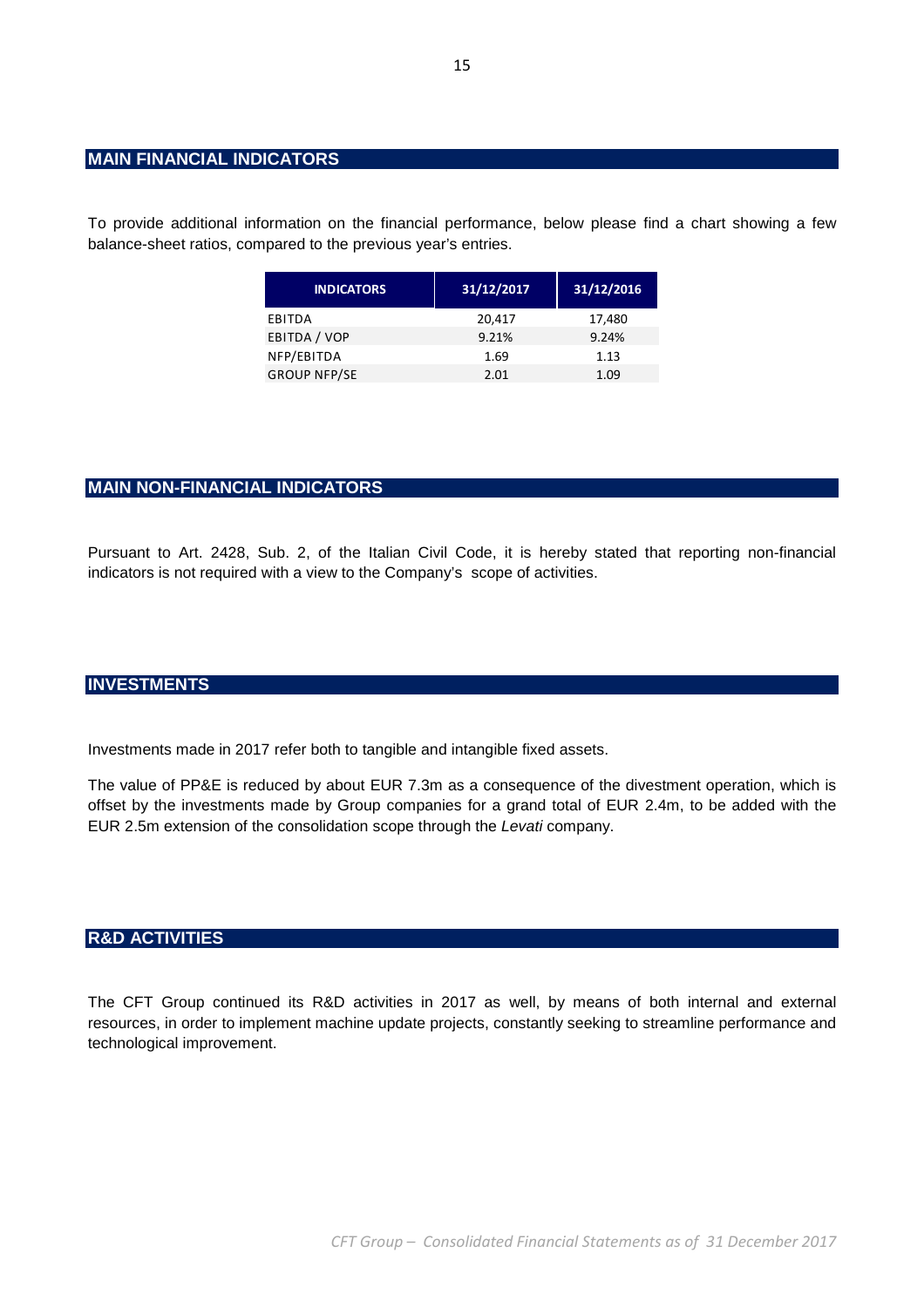## MAIN FINANCIAL INDICATORS

To provide additional information on the financial performance, below please find a chart showing a few balance-sheet ratios, compared to the previous year's entries.

| INDICATORS | 31/12/2017 | 31/12/2016 |
|---|---|---|
| EBITDA | 20,417 | 17,480 |
| EBITDA / VOP | 9.21% | 9.24% |
| NFP/EBITDA | 1.69 | 1.13 |
| GROUP NFP/SE | 2.01 | 1.09 |

## MAIN NON-FINANCIAL INDICATORS

Pursuant to Art. 2428, Sub. 2, of the Italian Civil Code, it is hereby stated that reporting non-financial indicators is not required with a view to the Company's scope of activities.

## INVESTMENTS

Investments made in 2017 refer both to tangible and intangible fixed assets.

The value of PP&E is reduced by about EUR 7.3m as a consequence of the divestment operation, which is offset by the investments made by Group companies for a grand total of EUR 2.4m, to be added with the EUR 2.5m extension of the consolidation scope through the *Levati* company.

## R&D ACTIVITIES

The CFT Group continued its R&D activities in 2017 as well, by means of both internal and external resources, in order to implement machine update projects, constantly seeking to streamline performance and technological improvement.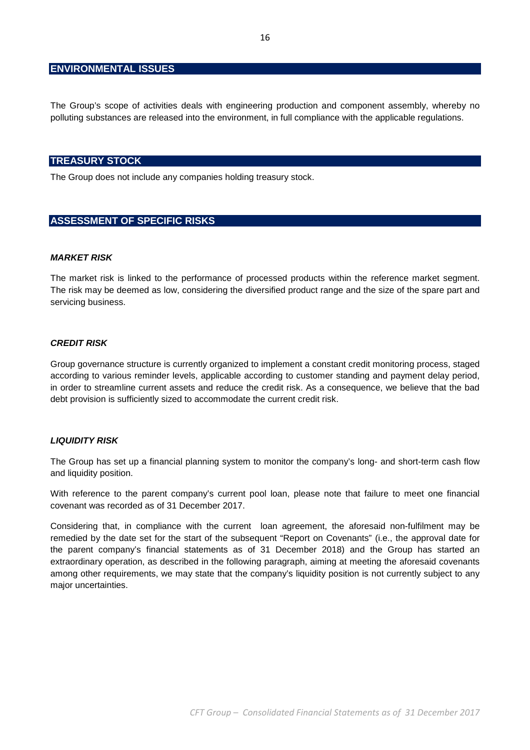## ENVIRONMENTAL ISSUES

The Group's scope of activities deals with engineering production and component assembly, whereby no polluting substances are released into the environment, in full compliance with the applicable regulations.

## TREASURY STOCK

The Group does not include any companies holding treasury stock.

## ASSESSMENT OF SPECIFIC RISKS

### *MARKET RISK*

The market risk is linked to the performance of processed products within the reference market segment. The risk may be deemed as low, considering the diversified product range and the size of the spare part and servicing business.

### *CREDIT RISK*

Group governance structure is currently organized to implement a constant credit monitoring process, staged according to various reminder levels, applicable according to customer standing and payment delay period, in order to streamline current assets and reduce the credit risk. As a consequence, we believe that the bad debt provision is sufficiently sized to accommodate the current credit risk.

### *LIQUIDITY RISK*

The Group has set up a financial planning system to monitor the company's long- and short-term cash flow and liquidity position.

With reference to the parent company's current pool loan, please note that failure to meet one financial covenant was recorded as of 31 December 2017.

Considering that, in compliance with the current loan agreement, the aforesaid non-fulfilment may be remedied by the date set for the start of the subsequent "Report on Covenants" (i.e., the approval date for the parent company's financial statements as of 31 December 2018) and the Group has started an extraordinary operation, as described in the following paragraph, aiming at meeting the aforesaid covenants among other requirements, we may state that the company's liquidity position is not currently subject to any major uncertainties.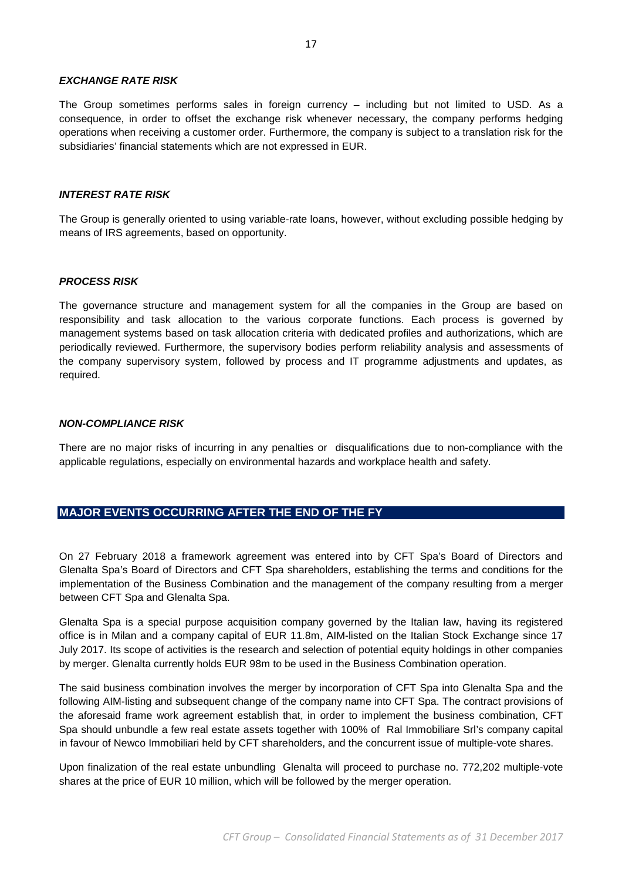### *EXCHANGE RATE RISK*

The Group sometimes performs sales in foreign currency – including but not limited to USD. As a consequence, in order to offset the exchange risk whenever necessary, the company performs hedging operations when receiving a customer order. Furthermore, the company is subject to a translation risk for the subsidiaries' financial statements which are not expressed in EUR.

### *INTEREST RATE RISK*

The Group is generally oriented to using variable-rate loans, however, without excluding possible hedging by means of IRS agreements, based on opportunity.

### *PROCESS RISK*

The governance structure and management system for all the companies in the Group are based on responsibility and task allocation to the various corporate functions. Each process is governed by management systems based on task allocation criteria with dedicated profiles and authorizations, which are periodically reviewed. Furthermore, the supervisory bodies perform reliability analysis and assessments of the company supervisory system, followed by process and IT programme adjustments and updates, as required.

### *NON-COMPLIANCE RISK*

There are no major risks of incurring in any penalties or disqualifications due to non-compliance with the applicable regulations, especially on environmental hazards and workplace health and safety.

## MAJOR EVENTS OCCURRING AFTER THE END OF THE FY

On 27 February 2018 a framework agreement was entered into by CFT Spa's Board of Directors and Glenalta Spa's Board of Directors and CFT Spa shareholders, establishing the terms and conditions for the implementation of the Business Combination and the management of the company resulting from a merger between CFT Spa and Glenalta Spa.

Glenalta Spa is a special purpose acquisition company governed by the Italian law, having its registered office is in Milan and a company capital of EUR 11.8m, AIM-listed on the Italian Stock Exchange since 17 July 2017. Its scope of activities is the research and selection of potential equity holdings in other companies by merger. Glenalta currently holds EUR 98m to be used in the Business Combination operation.

The said business combination involves the merger by incorporation of CFT Spa into Glenalta Spa and the following AIM-listing and subsequent change of the company name into CFT Spa. The contract provisions of the aforesaid frame work agreement establish that, in order to implement the business combination, CFT Spa should unbundle a few real estate assets together with 100% of Ral Immobiliare Srl's company capital in favour of Newco Immobiliari held by CFT shareholders, and the concurrent issue of multiple-vote shares.

Upon finalization of the real estate unbundling Glenalta will proceed to purchase no. 772,202 multiple-vote shares at the price of EUR 10 million, which will be followed by the merger operation.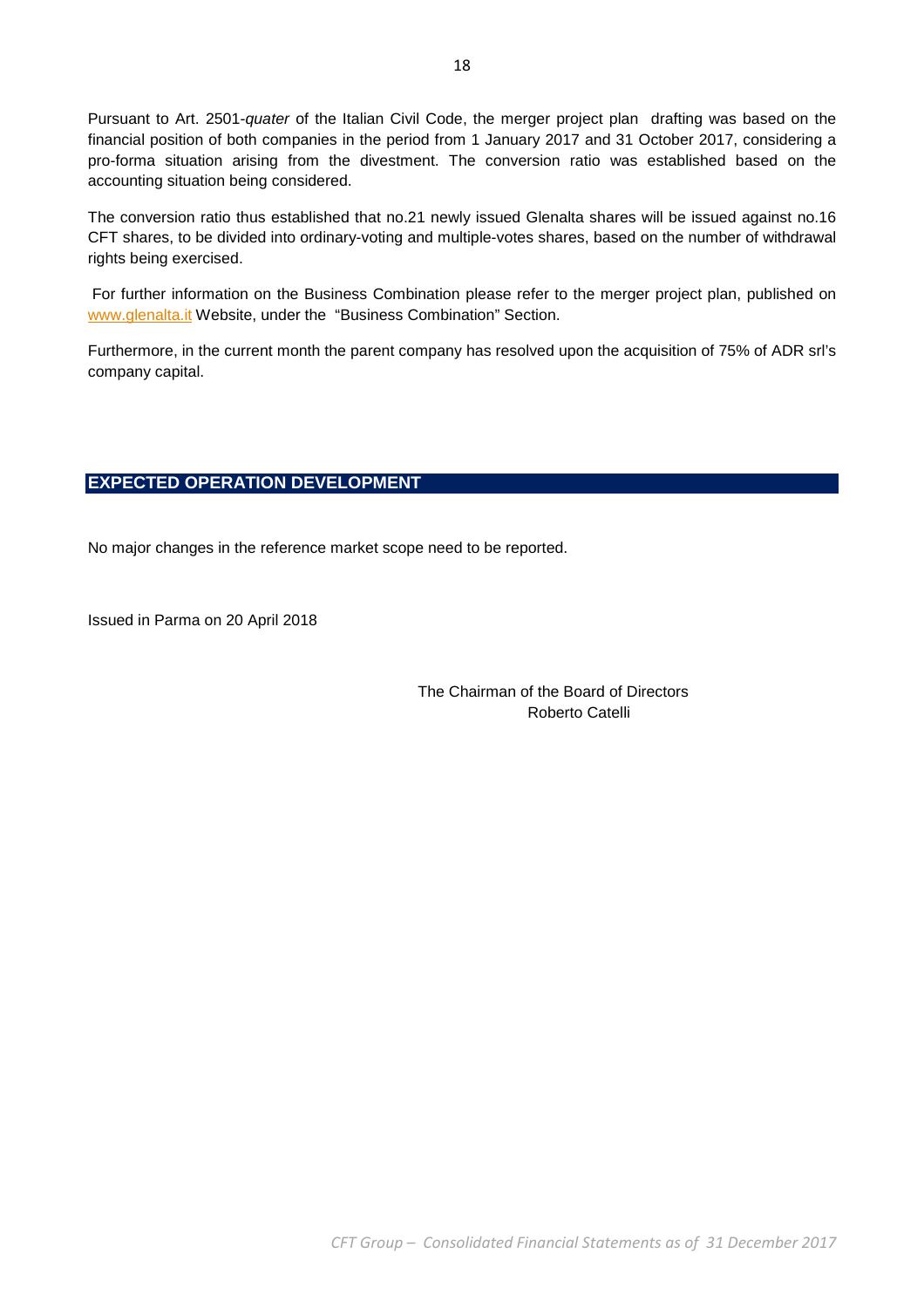Pursuant to Art. 2501-*quater* of the Italian Civil Code, the merger project plan drafting was based on the financial position of both companies in the period from 1 January 2017 and 31 October 2017, considering a pro-forma situation arising from the divestment. The conversion ratio was established based on the accounting situation being considered.

The conversion ratio thus established that no.21 newly issued Glenalta shares will be issued against no.16 CFT shares, to be divided into ordinary-voting and multiple-votes shares, based on the number of withdrawal rights being exercised.

For further information on the Business Combination please refer to the merger project plan, published on www.glenalta.it Website, under the "Business Combination" Section.

Furthermore, in the current month the parent company has resolved upon the acquisition of 75% of ADR srl's company capital.

## EXPECTED OPERATION DEVELOPMENT

No major changes in the reference market scope need to be reported.

Issued in Parma on 20 April 2018

The Chairman of the Board of Directors
Roberto Catelli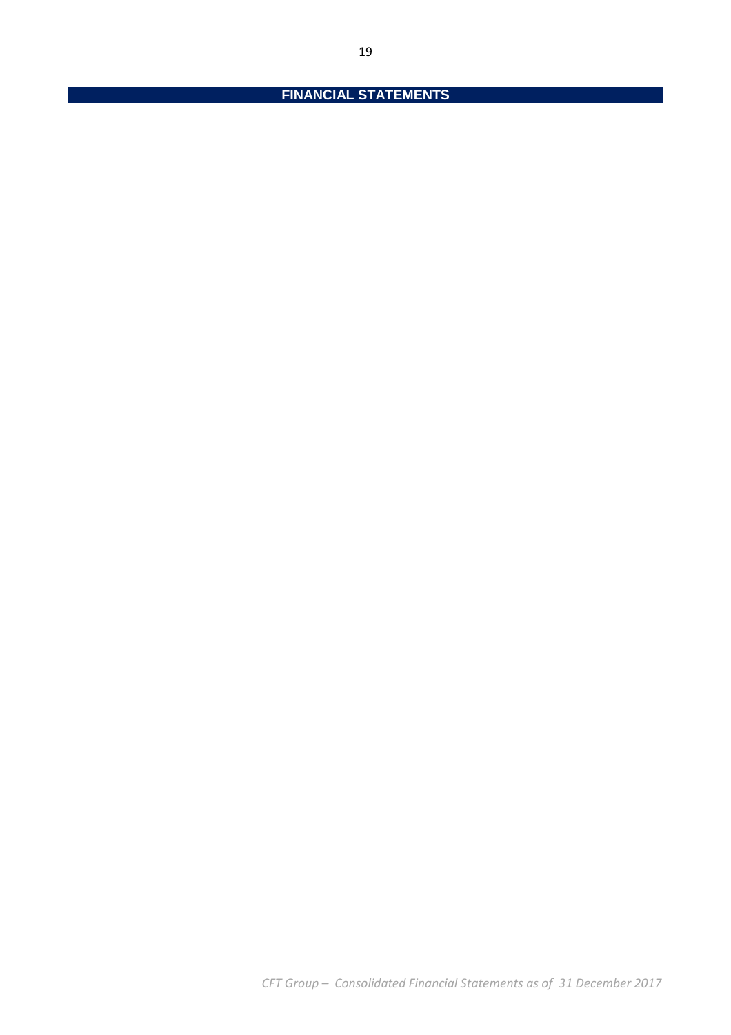# FINANCIAL STATEMENTS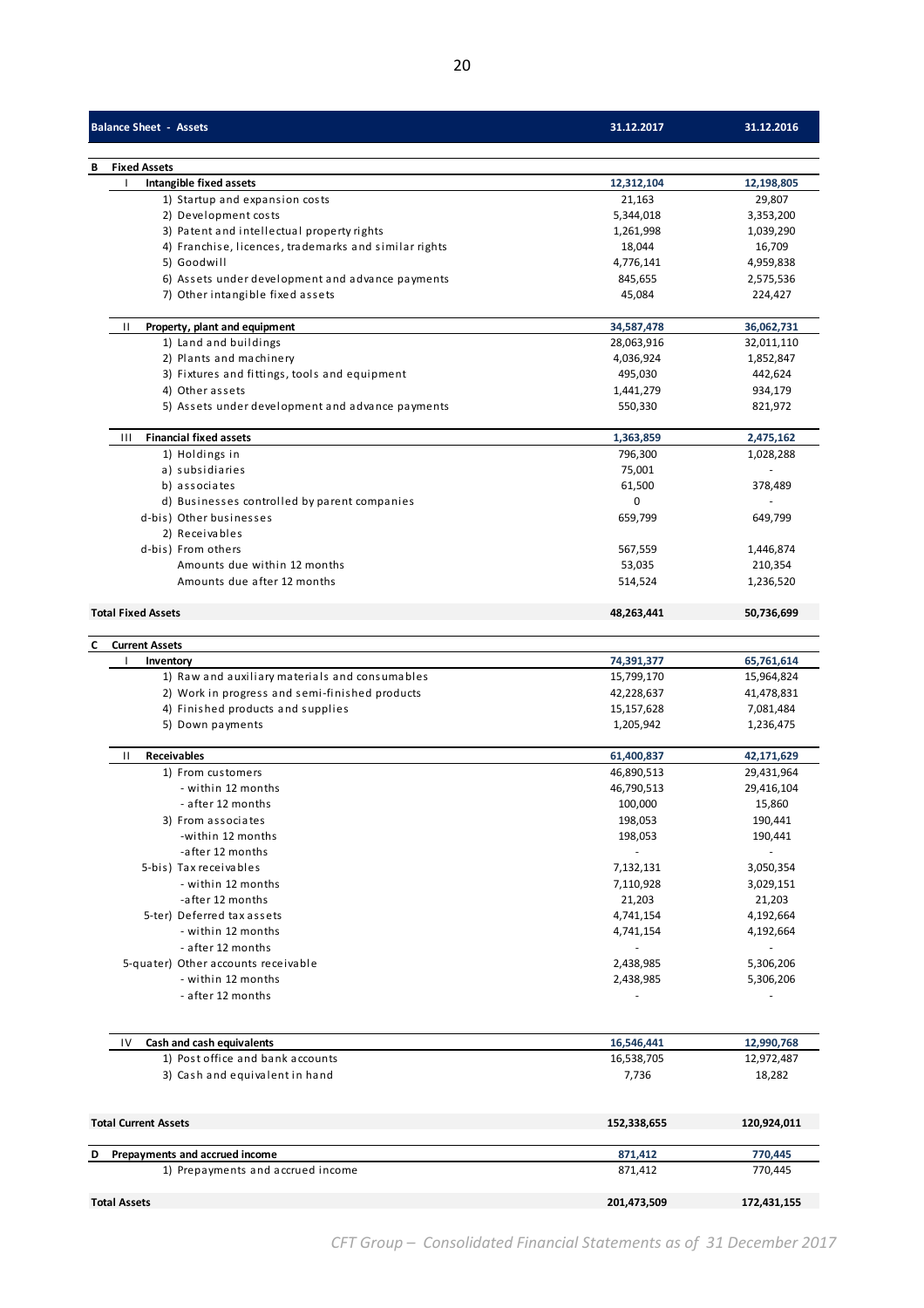| Balance Sheet - Assets | 31.12.2017 | 31.12.2016 |
|---|---|---|
| **B Fixed Assets** | | |
| **I Intangible fixed assets** | **12,312,104** | **12,198,805** |
| 1) Startup and expansion costs | 21,163 | 29,807 |
| 2) Development costs | 5,344,018 | 3,353,200 |
| 3) Patent and intellectual property rights | 1,261,998 | 1,039,290 |
| 4) Franchise, licences, trademarks and similar rights | 18,044 | 16,709 |
| 5) Goodwill | 4,776,141 | 4,959,838 |
| 6) Assets under development and advance payments | 845,655 | 2,575,536 |
| 7) Other intangible fixed assets | 45,084 | 224,427 |
| **II Property, plant and equipment** | **34,587,478** | **36,062,731** |
| 1) Land and buildings | 28,063,916 | 32,011,110 |
| 2) Plants and machinery | 4,036,924 | 1,852,847 |
| 3) Fixtures and fittings, tools and equipment | 495,030 | 442,624 |
| 4) Other assets | 1,441,279 | 934,179 |
| 5) Assets under development and advance payments | 550,330 | 821,972 |
| **III Financial fixed assets** | **1,363,859** | **2,475,162** |
| 1) Holdings in | 796,300 | 1,028,288 |
| a) subsidiaries | 75,001 | - |
| b) associates | 61,500 | 378,489 |
| d) Businesses controlled by parent companies | 0 | - |
| d-bis) Other businesses | 659,799 | 649,799 |
| 2) Receivables | | |
| d-bis) From others | 567,559 | 1,446,874 |
| Amounts due within 12 months | 53,035 | 210,354 |
| Amounts due after 12 months | 514,524 | 1,236,520 |
| **Total Fixed Assets** | **48,263,441** | **50,736,699** |
| **C Current Assets** | | |
| **I Inventory** | **74,391,377** | **65,761,614** |
| 1) Raw and auxiliary materials and consumables | 15,799,170 | 15,964,824 |
| 2) Work in progress and semi-finished products | 42,228,637 | 41,478,831 |
| 4) Finished products and supplies | 15,157,628 | 7,081,484 |
| 5) Down payments | 1,205,942 | 1,236,475 |
| **II Receivables** | **61,400,837** | **42,171,629** |
| 1) From customers | 46,890,513 | 29,431,964 |
| - within 12 months | 46,790,513 | 29,416,104 |
| - after 12 months | 100,000 | 15,860 |
| 3) From associates | 198,053 | 190,441 |
| -within 12 months | 198,053 | 190,441 |
| -after 12 months | - | - |
| 5-bis) Tax receivables | 7,132,131 | 3,050,354 |
| - within 12 months | 7,110,928 | 3,029,151 |
| -after 12 months | 21,203 | 21,203 |
| 5-ter) Deferred tax assets | 4,741,154 | 4,192,664 |
| - within 12 months | 4,741,154 | 4,192,664 |
| - after 12 months | - | - |
| 5-quater) Other accounts receivable | 2,438,985 | 5,306,206 |
| - within 12 months | 2,438,985 | 5,306,206 |
| - after 12 months | - | - |
| **IV Cash and cash equivalents** | **16,546,441** | **12,990,768** |
| 1) Post office and bank accounts | 16,538,705 | 12,972,487 |
| 3) Cash and equivalent in hand | 7,736 | 18,282 |
| **Total Current Assets** | **152,338,655** | **120,924,011** |
| **D Prepayments and accrued income** | **871,412** | **770,445** |
| 1) Prepayments and accrued income | 871,412 | 770,445 |
| **Total Assets** | **201,473,509** | **172,431,155** |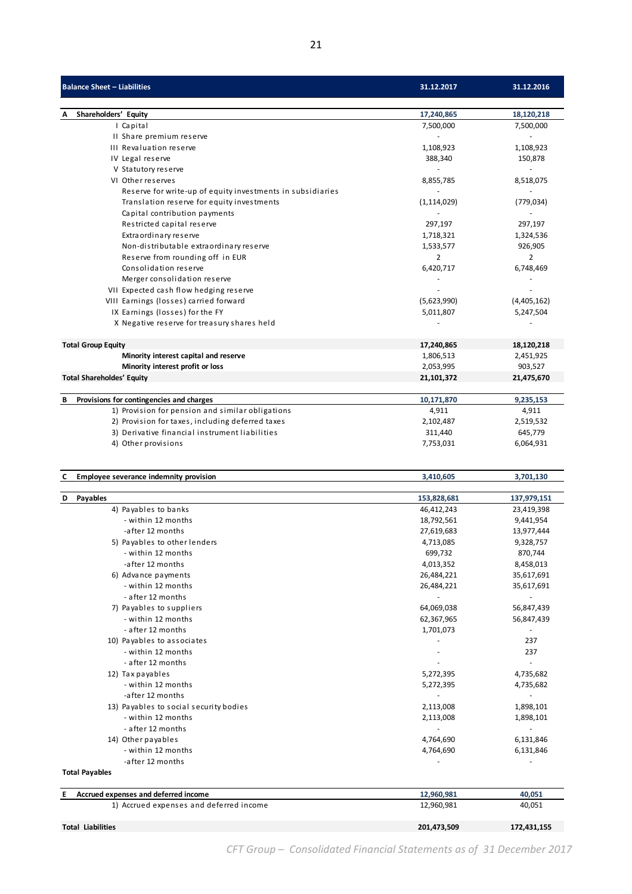| Balance Sheet – Liabilities | 31.12.2017 | 31.12.2016 |
|---|---|---|
| **A Shareholders' Equity** | **17,240,865** | **18,120,218** |
| I Capital | 7,500,000 | 7,500,000 |
| II Share premium reserve | - | - |
| III Revaluation reserve | 1,108,923 | 1,108,923 |
| IV Legal reserve | 388,340 | 150,878 |
| V Statutory reserve | - | - |
| VI Other reserves | 8,855,785 | 8,518,075 |
| Reserve for write-up of equity investments in subsidiaries | - | - |
| Translation reserve for equity investments | (1,114,029) | (779,034) |
| Capital contribution payments | - | - |
| Restricted capital reserve | 297,197 | 297,197 |
| Extraordinary reserve | 1,718,321 | 1,324,536 |
| Non-distributable extraordinary reserve | 1,533,577 | 926,905 |
| Reserve from rounding off in EUR | 2 | 2 |
| Consolidation reserve | 6,420,717 | 6,748,469 |
| Merger consolidation reserve | - | - |
| VII Expected cash flow hedging reserve | - | - |
| VIII Earnings (losses) carried forward | (5,623,990) | (4,405,162) |
| IX Earnings (losses) for the FY | 5,011,807 | 5,247,504 |
| X Negative reserve for treasury shares held | - | - |
| **Total Group Equity** | **17,240,865** | **18,120,218** |
| **Minority interest capital and reserve** | 1,806,513 | 2,451,925 |
| **Minority interest profit or loss** | 2,053,995 | 903,527 |
| **Total Shareholdes' Equity** | **21,101,372** | **21,475,670** |
| **B Provisions for contingencies and charges** | **10,171,870** | **9,235,153** |
| 1) Provision for pension and similar obligations | 4,911 | 4,911 |
| 2) Provision for taxes, including deferred taxes | 2,102,487 | 2,519,532 |
| 3) Derivative financial instrument liabilities | 311,440 | 645,779 |
| 4) Other provisions | 7,753,031 | 6,064,931 |
| **C Employee severance indemnity provision** | **3,410,605** | **3,701,130** |
| **D Payables** | **153,828,681** | **137,979,151** |
| 4) Payables to banks | 46,412,243 | 23,419,398 |
| - within 12 months | 18,792,561 | 9,441,954 |
| -after 12 months | 27,619,683 | 13,977,444 |
| 5) Payables to other lenders | 4,713,085 | 9,328,757 |
| - within 12 months | 699,732 | 870,744 |
| -after 12 months | 4,013,352 | 8,458,013 |
| 6) Advance payments | 26,484,221 | 35,617,691 |
| - within 12 months | 26,484,221 | 35,617,691 |
| - after 12 months | - | - |
| 7) Payables to suppliers | 64,069,038 | 56,847,439 |
| - within 12 months | 62,367,965 | 56,847,439 |
| - after 12 months | 1,701,073 | - |
| 10) Payables to associates | - | 237 |
| - within 12 months | - | 237 |
| - after 12 months | - | - |
| 12) Tax payables | 5,272,395 | 4,735,682 |
| - within 12 months | 5,272,395 | 4,735,682 |
| -after 12 months | - | - |
| 13) Payables to social security bodies | 2,113,008 | 1,898,101 |
| - within 12 months | 2,113,008 | 1,898,101 |
| - after 12 months | - | - |
| 14) Other payables | 4,764,690 | 6,131,846 |
| - within 12 months | 4,764,690 | 6,131,846 |
| -after 12 months | - | - |
| **Total Payables** | | |
| **E Accrued expenses and deferred income** | **12,960,981** | **40,051** |
| 1) Accrued expenses and deferred income | 12,960,981 | 40,051 |
| **Total Liabilities** | **201,473,509** | **172,431,155** |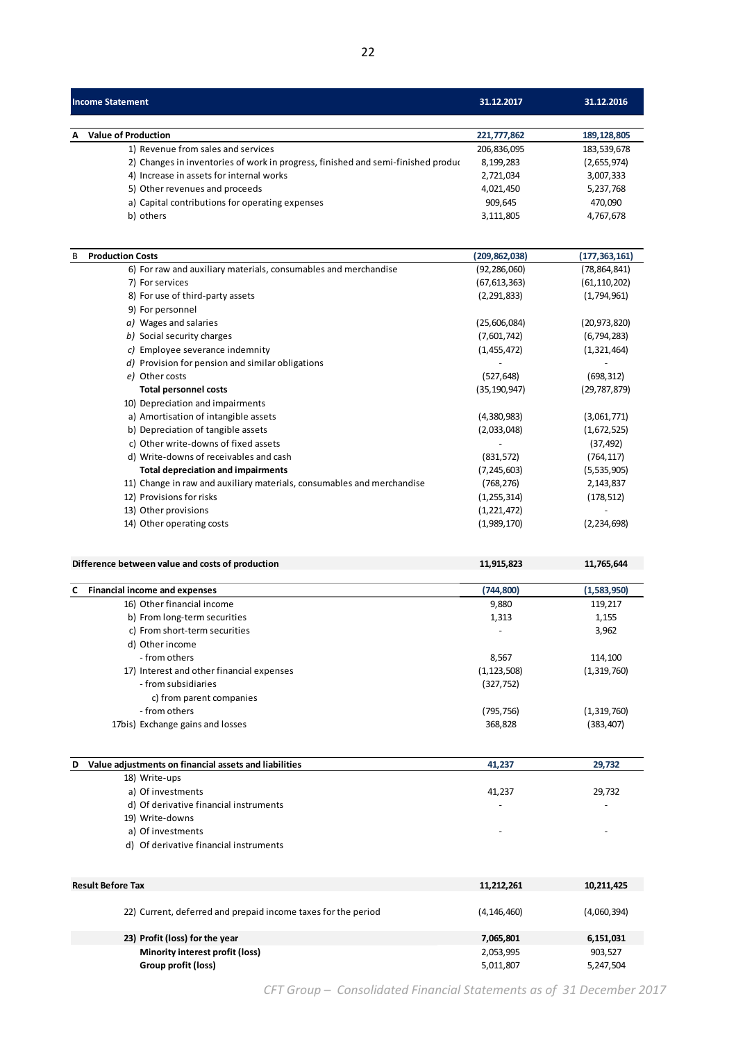| Income Statement | 31.12.2017 | 31.12.2016 |
|---|---|---|
| **A Value of Production** | **221,777,862** | **189,128,805** |
| 1) Revenue from sales and services | 206,836,095 | 183,539,678 |
| 2) Changes in inventories of work in progress, finished and semi-finished produc | 8,199,283 | (2,655,974) |
| 4) Increase in assets for internal works | 2,721,034 | 3,007,333 |
| 5) Other revenues and proceeds | 4,021,450 | 5,237,768 |
| a) Capital contributions for operating expenses | 909,645 | 470,090 |
| b) others | 3,111,805 | 4,767,678 |
| | | |
| **B Production Costs** | **(209,862,038)** | **(177,363,161)** |
| 6) For raw and auxiliary materials, consumables and merchandise | (92,286,060) | (78,864,841) |
| 7) For services | (67,613,363) | (61,110,202) |
| 8) For use of third-party assets | (2,291,833) | (1,794,961) |
| 9) For personnel | | |
| *a)* Wages and salaries | (25,606,084) | (20,973,820) |
| *b)* Social security charges | (7,601,742) | (6,794,283) |
| *c)* Employee severance indemnity | (1,455,472) | (1,321,464) |
| *d)* Provision for pension and similar obligations | - | - |
| *e)* Other costs | (527,648) | (698,312) |
| **Total personnel costs** | (35,190,947) | (29,787,879) |
| 10) Depreciation and impairments | | |
| a) Amortisation of intangible assets | (4,380,983) | (3,061,771) |
| b) Depreciation of tangible assets | (2,033,048) | (1,672,525) |
| c) Other write-downs of fixed assets | - | (37,492) |
| d) Write-downs of receivables and cash | (831,572) | (764,117) |
| **Total depreciation and impairments** | (7,245,603) | (5,535,905) |
| 11) Change in raw and auxiliary materials, consumables and merchandise | (768,276) | 2,143,837 |
| 12) Provisions for risks | (1,255,314) | (178,512) |
| 13) Other provisions | (1,221,472) | - |
| 14) Other operating costs | (1,989,170) | (2,234,698) |
| | | |
| **Difference between value and costs of production** | **11,915,823** | **11,765,644** |
| | | |
| **C Financial income and expenses** | **(744,800)** | **(1,583,950)** |
| 16) Other financial income | 9,880 | 119,217 |
| b) From long-term securities | 1,313 | 1,155 |
| c) From short-term securities | - | 3,962 |
| d) Other income | | |
| - from others | 8,567 | 114,100 |
| 17) Interest and other financial expenses | (1,123,508) | (1,319,760) |
| - from subsidiaries | (327,752) | |
| c) from parent companies | | |
| - from others | (795,756) | (1,319,760) |
| 17bis) Exchange gains and losses | 368,828 | (383,407) |
| | | |
| **D Value adjustments on financial assets and liabilities** | **41,237** | **29,732** |
| 18) Write-ups | | |
| a) Of investments | 41,237 | 29,732 |
| d) Of derivative financial instruments | - | - |
| 19) Write-downs | | |
| a) Of investments | - | - |
| d) Of derivative financial instruments | | |
| | | |
| **Result Before Tax** | **11,212,261** | **10,211,425** |
| 22) Current, deferred and prepaid income taxes for the period | (4,146,460) | (4,060,394) |
| **23) Profit (loss) for the year** | **7,065,801** | **6,151,031** |
| **Minority interest profit (loss)** | 2,053,995 | 903,527 |
| **Group profit (loss)** | 5,011,807 | 5,247,504 |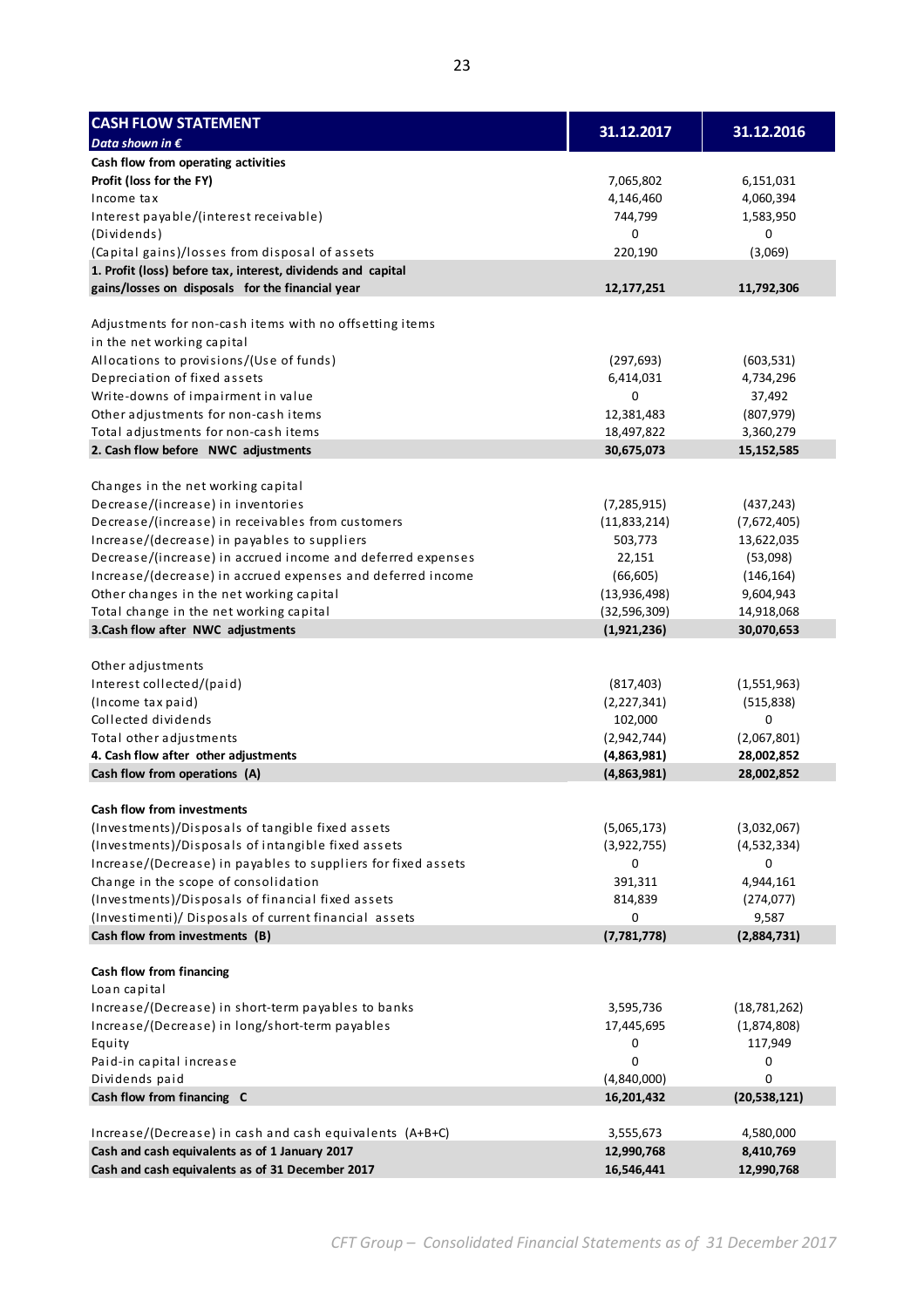| **CASH FLOW STATEMENT** *Data shown in €* | **31.12.2017** | **31.12.2016** |
|---|---|---|
| **Cash flow from operating activities** | | |
| **Profit (loss for the FY)** | 7,065,802 | 6,151,031 |
| Income tax | 4,146,460 | 4,060,394 |
| Interest payable/(interest receivable) | 744,799 | 1,583,950 |
| (Dividends) | 0 | 0 |
| (Capital gains)/losses from disposal of assets | 220,190 | (3,069) |
| **1. Profit (loss) before tax, interest, dividends and capital gains/losses on disposals for the financial year** | **12,177,251** | **11,792,306** |
| | | |
| Adjustments for non-cash items with no offsetting items in the net working capital | | |
| Allocations to provisions/(Use of funds) | (297,693) | (603,531) |
| Depreciation of fixed assets | 6,414,031 | 4,734,296 |
| Write-downs of impairment in value | 0 | 37,492 |
| Other adjustments for non-cash items | 12,381,483 | (807,979) |
| Total adjustments for non-cash items | 18,497,822 | 3,360,279 |
| **2. Cash flow before NWC adjustments** | **30,675,073** | **15,152,585** |
| | | |
| Changes in the net working capital | | |
| Decrease/(increase) in inventories | (7,285,915) | (437,243) |
| Decrease/(increase) in receivables from customers | (11,833,214) | (7,672,405) |
| Increase/(decrease) in payables to suppliers | 503,773 | 13,622,035 |
| Decrease/(increase) in accrued income and deferred expenses | 22,151 | (53,098) |
| Increase/(decrease) in accrued expenses and deferred income | (66,605) | (146,164) |
| Other changes in the net working capital | (13,936,498) | 9,604,943 |
| Total change in the net working capital | (32,596,309) | 14,918,068 |
| **3.Cash flow after NWC adjustments** | **(1,921,236)** | **30,070,653** |
| | | |
| Other adjustments | | |
| Interest collected/(paid) | (817,403) | (1,551,963) |
| (Income tax paid) | (2,227,341) | (515,838) |
| Collected dividends | 102,000 | 0 |
| Total other adjustments | (2,942,744) | (2,067,801) |
| **4. Cash flow after other adjustments** | **(4,863,981)** | **28,002,852** |
| **Cash flow from operations (A)** | **(4,863,981)** | **28,002,852** |
| | | |
| **Cash flow from investments** | | |
| (Investments)/Disposals of tangible fixed assets | (5,065,173) | (3,032,067) |
| (Investments)/Disposals of intangible fixed assets | (3,922,755) | (4,532,334) |
| Increase/(Decrease) in payables to suppliers for fixed assets | 0 | 0 |
| Change in the scope of consolidation | 391,311 | 4,944,161 |
| (Investments)/Disposals of financial fixed assets | 814,839 | (274,077) |
| (Investimenti)/ Disposals of current financial assets | 0 | 9,587 |
| **Cash flow from investments (B)** | **(7,781,778)** | **(2,884,731)** |
| | | |
| **Cash flow from financing** | | |
| Loan capital | | |
| Increase/(Decrease) in short-term payables to banks | 3,595,736 | (18,781,262) |
| Increase/(Decrease) in long/short-term payables | 17,445,695 | (1,874,808) |
| Equity | 0 | 117,949 |
| Paid-in capital increase | 0 | 0 |
| Dividends paid | (4,840,000) | 0 |
| **Cash flow from financing C** | **16,201,432** | **(20,538,121)** |
| | | |
| Increase/(Decrease) in cash and cash equivalents (A+B+C) | 3,555,673 | 4,580,000 |
| **Cash and cash equivalents as of 1 January 2017** | **12,990,768** | **8,410,769** |
| **Cash and cash equivalents as of 31 December 2017** | **16,546,441** | **12,990,768** |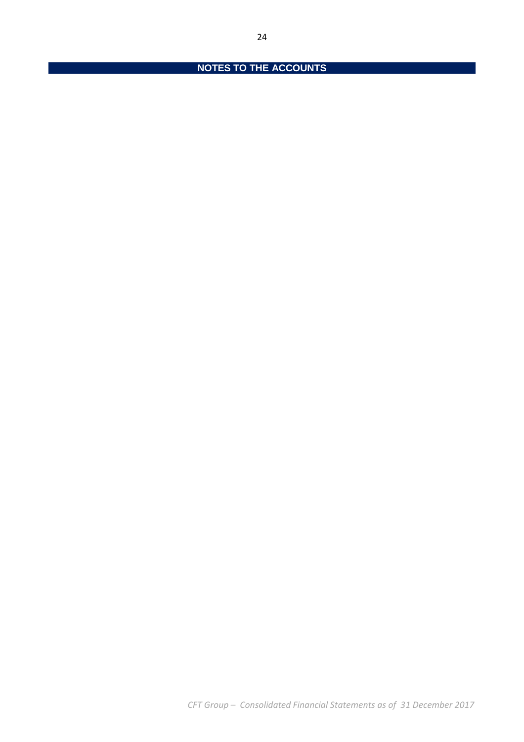# NOTES TO THE ACCOUNTS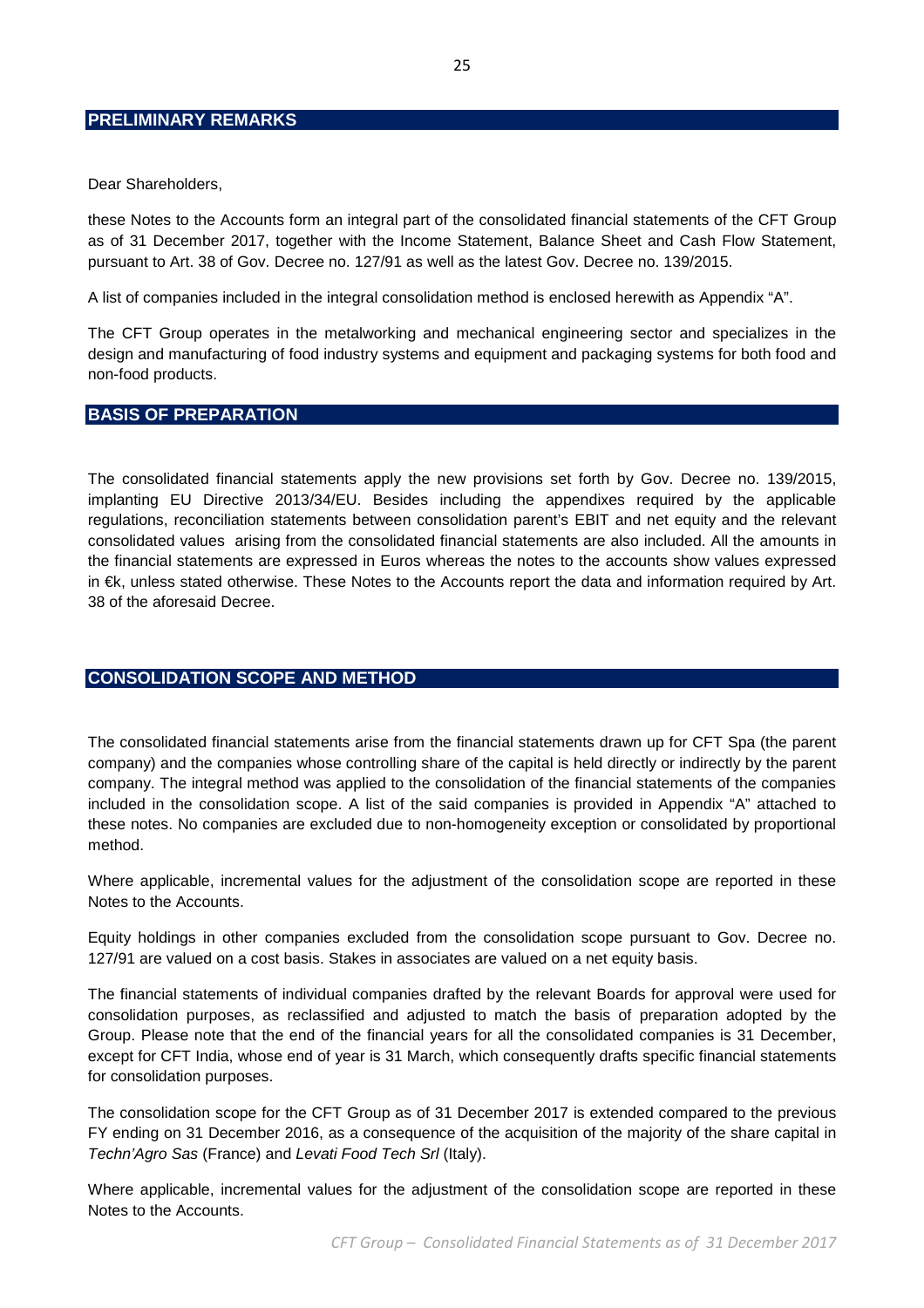## PRELIMINARY REMARKS

Dear Shareholders,

these Notes to the Accounts form an integral part of the consolidated financial statements of the CFT Group as of 31 December 2017, together with the Income Statement, Balance Sheet and Cash Flow Statement, pursuant to Art. 38 of Gov. Decree no. 127/91 as well as the latest Gov. Decree no. 139/2015.

A list of companies included in the integral consolidation method is enclosed herewith as Appendix "A".

The CFT Group operates in the metalworking and mechanical engineering sector and specializes in the design and manufacturing of food industry systems and equipment and packaging systems for both food and non-food products.

## BASIS OF PREPARATION

The consolidated financial statements apply the new provisions set forth by Gov. Decree no. 139/2015, implanting EU Directive 2013/34/EU. Besides including the appendixes required by the applicable regulations, reconciliation statements between consolidation parent's EBIT and net equity and the relevant consolidated values arising from the consolidated financial statements are also included. All the amounts in the financial statements are expressed in Euros whereas the notes to the accounts show values expressed in €k, unless stated otherwise. These Notes to the Accounts report the data and information required by Art. 38 of the aforesaid Decree.

## CONSOLIDATION SCOPE AND METHOD

The consolidated financial statements arise from the financial statements drawn up for CFT Spa (the parent company) and the companies whose controlling share of the capital is held directly or indirectly by the parent company. The integral method was applied to the consolidation of the financial statements of the companies included in the consolidation scope. A list of the said companies is provided in Appendix "A" attached to these notes. No companies are excluded due to non-homogeneity exception or consolidated by proportional method.

Where applicable, incremental values for the adjustment of the consolidation scope are reported in these Notes to the Accounts.

Equity holdings in other companies excluded from the consolidation scope pursuant to Gov. Decree no. 127/91 are valued on a cost basis. Stakes in associates are valued on a net equity basis.

The financial statements of individual companies drafted by the relevant Boards for approval were used for consolidation purposes, as reclassified and adjusted to match the basis of preparation adopted by the Group. Please note that the end of the financial years for all the consolidated companies is 31 December, except for CFT India, whose end of year is 31 March, which consequently drafts specific financial statements for consolidation purposes.

The consolidation scope for the CFT Group as of 31 December 2017 is extended compared to the previous FY ending on 31 December 2016, as a consequence of the acquisition of the majority of the share capital in *Techn'Agro Sas* (France) and *Levati Food Tech Srl* (Italy).

Where applicable, incremental values for the adjustment of the consolidation scope are reported in these Notes to the Accounts.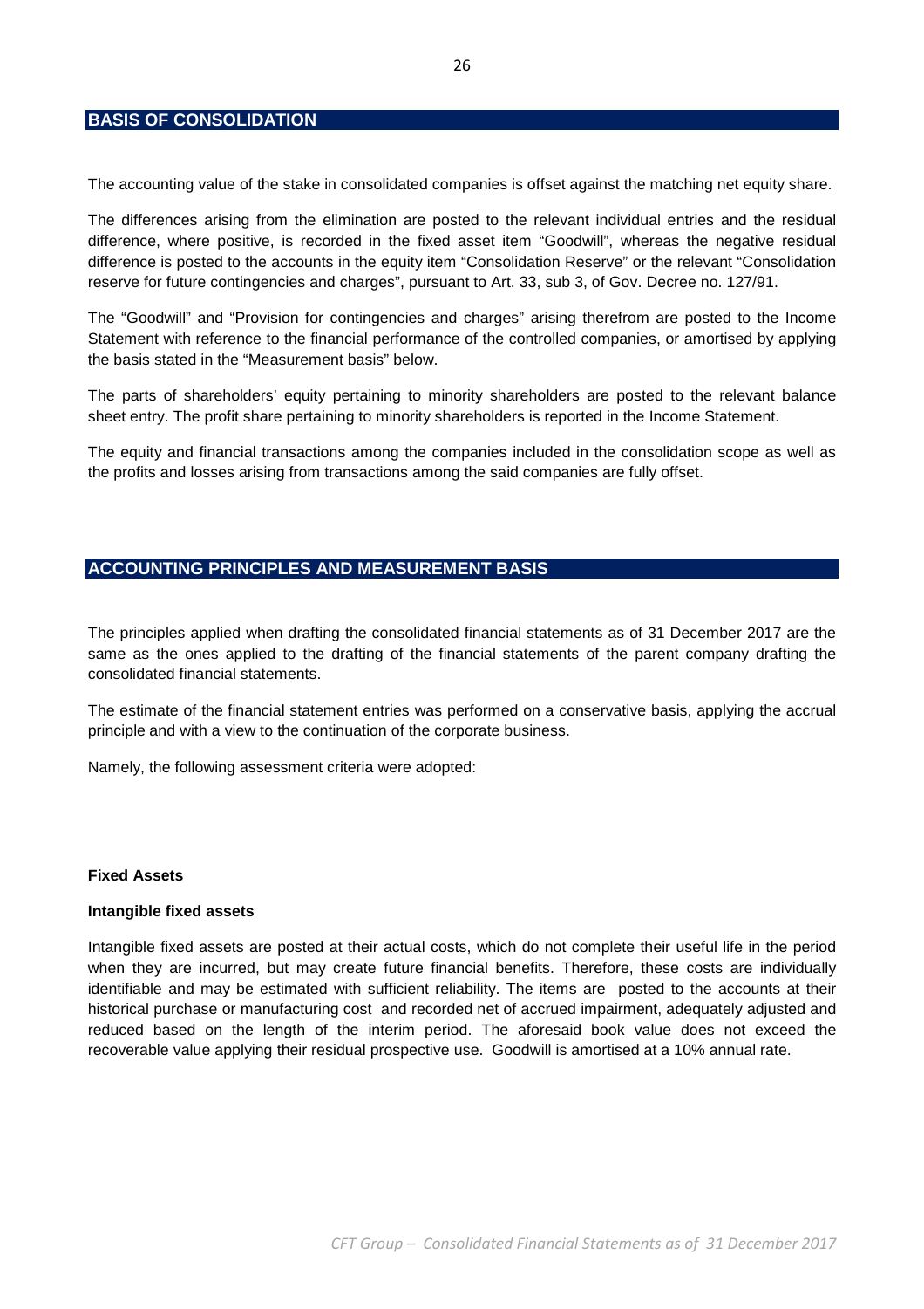## BASIS OF CONSOLIDATION

The accounting value of the stake in consolidated companies is offset against the matching net equity share.

The differences arising from the elimination are posted to the relevant individual entries and the residual difference, where positive, is recorded in the fixed asset item "Goodwill", whereas the negative residual difference is posted to the accounts in the equity item "Consolidation Reserve" or the relevant "Consolidation reserve for future contingencies and charges", pursuant to Art. 33, sub 3, of Gov. Decree no. 127/91.

The "Goodwill" and "Provision for contingencies and charges" arising therefrom are posted to the Income Statement with reference to the financial performance of the controlled companies, or amortised by applying the basis stated in the "Measurement basis" below.

The parts of shareholders' equity pertaining to minority shareholders are posted to the relevant balance sheet entry. The profit share pertaining to minority shareholders is reported in the Income Statement.

The equity and financial transactions among the companies included in the consolidation scope as well as the profits and losses arising from transactions among the said companies are fully offset.

## ACCOUNTING PRINCIPLES AND MEASUREMENT BASIS

The principles applied when drafting the consolidated financial statements as of 31 December 2017 are the same as the ones applied to the drafting of the financial statements of the parent company drafting the consolidated financial statements.

The estimate of the financial statement entries was performed on a conservative basis, applying the accrual principle and with a view to the continuation of the corporate business.

Namely, the following assessment criteria were adopted:

**Fixed Assets**

**Intangible fixed assets**

Intangible fixed assets are posted at their actual costs, which do not complete their useful life in the period when they are incurred, but may create future financial benefits. Therefore, these costs are individually identifiable and may be estimated with sufficient reliability. The items are posted to the accounts at their historical purchase or manufacturing cost and recorded net of accrued impairment, adequately adjusted and reduced based on the length of the interim period. The aforesaid book value does not exceed the recoverable value applying their residual prospective use. Goodwill is amortised at a 10% annual rate.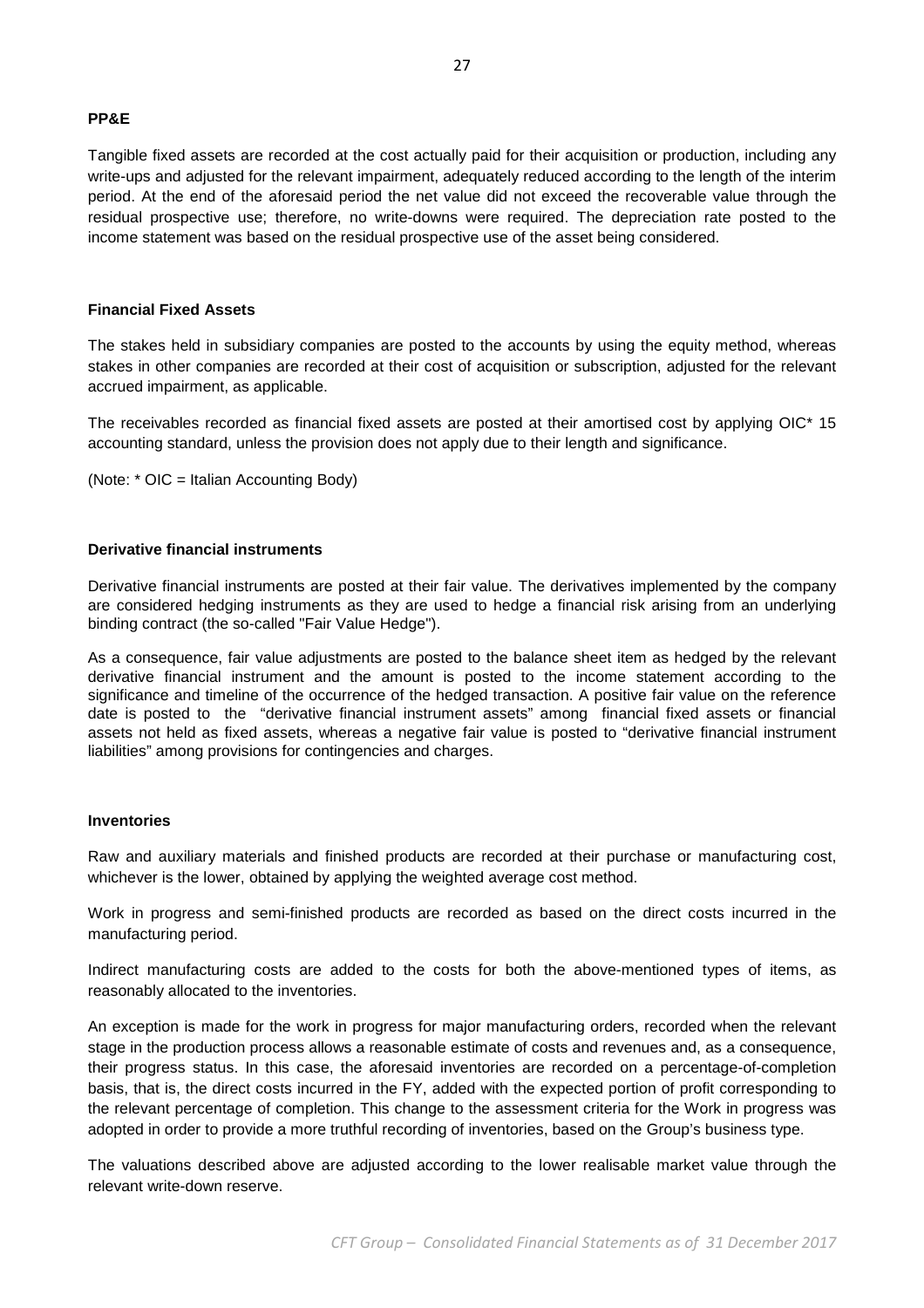### PP&E

Tangible fixed assets are recorded at the cost actually paid for their acquisition or production, including any write-ups and adjusted for the relevant impairment, adequately reduced according to the length of the interim period. At the end of the aforesaid period the net value did not exceed the recoverable value through the residual prospective use; therefore, no write-downs were required. The depreciation rate posted to the income statement was based on the residual prospective use of the asset being considered.

### Financial Fixed Assets

The stakes held in subsidiary companies are posted to the accounts by using the equity method, whereas stakes in other companies are recorded at their cost of acquisition or subscription, adjusted for the relevant accrued impairment, as applicable.

The receivables recorded as financial fixed assets are posted at their amortised cost by applying OIC* 15 accounting standard, unless the provision does not apply due to their length and significance.

(Note: * OIC = Italian Accounting Body)

### Derivative financial instruments

Derivative financial instruments are posted at their fair value. The derivatives implemented by the company are considered hedging instruments as they are used to hedge a financial risk arising from an underlying binding contract (the so-called "Fair Value Hedge").

As a consequence, fair value adjustments are posted to the balance sheet item as hedged by the relevant derivative financial instrument and the amount is posted to the income statement according to the significance and timeline of the occurrence of the hedged transaction. A positive fair value on the reference date is posted to the "derivative financial instrument assets" among financial fixed assets or financial assets not held as fixed assets, whereas a negative fair value is posted to "derivative financial instrument liabilities" among provisions for contingencies and charges.

### Inventories

Raw and auxiliary materials and finished products are recorded at their purchase or manufacturing cost, whichever is the lower, obtained by applying the weighted average cost method.

Work in progress and semi-finished products are recorded as based on the direct costs incurred in the manufacturing period.

Indirect manufacturing costs are added to the costs for both the above-mentioned types of items, as reasonably allocated to the inventories.

An exception is made for the work in progress for major manufacturing orders, recorded when the relevant stage in the production process allows a reasonable estimate of costs and revenues and, as a consequence, their progress status. In this case, the aforesaid inventories are recorded on a percentage-of-completion basis, that is, the direct costs incurred in the FY, added with the expected portion of profit corresponding to the relevant percentage of completion. This change to the assessment criteria for the Work in progress was adopted in order to provide a more truthful recording of inventories, based on the Group's business type.

The valuations described above are adjusted according to the lower realisable market value through the relevant write-down reserve.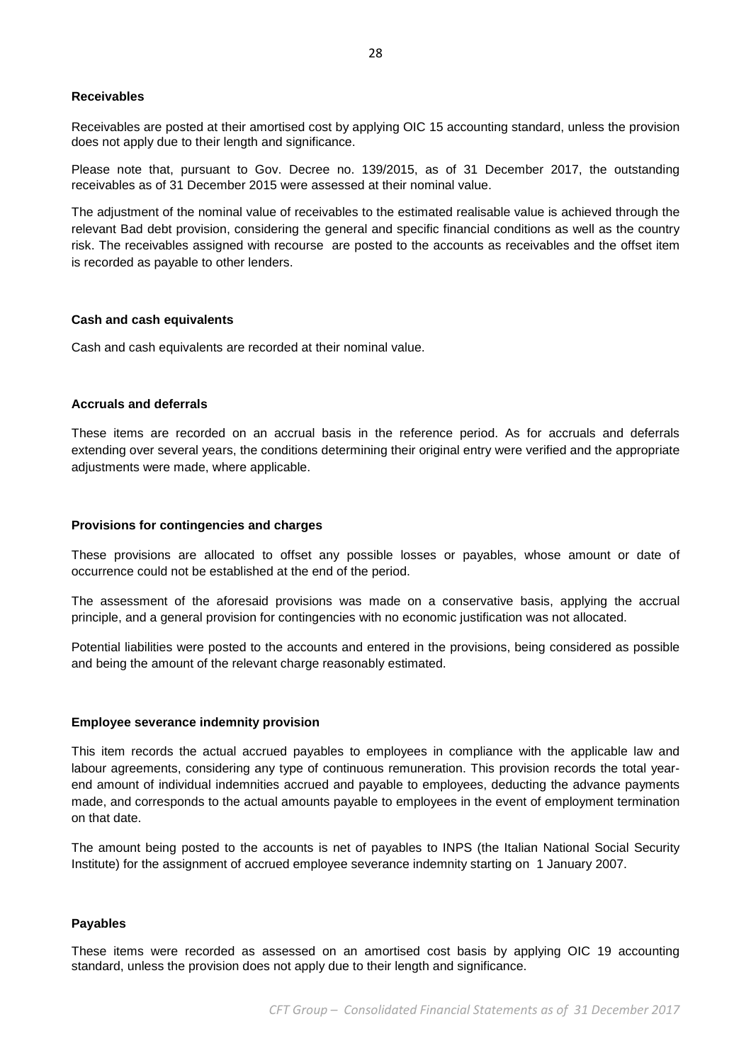### Receivables

Receivables are posted at their amortised cost by applying OIC 15 accounting standard, unless the provision does not apply due to their length and significance.

Please note that, pursuant to Gov. Decree no. 139/2015, as of 31 December 2017, the outstanding receivables as of 31 December 2015 were assessed at their nominal value.

The adjustment of the nominal value of receivables to the estimated realisable value is achieved through the relevant Bad debt provision, considering the general and specific financial conditions as well as the country risk. The receivables assigned with recourse are posted to the accounts as receivables and the offset item is recorded as payable to other lenders.

### Cash and cash equivalents

Cash and cash equivalents are recorded at their nominal value.

### Accruals and deferrals

These items are recorded on an accrual basis in the reference period. As for accruals and deferrals extending over several years, the conditions determining their original entry were verified and the appropriate adjustments were made, where applicable.

### Provisions for contingencies and charges

These provisions are allocated to offset any possible losses or payables, whose amount or date of occurrence could not be established at the end of the period.

The assessment of the aforesaid provisions was made on a conservative basis, applying the accrual principle, and a general provision for contingencies with no economic justification was not allocated.

Potential liabilities were posted to the accounts and entered in the provisions, being considered as possible and being the amount of the relevant charge reasonably estimated.

### Employee severance indemnity provision

This item records the actual accrued payables to employees in compliance with the applicable law and labour agreements, considering any type of continuous remuneration. This provision records the total year-end amount of individual indemnities accrued and payable to employees, deducting the advance payments made, and corresponds to the actual amounts payable to employees in the event of employment termination on that date.

The amount being posted to the accounts is net of payables to INPS (the Italian National Social Security Institute) for the assignment of accrued employee severance indemnity starting on 1 January 2007.

### Payables

These items were recorded as assessed on an amortised cost basis by applying OIC 19 accounting standard, unless the provision does not apply due to their length and significance.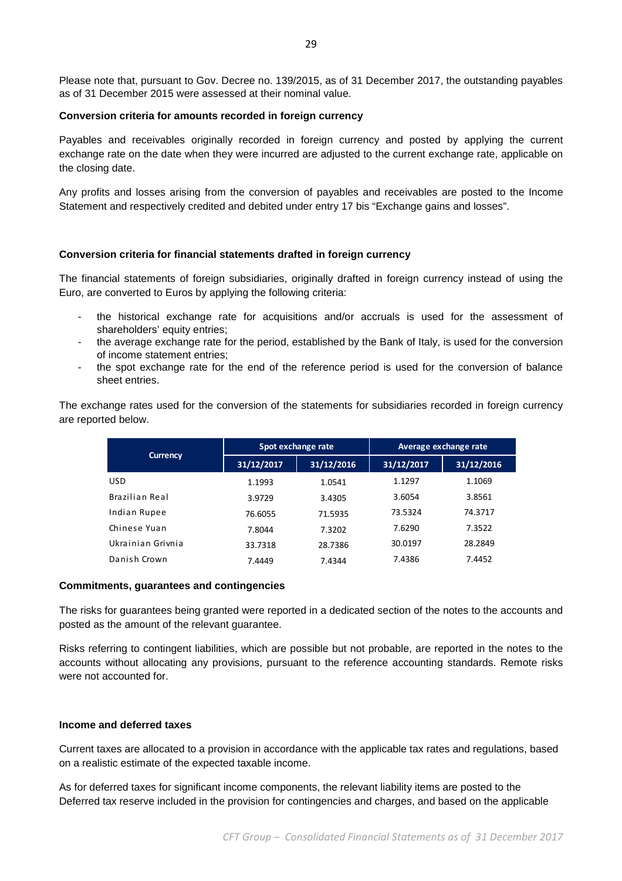Please note that, pursuant to Gov. Decree no. 139/2015, as of 31 December 2017, the outstanding payables as of 31 December 2015 were assessed at their nominal value.

**Conversion criteria for amounts recorded in foreign currency**

Payables and receivables originally recorded in foreign currency and posted by applying the current exchange rate on the date when they were incurred are adjusted to the current exchange rate, applicable on the closing date.

Any profits and losses arising from the conversion of payables and receivables are posted to the Income Statement and respectively credited and debited under entry 17 bis "Exchange gains and losses".

**Conversion criteria for financial statements drafted in foreign currency**

The financial statements of foreign subsidiaries, originally drafted in foreign currency instead of using the Euro, are converted to Euros by applying the following criteria:

- the historical exchange rate for acquisitions and/or accruals is used for the assessment of shareholders' equity entries;
- the average exchange rate for the period, established by the Bank of Italy, is used for the conversion of income statement entries;
- the spot exchange rate for the end of the reference period is used for the conversion of balance sheet entries.

The exchange rates used for the conversion of the statements for subsidiaries recorded in foreign currency are reported below.

| Currency | Spot exchange rate | | Average exchange rate | |
|---|---|---|---|---|
| | 31/12/2017 | 31/12/2016 | 31/12/2017 | 31/12/2016 |
| USD | 1.1993 | 1.0541 | 1.1297 | 1.1069 |
| Brazilian Real | 3.9729 | 3.4305 | 3.6054 | 3.8561 |
| Indian Rupee | 76.6055 | 71.5935 | 73.5324 | 74.3717 |
| Chinese Yuan | 7.8044 | 7.3202 | 7.6290 | 7.3522 |
| Ukrainian Grivnia | 33.7318 | 28.7386 | 30.0197 | 28.2849 |
| Danish Crown | 7.4449 | 7.4344 | 7.4386 | 7.4452 |

**Commitments, guarantees and contingencies**

The risks for guarantees being granted were reported in a dedicated section of the notes to the accounts and posted as the amount of the relevant guarantee.

Risks referring to contingent liabilities, which are possible but not probable, are reported in the notes to the accounts without allocating any provisions, pursuant to the reference accounting standards. Remote risks were not accounted for.

**Income and deferred taxes**

Current taxes are allocated to a provision in accordance with the applicable tax rates and regulations, based on a realistic estimate of the expected taxable income.

As for deferred taxes for significant income components, the relevant liability items are posted to the Deferred tax reserve included in the provision for contingencies and charges, and based on the applicable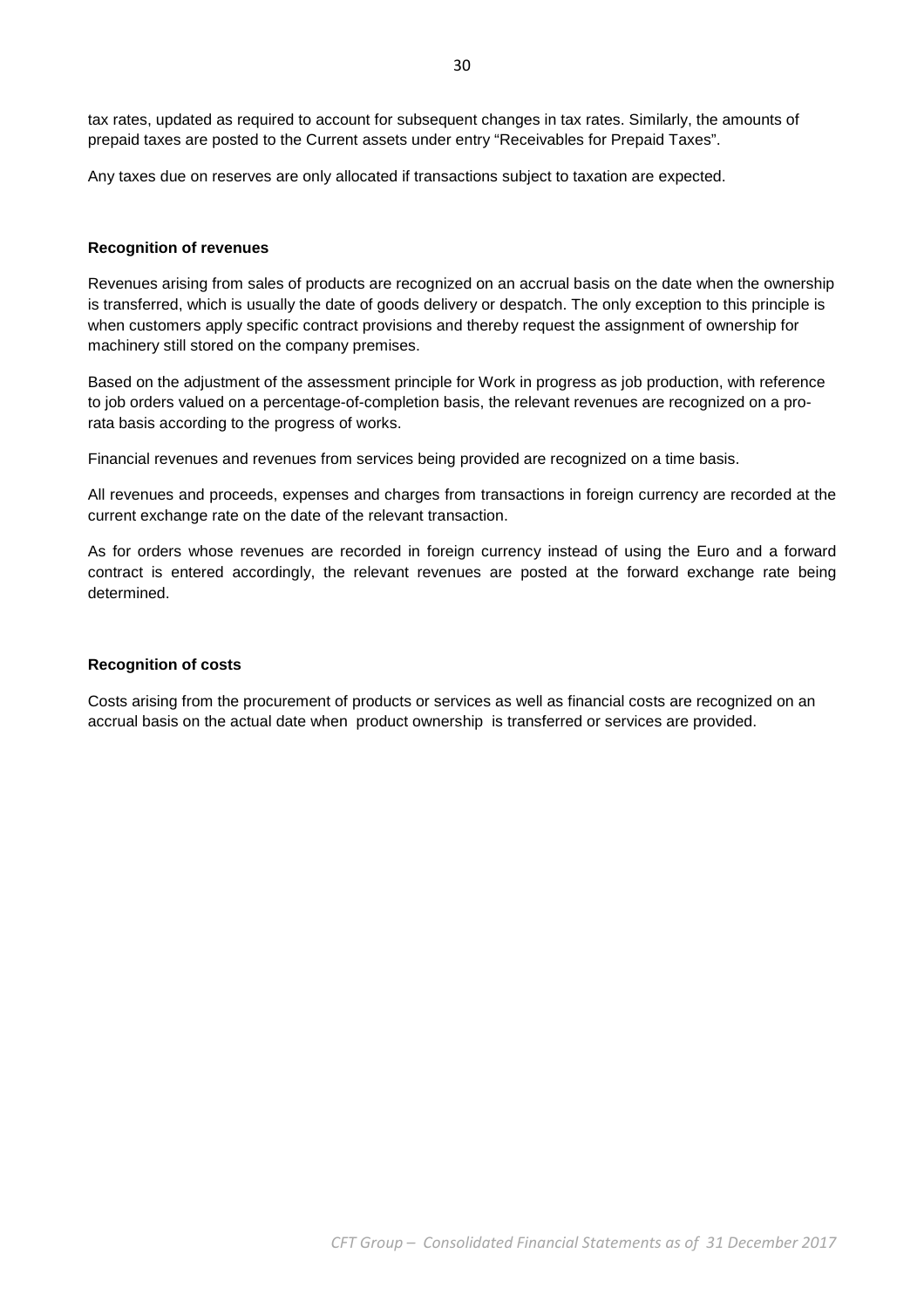tax rates, updated as required to account for subsequent changes in tax rates. Similarly, the amounts of prepaid taxes are posted to the Current assets under entry "Receivables for Prepaid Taxes".

Any taxes due on reserves are only allocated if transactions subject to taxation are expected.

**Recognition of revenues**

Revenues arising from sales of products are recognized on an accrual basis on the date when the ownership is transferred, which is usually the date of goods delivery or despatch. The only exception to this principle is when customers apply specific contract provisions and thereby request the assignment of ownership for machinery still stored on the company premises.

Based on the adjustment of the assessment principle for Work in progress as job production, with reference to job orders valued on a percentage-of-completion basis, the relevant revenues are recognized on a pro-rata basis according to the progress of works.

Financial revenues and revenues from services being provided are recognized on a time basis.

All revenues and proceeds, expenses and charges from transactions in foreign currency are recorded at the current exchange rate on the date of the relevant transaction.

As for orders whose revenues are recorded in foreign currency instead of using the Euro and a forward contract is entered accordingly, the relevant revenues are posted at the forward exchange rate being determined.

**Recognition of costs**

Costs arising from the procurement of products or services as well as financial costs are recognized on an accrual basis on the actual date when product ownership is transferred or services are provided.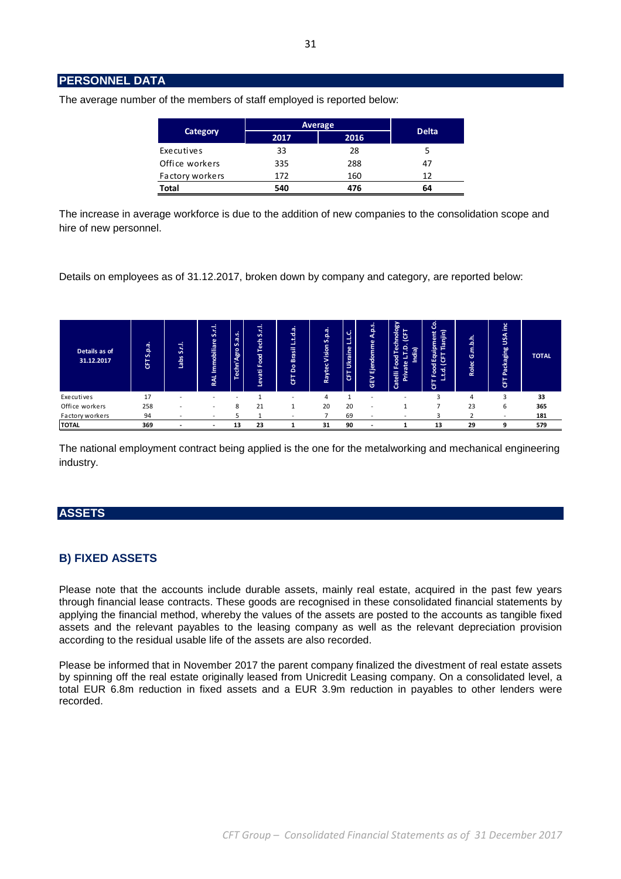## PERSONNEL DATA

The average number of the members of staff employed is reported below:

| Category | Average | | Delta |
|---|---|---|---|
| | 2017 | 2016 | |
| Executives | 33 | 28 | 5 |
| Office workers | 335 | 288 | 47 |
| Factory workers | 172 | 160 | 12 |
| **Total** | **540** | **476** | **64** |

The increase in average workforce is due to the addition of new companies to the consolidation scope and hire of new personnel.

Details on employees as of 31.12.2017, broken down by company and category, are reported below:

| Details as of 31.12.2017 | CFT S.p.a. | Labs S.r.l. | RAL Immobiliare S.r.l. | Techn'Agro S.a.s. | Levati Food Tech S.r.l. | CFT Do Brasil L.t.d.a. | Raytec Vision S.p.a. | CFT Ukraine L.L.C. | GEV Ejendomme A.p.s. | Catelli Food Technology Private L.T.D. (CFT India) | CFT Food Equipment Co. L.t.d. (CFT Tianjin) | Rolec G.m.b.h. | CFT Packaging USA inc | TOTAL |
|---|---|---|---|---|---|---|---|---|---|---|---|---|---|---|
| Executives | 17 | - | - | - | 1 | - | 4 | 1 | - | - | 3 | 4 | 3 | **33** |
| Office workers | 258 | - | - | 8 | 21 | 1 | 20 | 20 | - | 1 | 7 | 23 | 6 | **365** |
| Factory workers | 94 | - | - | 5 | 1 | - | 7 | 69 | - | - | 3 | 2 | - | **181** |
| **TOTAL** | **369** | **-** | **-** | **13** | **23** | **1** | **31** | **90** | **-** | **1** | **13** | **29** | **9** | **579** |

The national employment contract being applied is the one for the metalworking and mechanical engineering industry.

## ASSETS

### B) FIXED ASSETS

Please note that the accounts include durable assets, mainly real estate, acquired in the past few years through financial lease contracts. These goods are recognised in these consolidated financial statements by applying the financial method, whereby the values of the assets are posted to the accounts as tangible fixed assets and the relevant payables to the leasing company as well as the relevant depreciation provision according to the residual usable life of the assets are also recorded.

Please be informed that in November 2017 the parent company finalized the divestment of real estate assets by spinning off the real estate originally leased from Unicredit Leasing company. On a consolidated level, a total EUR 6.8m reduction in fixed assets and a EUR 3.9m reduction in payables to other lenders were recorded.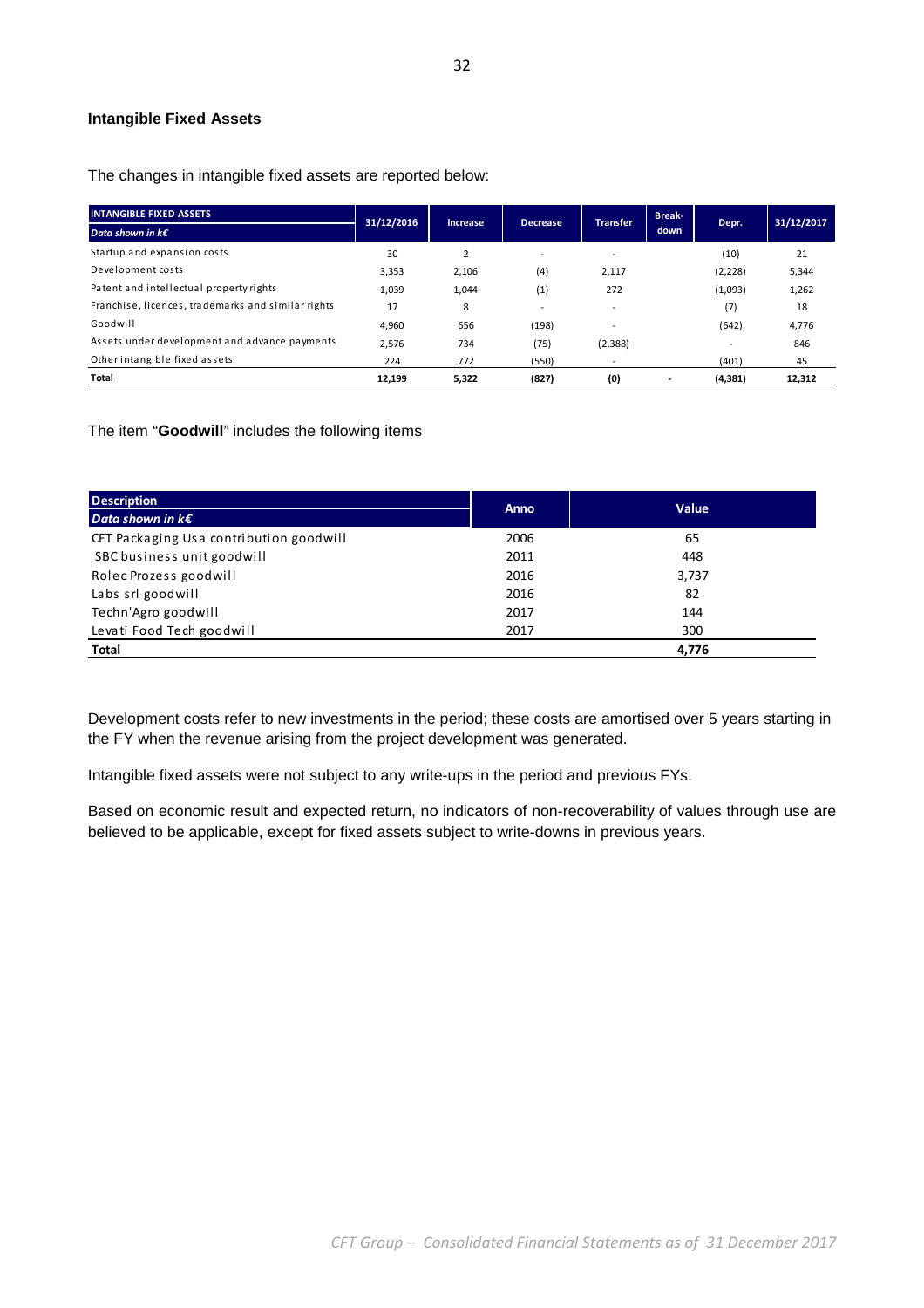#### Intangible Fixed Assets

The changes in intangible fixed assets are reported below:

| INTANGIBLE FIXED ASSETS *Data shown in k€* | 31/12/2016 | Increase | Decrease | Transfer | Break-down | Depr. | 31/12/2017 |
|---|---|---|---|---|---|---|---|
| Startup and expansion costs | 30 | 2 | - | - | | (10) | 21 |
| Development costs | 3,353 | 2,106 | (4) | 2,117 | | (2,228) | 5,344 |
| Patent and intellectual property rights | 1,039 | 1,044 | (1) | 272 | | (1,093) | 1,262 |
| Franchise, licences, trademarks and similar rights | 17 | 8 | - | - | | (7) | 18 |
| Goodwill | 4,960 | 656 | (198) | - | | (642) | 4,776 |
| Assets under development and advance payments | 2,576 | 734 | (75) | (2,388) | | - | 846 |
| Other intangible fixed assets | 224 | 772 | (550) | - | | (401) | 45 |
| **Total** | **12,199** | **5,322** | **(827)** | **(0)** | **-** | **(4,381)** | **12,312** |

The item "**Goodwill**" includes the following items

| Description *Data shown in k€* | Anno | Value |
|---|---|---|
| CFT Packaging Usa contribution goodwill | 2006 | 65 |
| SBC business unit goodwill | 2011 | 448 |
| Rolec Prozess goodwill | 2016 | 3,737 |
| Labs srl goodwill | 2016 | 82 |
| Techn'Agro goodwill | 2017 | 144 |
| Levati Food Tech goodwill | 2017 | 300 |
| **Total** | | **4,776** |

Development costs refer to new investments in the period; these costs are amortised over 5 years starting in the FY when the revenue arising from the project development was generated.

Intangible fixed assets were not subject to any write-ups in the period and previous FYs.

Based on economic result and expected return, no indicators of non-recoverability of values through use are believed to be applicable, except for fixed assets subject to write-downs in previous years.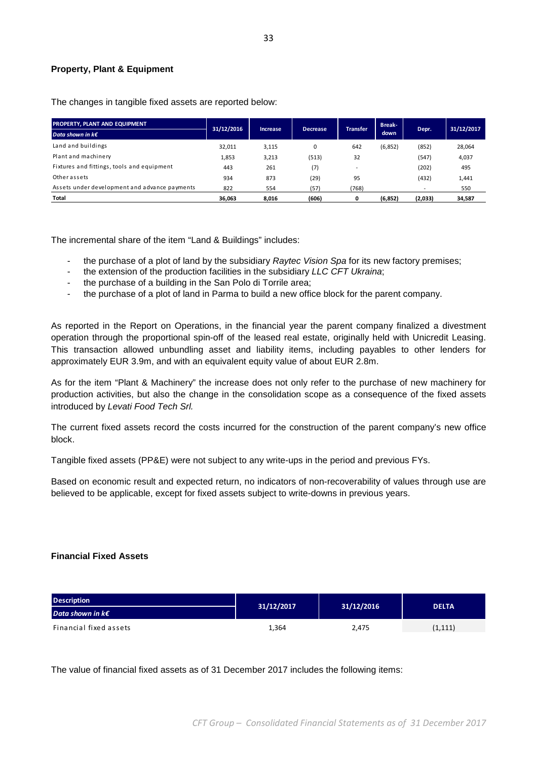### Property, Plant & Equipment

The changes in tangible fixed assets are reported below:

| PROPERTY, PLANT AND EQUIPMENT<br>*Data shown in k€* | 31/12/2016 | Increase | Decrease | Transfer | Break-down | Depr. | 31/12/2017 |
|---|---|---|---|---|---|---|---|
| Land and buildings | 32,011 | 3,115 | 0 | 642 | (6,852) | (852) | 28,064 |
| Plant and machinery | 1,853 | 3,213 | (513) | 32 | | (547) | 4,037 |
| Fixtures and fittings, tools and equipment | 443 | 261 | (7) | - | | (202) | 495 |
| Other assets | 934 | 873 | (29) | 95 | | (432) | 1,441 |
| Assets under development and advance payments | 822 | 554 | (57) | (768) | | - | 550 |
| **Total** | **36,063** | **8,016** | **(606)** | **0** | **(6,852)** | **(2,033)** | **34,587** |

The incremental share of the item "Land & Buildings" includes:

- the purchase of a plot of land by the subsidiary *Raytec Vision Spa* for its new factory premises;
- the extension of the production facilities in the subsidiary *LLC CFT Ukraina*;
- the purchase of a building in the San Polo di Torrile area;
- the purchase of a plot of land in Parma to build a new office block for the parent company.

As reported in the Report on Operations, in the financial year the parent company finalized a divestment operation through the proportional spin-off of the leased real estate, originally held with Unicredit Leasing. This transaction allowed unbundling asset and liability items, including payables to other lenders for approximately EUR 3.9m, and with an equivalent equity value of about EUR 2.8m.

As for the item "Plant & Machinery" the increase does not only refer to the purchase of new machinery for production activities, but also the change in the consolidation scope as a consequence of the fixed assets introduced by *Levati Food Tech Srl.*

The current fixed assets record the costs incurred for the construction of the parent company's new office block.

Tangible fixed assets (PP&E) were not subject to any write-ups in the period and previous FYs.

Based on economic result and expected return, no indicators of non-recoverability of values through use are believed to be applicable, except for fixed assets subject to write-downs in previous years.

### Financial Fixed Assets

| Description<br>*Data shown in k€* | 31/12/2017 | 31/12/2016 | DELTA |
|---|---|---|---|
| Financial fixed assets | 1,364 | 2,475 | (1,111) |

The value of financial fixed assets as of 31 December 2017 includes the following items: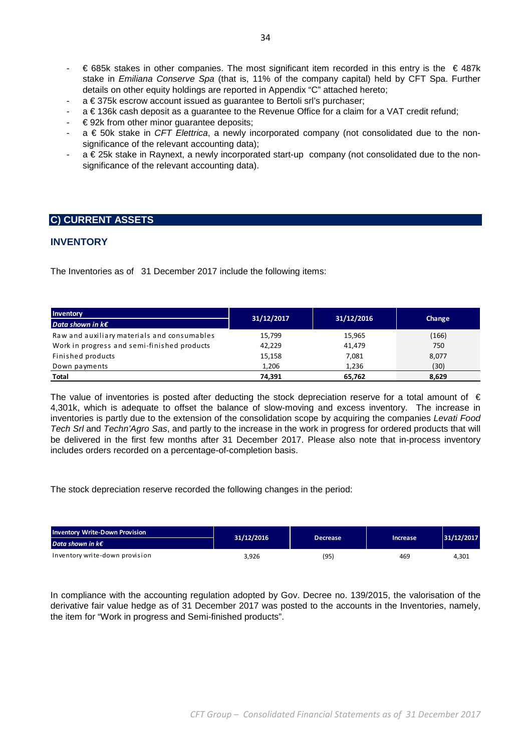- € 685k stakes in other companies. The most significant item recorded in this entry is the € 487k stake in *Emiliana Conserve Spa* (that is, 11% of the company capital) held by CFT Spa. Further details on other equity holdings are reported in Appendix "C" attached hereto;
- a € 375k escrow account issued as guarantee to Bertoli srl's purchaser;
- a € 136k cash deposit as a guarantee to the Revenue Office for a claim for a VAT credit refund;
- € 92k from other minor guarantee deposits;
- a € 50k stake in *CFT Elettrica*, a newly incorporated company (not consolidated due to the non-significance of the relevant accounting data);
- a € 25k stake in Raynext, a newly incorporated start-up company (not consolidated due to the non-significance of the relevant accounting data).

## C) CURRENT ASSETS

### INVENTORY

The Inventories as of 31 December 2017 include the following items:

| Inventory<br>*Data shown in k€* | 31/12/2017 | 31/12/2016 | Change |
|---|---|---|---|
| Raw and auxiliary materials and consumables | 15,799 | 15,965 | (166) |
| Work in progress and semi-finished products | 42,229 | 41,479 | 750 |
| Finished products | 15,158 | 7,081 | 8,077 |
| Down payments | 1,206 | 1,236 | (30) |
| **Total** | **74,391** | **65,762** | **8,629** |

The value of inventories is posted after deducting the stock depreciation reserve for a total amount of € 4,301k, which is adequate to offset the balance of slow-moving and excess inventory. The increase in inventories is partly due to the extension of the consolidation scope by acquiring the companies *Levati Food Tech Srl* and *Techn'Agro Sas*, and partly to the increase in the work in progress for ordered products that will be delivered in the first few months after 31 December 2017. Please also note that in-process inventory includes orders recorded on a percentage-of-completion basis.

The stock depreciation reserve recorded the following changes in the period:

| Inventory Write-Down Provision<br>*Data shown in k€* | 31/12/2016 | Decrease | Increase | 31/12/2017 |
|---|---|---|---|---|
| Inventory write-down provision | 3,926 | (95) | 469 | 4,301 |

In compliance with the accounting regulation adopted by Gov. Decree no. 139/2015, the valorisation of the derivative fair value hedge as of 31 December 2017 was posted to the accounts in the Inventories, namely, the item for "Work in progress and Semi-finished products".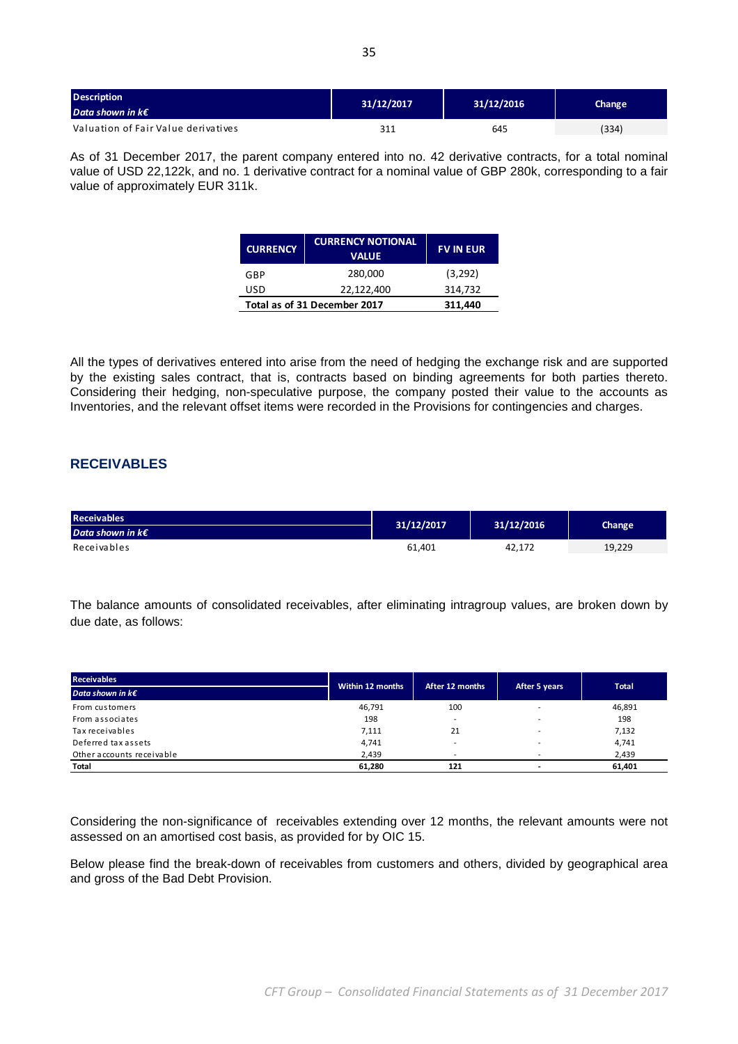| Description<br>*Data shown in k€* | 31/12/2017 | 31/12/2016 | Change |
|---|---|---|---|
| Valuation of Fair Value derivatives | 311 | 645 | (334) |

As of 31 December 2017, the parent company entered into no. 42 derivative contracts, for a total nominal value of USD 22,122k, and no. 1 derivative contract for a nominal value of GBP 280k, corresponding to a fair value of approximately EUR 311k.

| CURRENCY | CURRENCY NOTIONAL VALUE | FV IN EUR |
|---|---|---|
| GBP | 280,000 | (3,292) |
| USD | 22,122,400 | 314,732 |
| **Total as of 31 December 2017** | | **311,440** |

All the types of derivatives entered into arise from the need of hedging the exchange risk and are supported by the existing sales contract, that is, contracts based on binding agreements for both parties thereto. Considering their hedging, non-speculative purpose, the company posted their value to the accounts as Inventories, and the relevant offset items were recorded in the Provisions for contingencies and charges.

## RECEIVABLES

| Receivables<br>*Data shown in k€* | 31/12/2017 | 31/12/2016 | Change |
|---|---|---|---|
| Receivables | 61,401 | 42,172 | 19,229 |

The balance amounts of consolidated receivables, after eliminating intragroup values, are broken down by due date, as follows:

| Receivables<br>*Data shown in k€* | Within 12 months | After 12 months | After 5 years | Total |
|---|---|---|---|---|
| From customers | 46,791 | 100 | - | 46,891 |
| From associates | 198 | - | - | 198 |
| Tax receivables | 7,111 | 21 | - | 7,132 |
| Deferred tax assets | 4,741 | - | - | 4,741 |
| Other accounts receivable | 2,439 | - | - | 2,439 |
| **Total** | **61,280** | **121** | **-** | **61,401** |

Considering the non-significance of receivables extending over 12 months, the relevant amounts were not assessed on an amortised cost basis, as provided for by OIC 15.

Below please find the break-down of receivables from customers and others, divided by geographical area and gross of the Bad Debt Provision.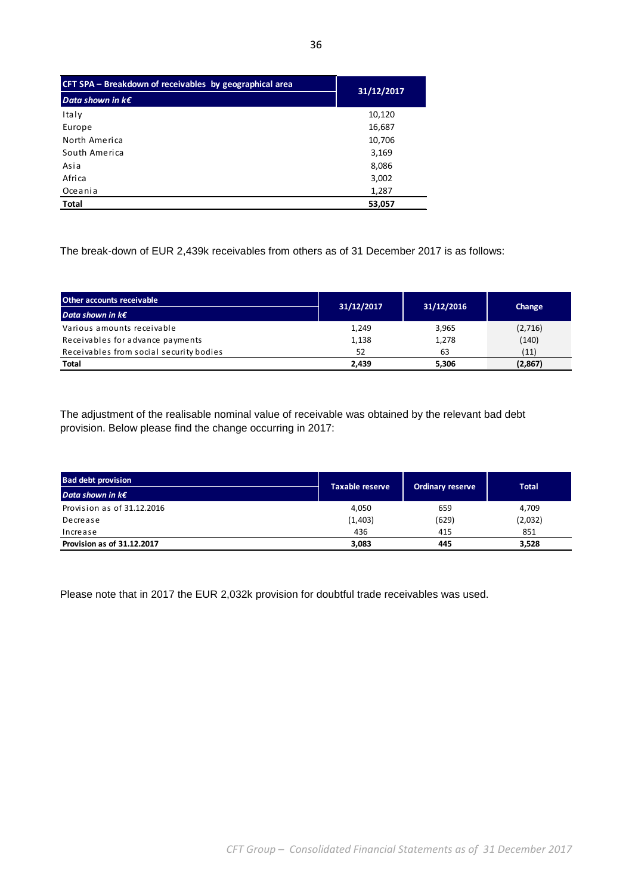| CFT SPA – Breakdown of receivables by geographical area<br>*Data shown in k€* | 31/12/2017 |
|---|---|
| Italy | 10,120 |
| Europe | 16,687 |
| North America | 10,706 |
| South America | 3,169 |
| Asia | 8,086 |
| Africa | 3,002 |
| Oceania | 1,287 |
| **Total** | **53,057** |

The break-down of EUR 2,439k receivables from others as of 31 December 2017 is as follows:

| Other accounts receivable<br>*Data shown in k€* | 31/12/2017 | 31/12/2016 | Change |
|---|---|---|---|
| Various amounts receivable | 1,249 | 3,965 | (2,716) |
| Receivables for advance payments | 1,138 | 1,278 | (140) |
| Receivables from social security bodies | 52 | 63 | (11) |
| **Total** | **2,439** | **5,306** | **(2,867)** |

The adjustment of the realisable nominal value of receivable was obtained by the relevant bad debt provision. Below please find the change occurring in 2017:

| Bad debt provision<br>*Data shown in k€* | Taxable reserve | Ordinary reserve | Total |
|---|---|---|---|
| Provision as of 31.12.2016 | 4,050 | 659 | 4,709 |
| Decrease | (1,403) | (629) | (2,032) |
| Increase | 436 | 415 | 851 |
| **Provision as of 31.12.2017** | **3,083** | **445** | **3,528** |

Please note that in 2017 the EUR 2,032k provision for doubtful trade receivables was used.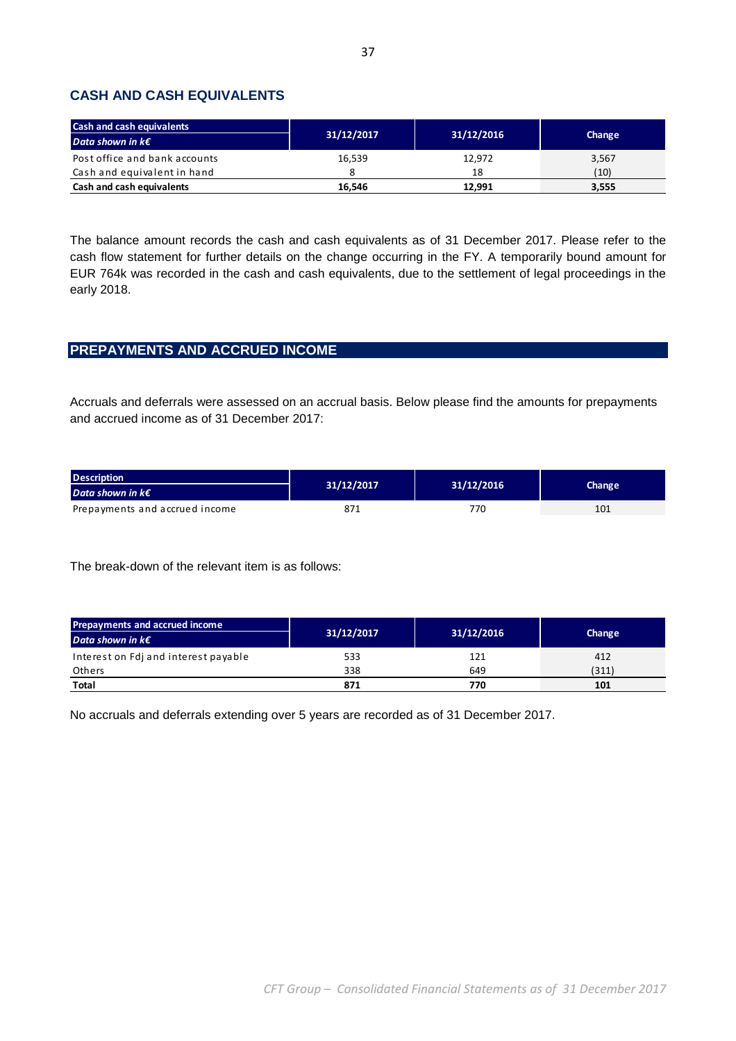## CASH AND CASH EQUIVALENTS

| Cash and cash equivalents *Data shown in k€* | 31/12/2017 | 31/12/2016 | Change |
|---|---|---|---|
| Post office and bank accounts | 16,539 | 12,972 | 3,567 |
| Cash and equivalent in hand | 8 | 18 | (10) |
| **Cash and cash equivalents** | **16,546** | **12,991** | **3,555** |

The balance amount records the cash and cash equivalents as of 31 December 2017. Please refer to the cash flow statement for further details on the change occurring in the FY. A temporarily bound amount for EUR 764k was recorded in the cash and cash equivalents, due to the settlement of legal proceedings in the early 2018.

## PREPAYMENTS AND ACCRUED INCOME

Accruals and deferrals were assessed on an accrual basis. Below please find the amounts for prepayments and accrued income as of 31 December 2017:

| Description *Data shown in k€* | 31/12/2017 | 31/12/2016 | Change |
|---|---|---|---|
| Prepayments and accrued income | 871 | 770 | 101 |

The break-down of the relevant item is as follows:

| Prepayments and accrued income *Data shown in k€* | 31/12/2017 | 31/12/2016 | Change |
|---|---|---|---|
| Interest on Fdj and interest payable | 533 | 121 | 412 |
| Others | 338 | 649 | (311) |
| **Total** | **871** | **770** | **101** |

No accruals and deferrals extending over 5 years are recorded as of 31 December 2017.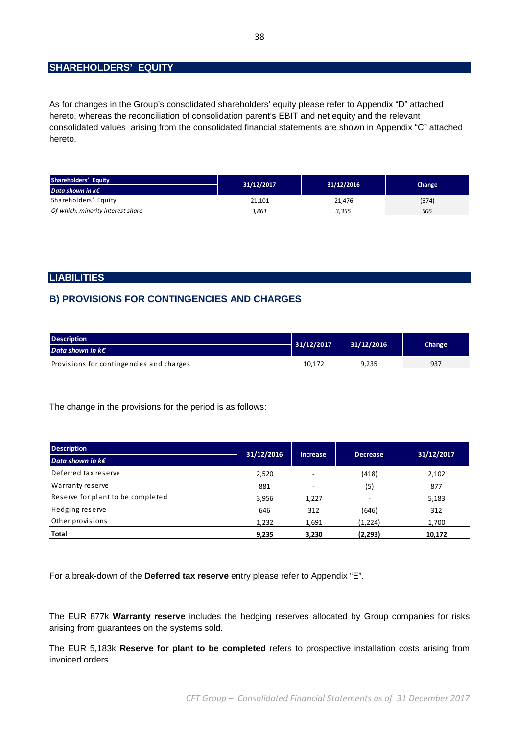## SHAREHOLDERS' EQUITY

As for changes in the Group's consolidated shareholders' equity please refer to Appendix "D" attached hereto, whereas the reconciliation of consolidation parent's EBIT and net equity and the relevant consolidated values arising from the consolidated financial statements are shown in Appendix "C" attached hereto.

| Shareholders' Equity<br>*Data shown in k€* | 31/12/2017 | 31/12/2016 | Change |
|---|---|---|---|
| Shareholders' Equity | 21,101 | 21,476 | (374) |
| *Of which: minority interest share* | *3,861* | *3,355* | *506* |

## LIABILITIES

### B) PROVISIONS FOR CONTINGENCIES AND CHARGES

| Description<br>*Data shown in k€* | 31/12/2017 | 31/12/2016 | Change |
|---|---|---|---|
| Provisions for contingencies and charges | 10,172 | 9,235 | 937 |

The change in the provisions for the period is as follows:

| Description<br>*Data shown in k€* | 31/12/2016 | Increase | Decrease | 31/12/2017 |
|---|---|---|---|---|
| Deferred tax reserve | 2,520 | - | (418) | 2,102 |
| Warranty reserve | 881 | - | (5) | 877 |
| Reserve for plant to be completed | 3,956 | 1,227 | - | 5,183 |
| Hedging reserve | 646 | 312 | (646) | 312 |
| Other provisions | 1,232 | 1,691 | (1,224) | 1,700 |
| **Total** | **9,235** | **3,230** | **(2,293)** | **10,172** |

For a break-down of the **Deferred tax reserve** entry please refer to Appendix "E".

The EUR 877k **Warranty reserve** includes the hedging reserves allocated by Group companies for risks arising from guarantees on the systems sold.

The EUR 5,183k **Reserve for plant to be completed** refers to prospective installation costs arising from invoiced orders.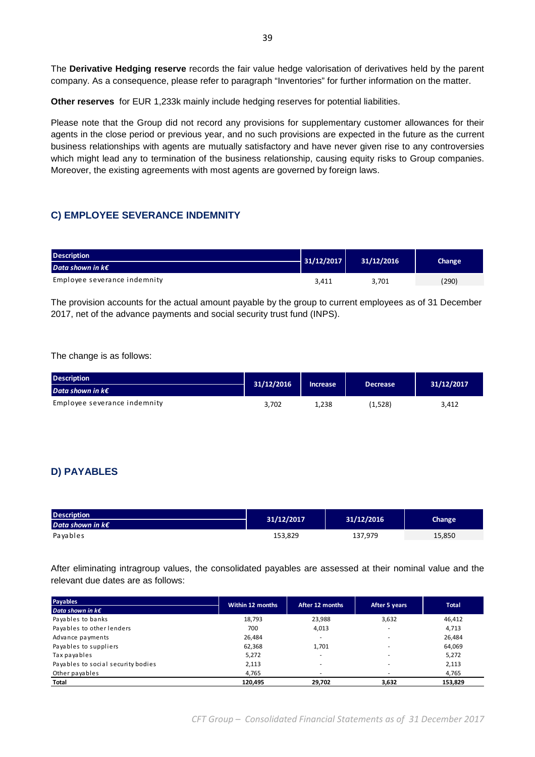The **Derivative Hedging reserve** records the fair value hedge valorisation of derivatives held by the parent company. As a consequence, please refer to paragraph "Inventories" for further information on the matter.

**Other reserves** for EUR 1,233k mainly include hedging reserves for potential liabilities.

Please note that the Group did not record any provisions for supplementary customer allowances for their agents in the close period or previous year, and no such provisions are expected in the future as the current business relationships with agents are mutually satisfactory and have never given rise to any controversies which might lead any to termination of the business relationship, causing equity risks to Group companies. Moreover, the existing agreements with most agents are governed by foreign laws.

## C) EMPLOYEE SEVERANCE INDEMNITY

| Description<br>*Data shown in k€* | 31/12/2017 | 31/12/2016 | Change |
|---|---|---|---|
| Employee severance indemnity | 3,411 | 3,701 | (290) |

The provision accounts for the actual amount payable by the group to current employees as of 31 December 2017, net of the advance payments and social security trust fund (INPS).

The change is as follows:

| Description<br>*Data shown in k€* | 31/12/2016 | Increase | Decrease | 31/12/2017 |
|---|---|---|---|---|
| Employee severance indemnity | 3,702 | 1,238 | (1,528) | 3,412 |

## D) PAYABLES

| Description<br>*Data shown in k€* | 31/12/2017 | 31/12/2016 | Change |
|---|---|---|---|
| Payables | 153,829 | 137,979 | 15,850 |

After eliminating intragroup values, the consolidated payables are assessed at their nominal value and the relevant due dates are as follows:

| Payables<br>*Data shown in k€* | Within 12 months | After 12 months | After 5 years | Total |
|---|---|---|---|---|
| Payables to banks | 18,793 | 23,988 | 3,632 | 46,412 |
| Payables to other lenders | 700 | 4,013 | - | 4,713 |
| Advance payments | 26,484 | - | - | 26,484 |
| Payables to suppliers | 62,368 | 1,701 | - | 64,069 |
| Tax payables | 5,272 | - | - | 5,272 |
| Payables to social security bodies | 2,113 | - | - | 2,113 |
| Other payables | 4,765 | - | - | 4,765 |
| **Total** | **120,495** | **29,702** | **3,632** | **153,829** |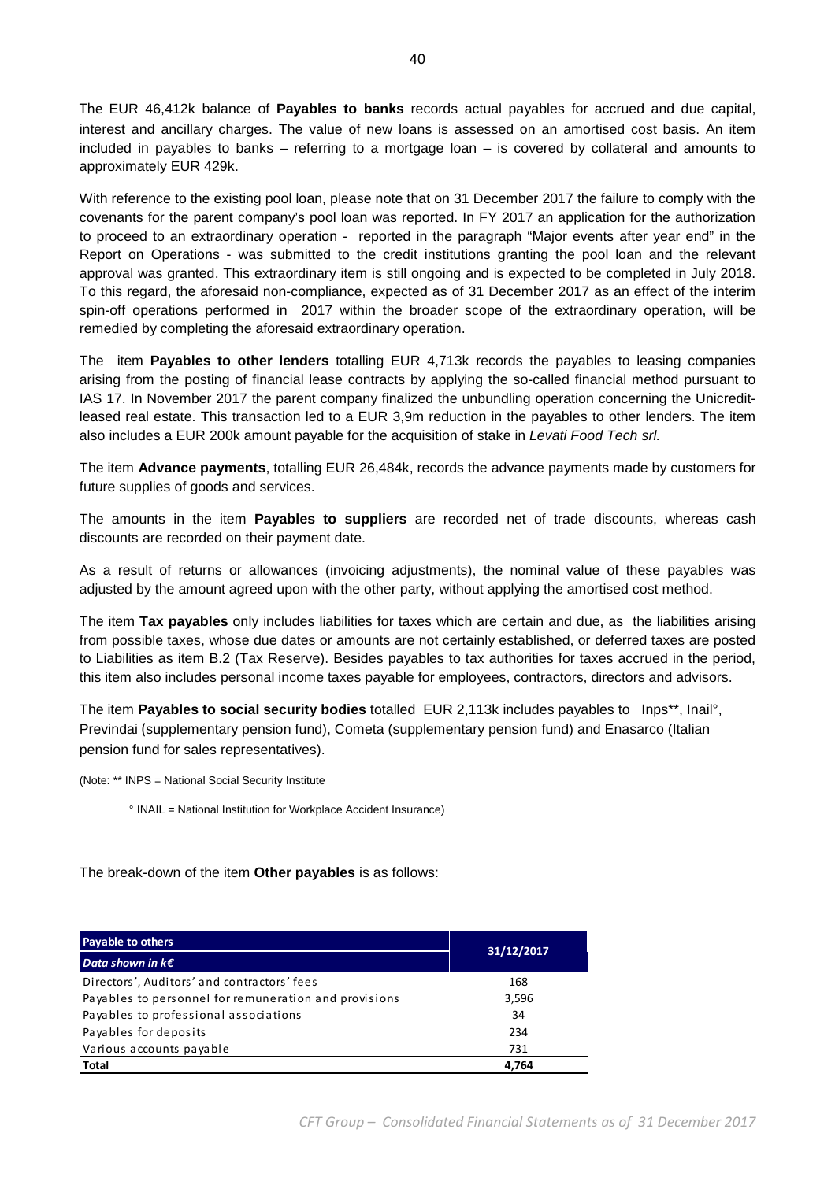The EUR 46,412k balance of **Payables to banks** records actual payables for accrued and due capital, interest and ancillary charges. The value of new loans is assessed on an amortised cost basis. An item included in payables to banks – referring to a mortgage loan – is covered by collateral and amounts to approximately EUR 429k.

With reference to the existing pool loan, please note that on 31 December 2017 the failure to comply with the covenants for the parent company's pool loan was reported. In FY 2017 an application for the authorization to proceed to an extraordinary operation - reported in the paragraph "Major events after year end" in the Report on Operations - was submitted to the credit institutions granting the pool loan and the relevant approval was granted. This extraordinary item is still ongoing and is expected to be completed in July 2018. To this regard, the aforesaid non-compliance, expected as of 31 December 2017 as an effect of the interim spin-off operations performed in 2017 within the broader scope of the extraordinary operation, will be remedied by completing the aforesaid extraordinary operation.

The item **Payables to other lenders** totalling EUR 4,713k records the payables to leasing companies arising from the posting of financial lease contracts by applying the so-called financial method pursuant to IAS 17. In November 2017 the parent company finalized the unbundling operation concerning the Unicredit-leased real estate. This transaction led to a EUR 3,9m reduction in the payables to other lenders. The item also includes a EUR 200k amount payable for the acquisition of stake in *Levati Food Tech srl.*

The item **Advance payments**, totalling EUR 26,484k, records the advance payments made by customers for future supplies of goods and services.

The amounts in the item **Payables to suppliers** are recorded net of trade discounts, whereas cash discounts are recorded on their payment date.

As a result of returns or allowances (invoicing adjustments), the nominal value of these payables was adjusted by the amount agreed upon with the other party, without applying the amortised cost method.

The item **Tax payables** only includes liabilities for taxes which are certain and due, as the liabilities arising from possible taxes, whose due dates or amounts are not certainly established, or deferred taxes are posted to Liabilities as item B.2 (Tax Reserve). Besides payables to tax authorities for taxes accrued in the period, this item also includes personal income taxes payable for employees, contractors, directors and advisors.

The item **Payables to social security bodies** totalled EUR 2,113k includes payables to Inps**, Inail°, Previndai (supplementary pension fund), Cometa (supplementary pension fund) and Enasarco (Italian pension fund for sales representatives).

(Note: ** INPS = National Social Security Institute

° INAIL = National Institution for Workplace Accident Insurance)

The break-down of the item **Other payables** is as follows:

| **Payable to others** *Data shown in k€* | **31/12/2017** |
|---|---|
| Directors', Auditors' and contractors' fees | 168 |
| Payables to personnel for remuneration and provisions | 3,596 |
| Payables to professional associations | 34 |
| Payables for deposits | 234 |
| Various accounts payable | 731 |
| **Total** | **4,764** |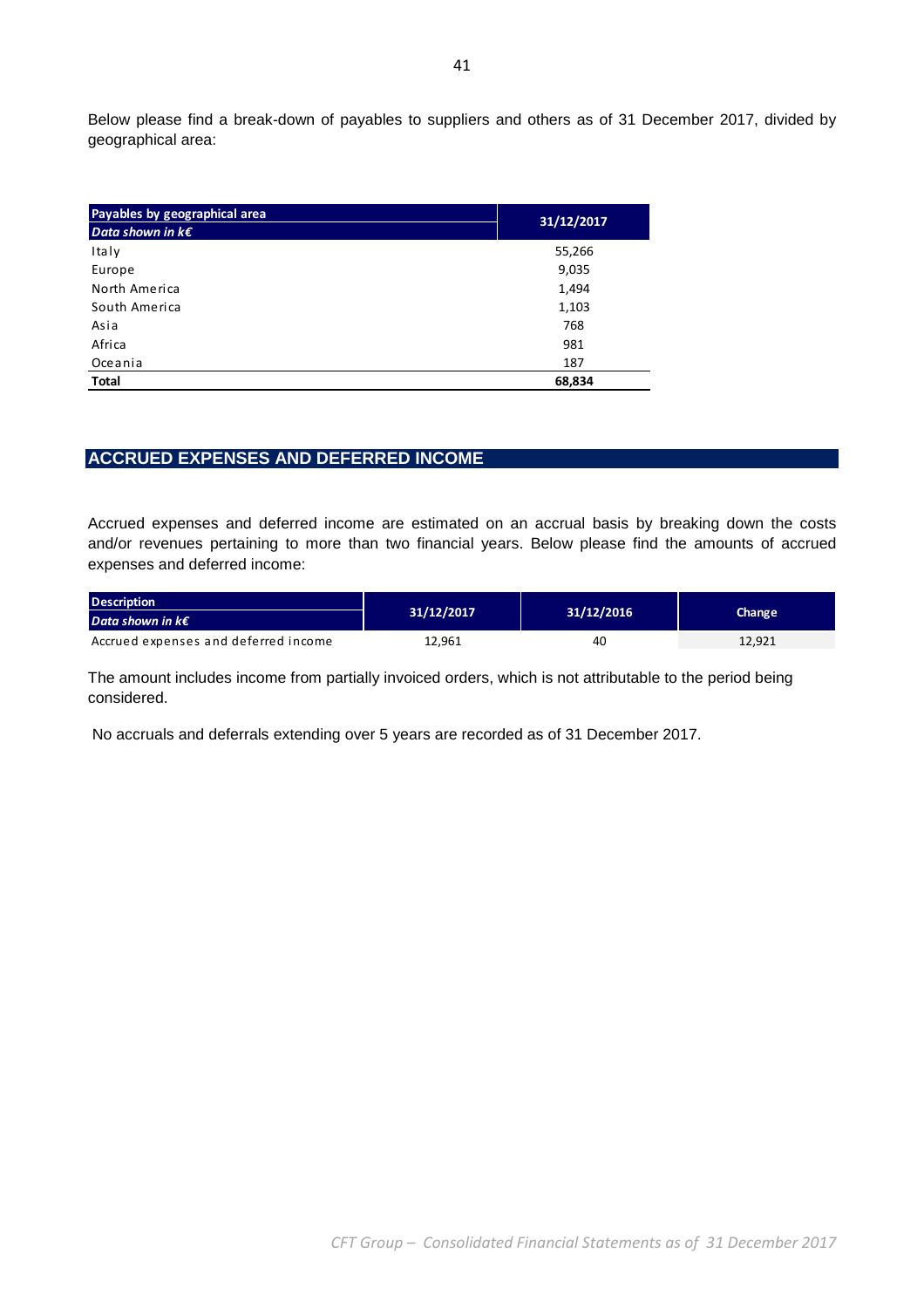Below please find a break-down of payables to suppliers and others as of 31 December 2017, divided by geographical area:

| Payables by geographical area<br>*Data shown in k€* | 31/12/2017 |
|---|---|
| Italy | 55,266 |
| Europe | 9,035 |
| North America | 1,494 |
| South America | 1,103 |
| Asia | 768 |
| Africa | 981 |
| Oceania | 187 |
| **Total** | **68,834** |

## ACCRUED EXPENSES AND DEFERRED INCOME

Accrued expenses and deferred income are estimated on an accrual basis by breaking down the costs and/or revenues pertaining to more than two financial years. Below please find the amounts of accrued expenses and deferred income:

| Description<br>*Data shown in k€* | 31/12/2017 | 31/12/2016 | Change |
|---|---|---|---|
| Accrued expenses and deferred income | 12,961 | 40 | 12,921 |

The amount includes income from partially invoiced orders, which is not attributable to the period being considered.

No accruals and deferrals extending over 5 years are recorded as of 31 December 2017.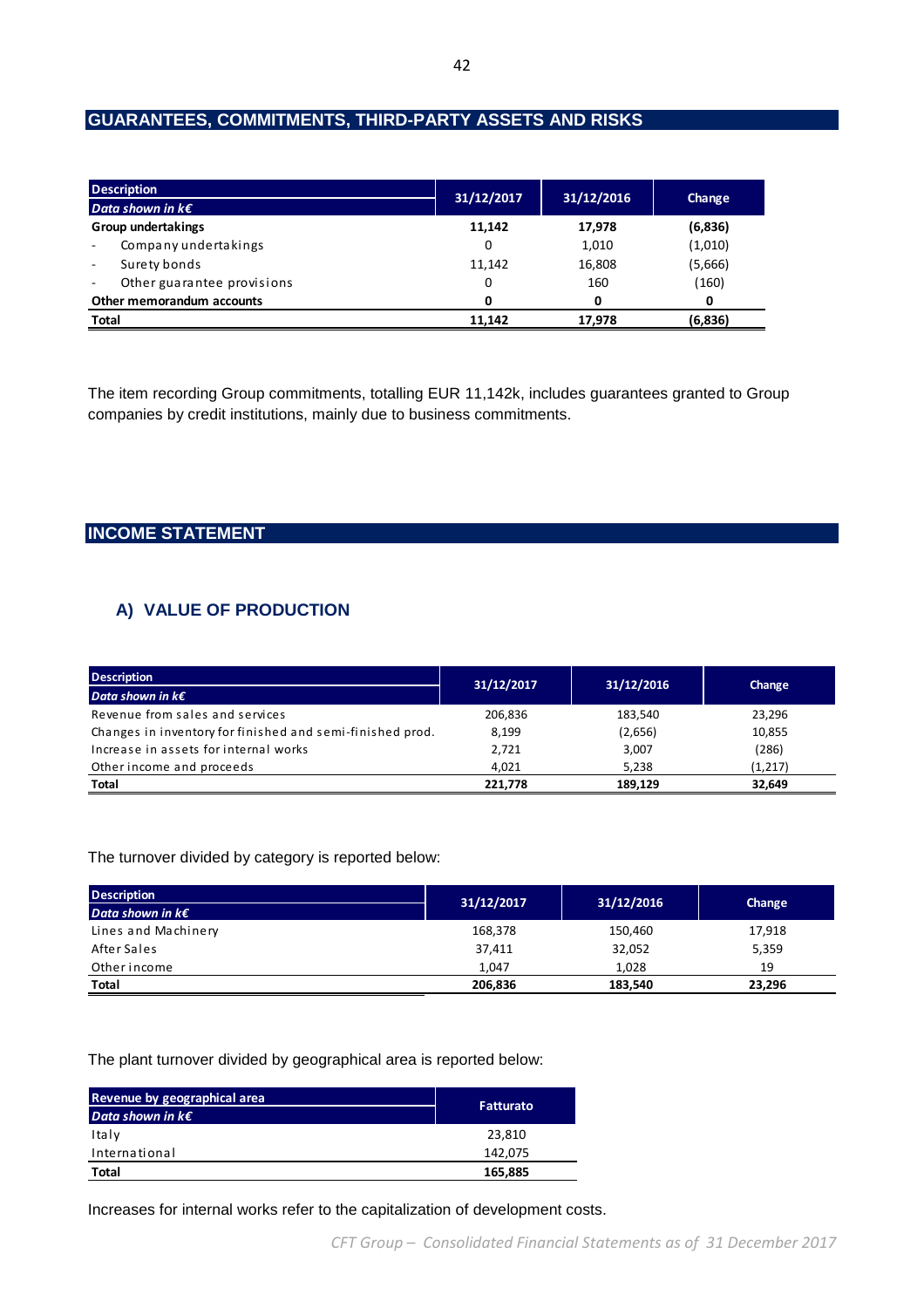## GUARANTEES, COMMITMENTS, THIRD-PARTY ASSETS AND RISKS

| Description<br>*Data shown in k€* | 31/12/2017 | 31/12/2016 | Change |
|---|---|---|---|
| **Group undertakings** | **11,142** | **17,978** | **(6,836)** |
| - Company undertakings | 0 | 1,010 | (1,010) |
| - Surety bonds | 11,142 | 16,808 | (5,666) |
| - Other guarantee provisions | 0 | 160 | (160) |
| **Other memorandum accounts** | **0** | **0** | **0** |
| **Total** | **11,142** | **17,978** | **(6,836)** |

The item recording Group commitments, totalling EUR 11,142k, includes guarantees granted to Group companies by credit institutions, mainly due to business commitments.

## INCOME STATEMENT

### A) VALUE OF PRODUCTION

| Description<br>*Data shown in k€* | 31/12/2017 | 31/12/2016 | Change |
|---|---|---|---|
| Revenue from sales and services | 206,836 | 183,540 | 23,296 |
| Changes in inventory for finished and semi-finished prod. | 8,199 | (2,656) | 10,855 |
| Increase in assets for internal works | 2,721 | 3,007 | (286) |
| Other income and proceeds | 4,021 | 5,238 | (1,217) |
| **Total** | **221,778** | **189,129** | **32,649** |

The turnover divided by category is reported below:

| Description<br>*Data shown in k€* | 31/12/2017 | 31/12/2016 | Change |
|---|---|---|---|
| Lines and Machinery | 168,378 | 150,460 | 17,918 |
| After Sales | 37,411 | 32,052 | 5,359 |
| Other income | 1,047 | 1,028 | 19 |
| **Total** | **206,836** | **183,540** | **23,296** |

The plant turnover divided by geographical area is reported below:

| Revenue by geographical area<br>*Data shown in k€* | Fatturato |
|---|---|
| Italy | 23,810 |
| International | 142,075 |
| **Total** | **165,885** |

Increases for internal works refer to the capitalization of development costs.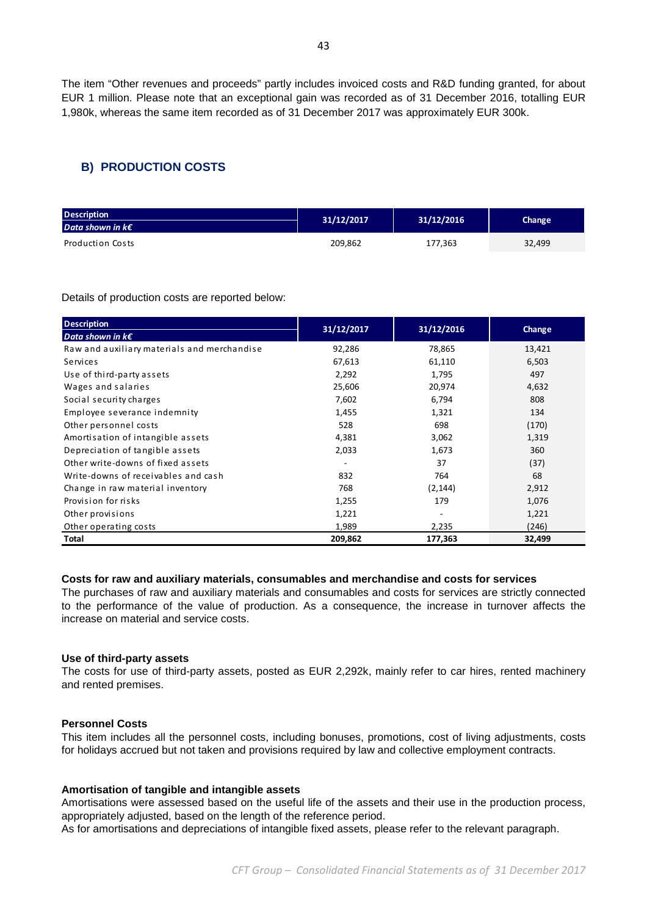The item "Other revenues and proceeds" partly includes invoiced costs and R&D funding granted, for about EUR 1 million. Please note that an exceptional gain was recorded as of 31 December 2016, totalling EUR 1,980k, whereas the same item recorded as of 31 December 2017 was approximately EUR 300k.

## B) PRODUCTION COSTS

| Description<br>*Data shown in k€* | 31/12/2017 | 31/12/2016 | Change |
|---|---|---|---|
| Production Costs | 209,862 | 177,363 | 32,499 |

Details of production costs are reported below:

| Description<br>*Data shown in k€* | 31/12/2017 | 31/12/2016 | Change |
|---|---|---|---|
| Raw and auxiliary materials and merchandise | 92,286 | 78,865 | 13,421 |
| Services | 67,613 | 61,110 | 6,503 |
| Use of third-party assets | 2,292 | 1,795 | 497 |
| Wages and salaries | 25,606 | 20,974 | 4,632 |
| Social security charges | 7,602 | 6,794 | 808 |
| Employee severance indemnity | 1,455 | 1,321 | 134 |
| Other personnel costs | 528 | 698 | (170) |
| Amortisation of intangible assets | 4,381 | 3,062 | 1,319 |
| Depreciation of tangible assets | 2,033 | 1,673 | 360 |
| Other write-downs of fixed assets | - | 37 | (37) |
| Write-downs of receivables and cash | 832 | 764 | 68 |
| Change in raw material inventory | 768 | (2,144) | 2,912 |
| Provision for risks | 1,255 | 179 | 1,076 |
| Other provisions | 1,221 | - | 1,221 |
| Other operating costs | 1,989 | 2,235 | (246) |
| **Total** | **209,862** | **177,363** | **32,499** |

**Costs for raw and auxiliary materials, consumables and merchandise and costs for services**

The purchases of raw and auxiliary materials and consumables and costs for services are strictly connected to the performance of the value of production. As a consequence, the increase in turnover affects the increase on material and service costs.

**Use of third-party assets**

The costs for use of third-party assets, posted as EUR 2,292k, mainly refer to car hires, rented machinery and rented premises.

**Personnel Costs**

This item includes all the personnel costs, including bonuses, promotions, cost of living adjustments, costs for holidays accrued but not taken and provisions required by law and collective employment contracts.

**Amortisation of tangible and intangible assets**

Amortisations were assessed based on the useful life of the assets and their use in the production process, appropriately adjusted, based on the length of the reference period.

As for amortisations and depreciations of intangible fixed assets, please refer to the relevant paragraph.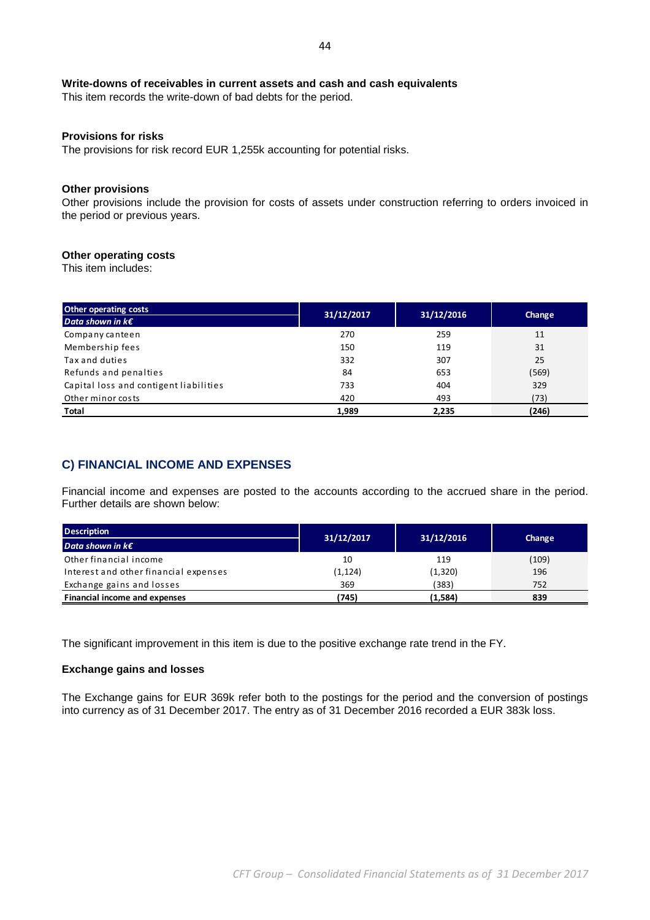**Write-downs of receivables in current assets and cash and cash equivalents**

This item records the write-down of bad debts for the period.

**Provisions for risks**

The provisions for risk record EUR 1,255k accounting for potential risks.

**Other provisions**

Other provisions include the provision for costs of assets under construction referring to orders invoiced in the period or previous years.

**Other operating costs**

This item includes:

| Other operating costs<br>*Data shown in k€* | 31/12/2017 | 31/12/2016 | Change |
|---|---|---|---|
| Company canteen | 270 | 259 | 11 |
| Membership fees | 150 | 119 | 31 |
| Tax and duties | 332 | 307 | 25 |
| Refunds and penalties | 84 | 653 | (569) |
| Capital loss and contigent liabilities | 733 | 404 | 329 |
| Other minor costs | 420 | 493 | (73) |
| **Total** | **1,989** | **2,235** | **(246)** |

## C) FINANCIAL INCOME AND EXPENSES

Financial income and expenses are posted to the accounts according to the accrued share in the period. Further details are shown below:

| Description<br>*Data shown in k€* | 31/12/2017 | 31/12/2016 | Change |
|---|---|---|---|
| Other financial income | 10 | 119 | (109) |
| Interest and other financial expenses | (1,124) | (1,320) | 196 |
| Exchange gains and losses | 369 | (383) | 752 |
| **Financial income and expenses** | **(745)** | **(1,584)** | **839** |

The significant improvement in this item is due to the positive exchange rate trend in the FY.

**Exchange gains and losses**

The Exchange gains for EUR 369k refer both to the postings for the period and the conversion of postings into currency as of 31 December 2017. The entry as of 31 December 2016 recorded a EUR 383k loss.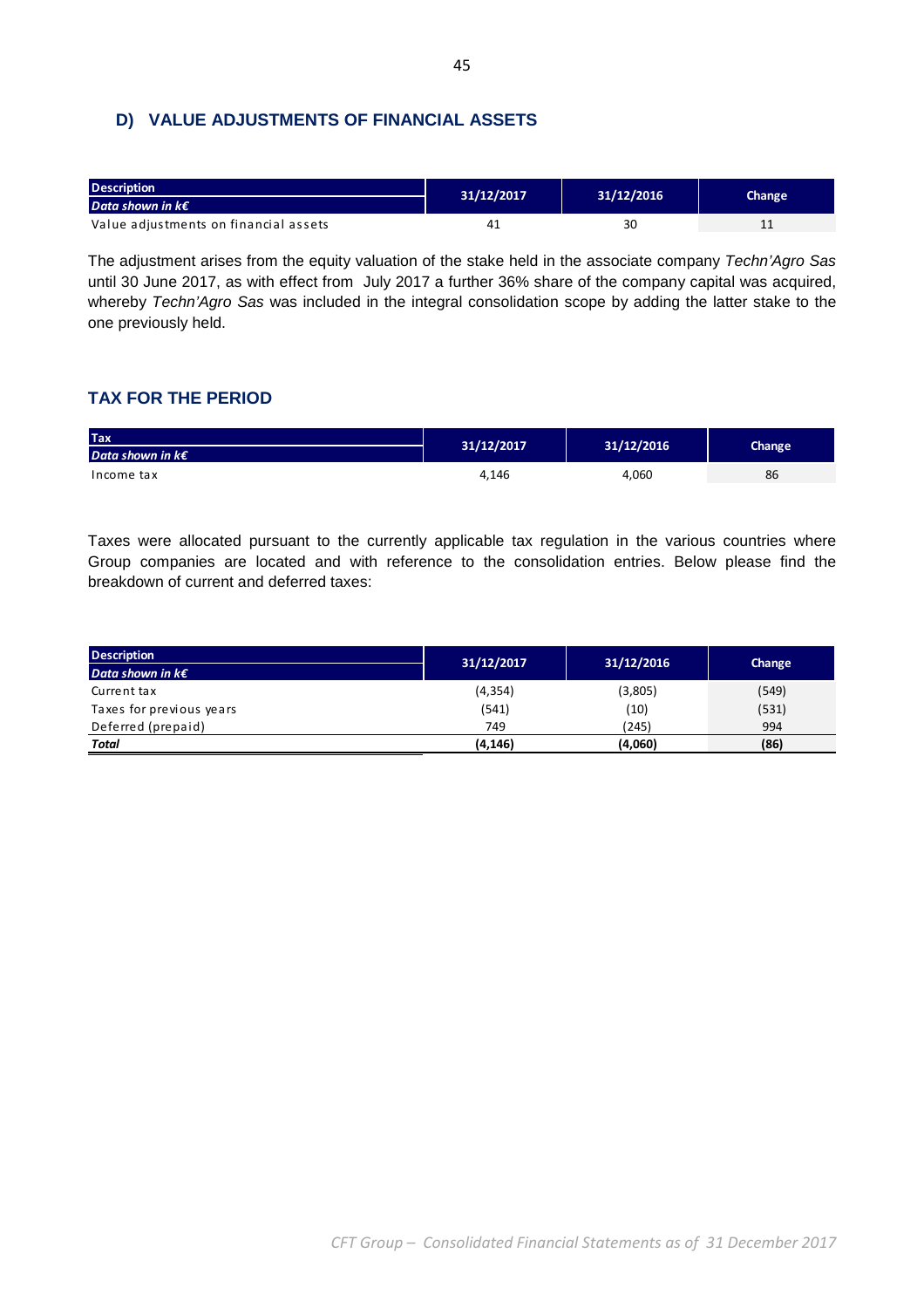## D) VALUE ADJUSTMENTS OF FINANCIAL ASSETS

| Description<br>*Data shown in k€* | 31/12/2017 | 31/12/2016 | Change |
|---|---|---|---|
| Value adjustments on financial assets | 41 | 30 | 11 |

The adjustment arises from the equity valuation of the stake held in the associate company *Techn'Agro Sas* until 30 June 2017, as with effect from July 2017 a further 36% share of the company capital was acquired, whereby *Techn'Agro Sas* was included in the integral consolidation scope by adding the latter stake to the one previously held.

## TAX FOR THE PERIOD

| Tax<br>*Data shown in k€* | 31/12/2017 | 31/12/2016 | Change |
|---|---|---|---|
| Income tax | 4,146 | 4,060 | 86 |

Taxes were allocated pursuant to the currently applicable tax regulation in the various countries where Group companies are located and with reference to the consolidation entries. Below please find the breakdown of current and deferred taxes:

| Description<br>*Data shown in k€* | 31/12/2017 | 31/12/2016 | Change |
|---|---|---|---|
| Current tax | (4,354) | (3,805) | (549) |
| Taxes for previous years | (541) | (10) | (531) |
| Deferred (prepaid) | 749 | (245) | 994 |
| ***Total*** | **(4,146)** | **(4,060)** | **(86)** |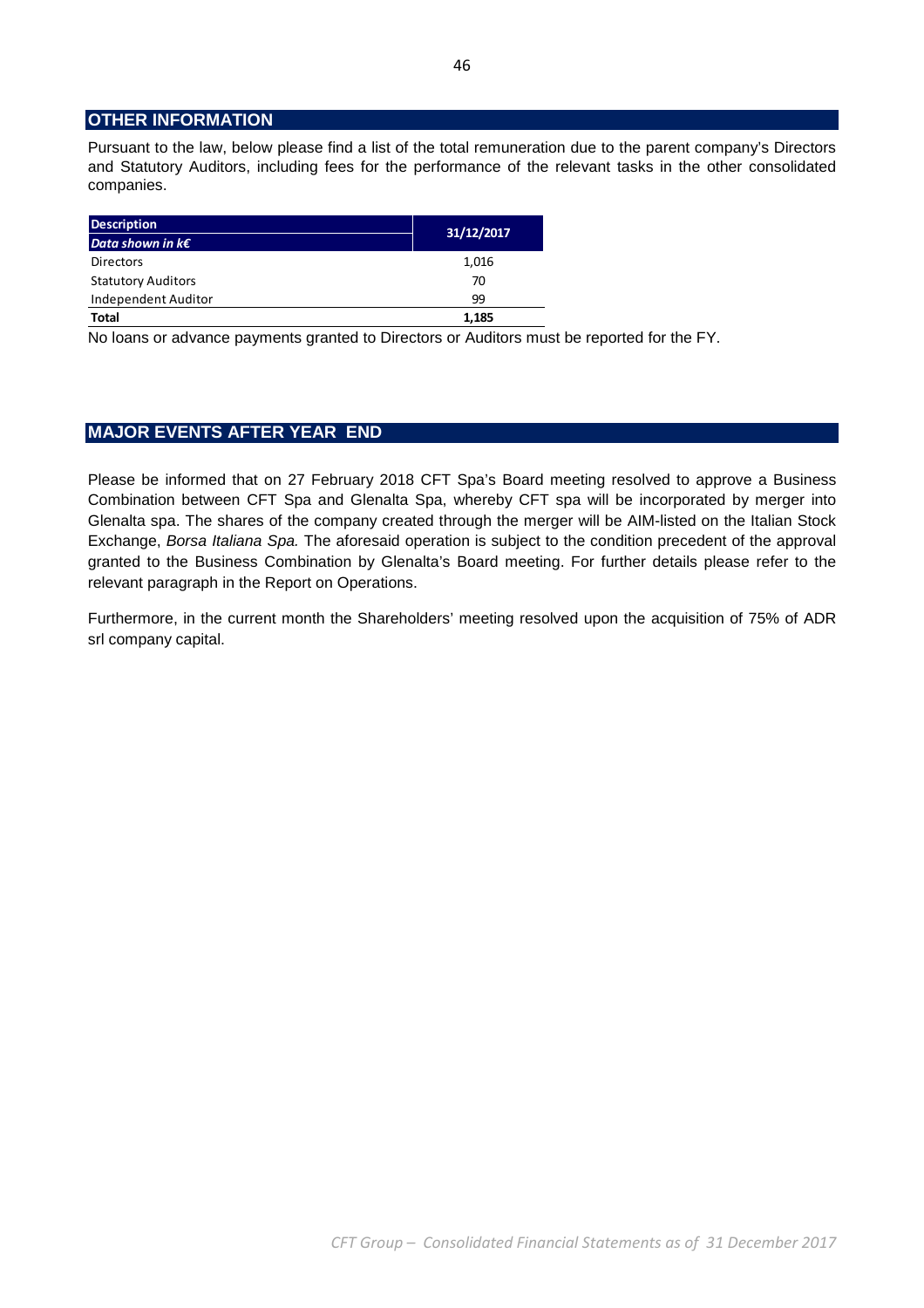## OTHER INFORMATION

Pursuant to the law, below please find a list of the total remuneration due to the parent company's Directors and Statutory Auditors, including fees for the performance of the relevant tasks in the other consolidated companies.

| **Description** *Data shown in k€* | **31/12/2017** |
|---|---|
| Directors | 1,016 |
| Statutory Auditors | 70 |
| Independent Auditor | 99 |
| **Total** | **1,185** |

No loans or advance payments granted to Directors or Auditors must be reported for the FY.

## MAJOR EVENTS AFTER YEAR END

Please be informed that on 27 February 2018 CFT Spa's Board meeting resolved to approve a Business Combination between CFT Spa and Glenalta Spa, whereby CFT spa will be incorporated by merger into Glenalta spa. The shares of the company created through the merger will be AIM-listed on the Italian Stock Exchange, *Borsa Italiana Spa.* The aforesaid operation is subject to the condition precedent of the approval granted to the Business Combination by Glenalta's Board meeting. For further details please refer to the relevant paragraph in the Report on Operations.

Furthermore, in the current month the Shareholders' meeting resolved upon the acquisition of 75% of ADR srl company capital.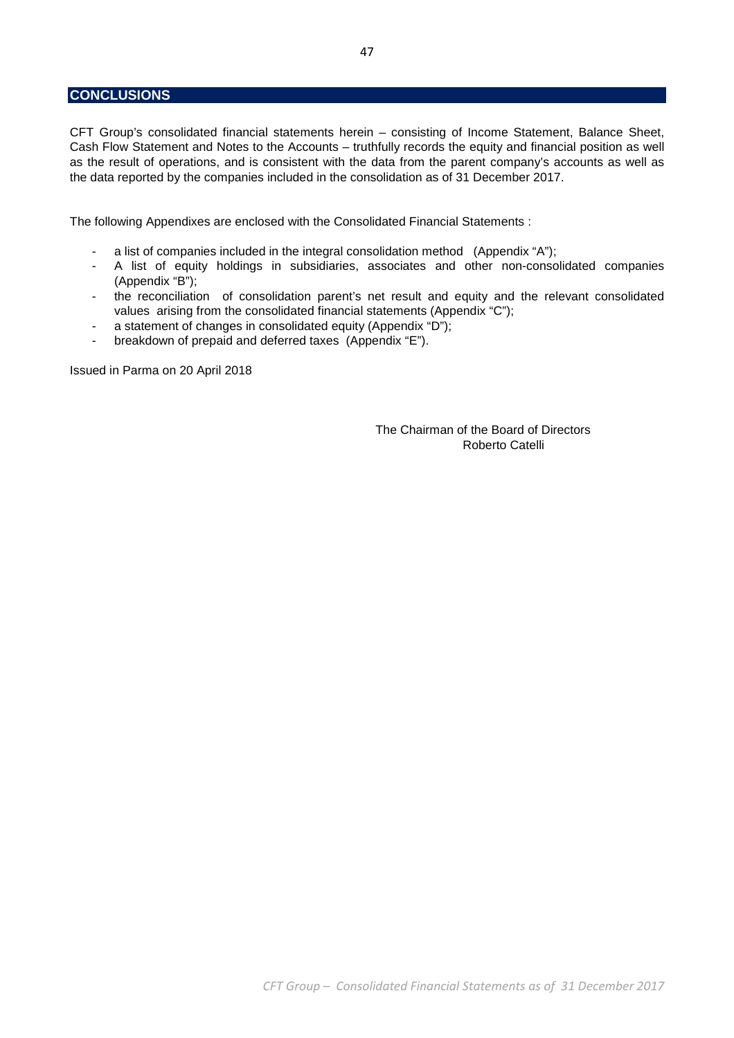## CONCLUSIONS

CFT Group's consolidated financial statements herein – consisting of Income Statement, Balance Sheet, Cash Flow Statement and Notes to the Accounts – truthfully records the equity and financial position as well as the result of operations, and is consistent with the data from the parent company's accounts as well as the data reported by the companies included in the consolidation as of 31 December 2017.

The following Appendixes are enclosed with the Consolidated Financial Statements :

- a list of companies included in the integral consolidation method (Appendix "A");
- A list of equity holdings in subsidiaries, associates and other non-consolidated companies (Appendix "B");
- the reconciliation of consolidation parent's net result and equity and the relevant consolidated values arising from the consolidated financial statements (Appendix "C");
- a statement of changes in consolidated equity (Appendix "D");
- breakdown of prepaid and deferred taxes (Appendix "E").

Issued in Parma on 20 April 2018

The Chairman of the Board of Directors
Roberto Catelli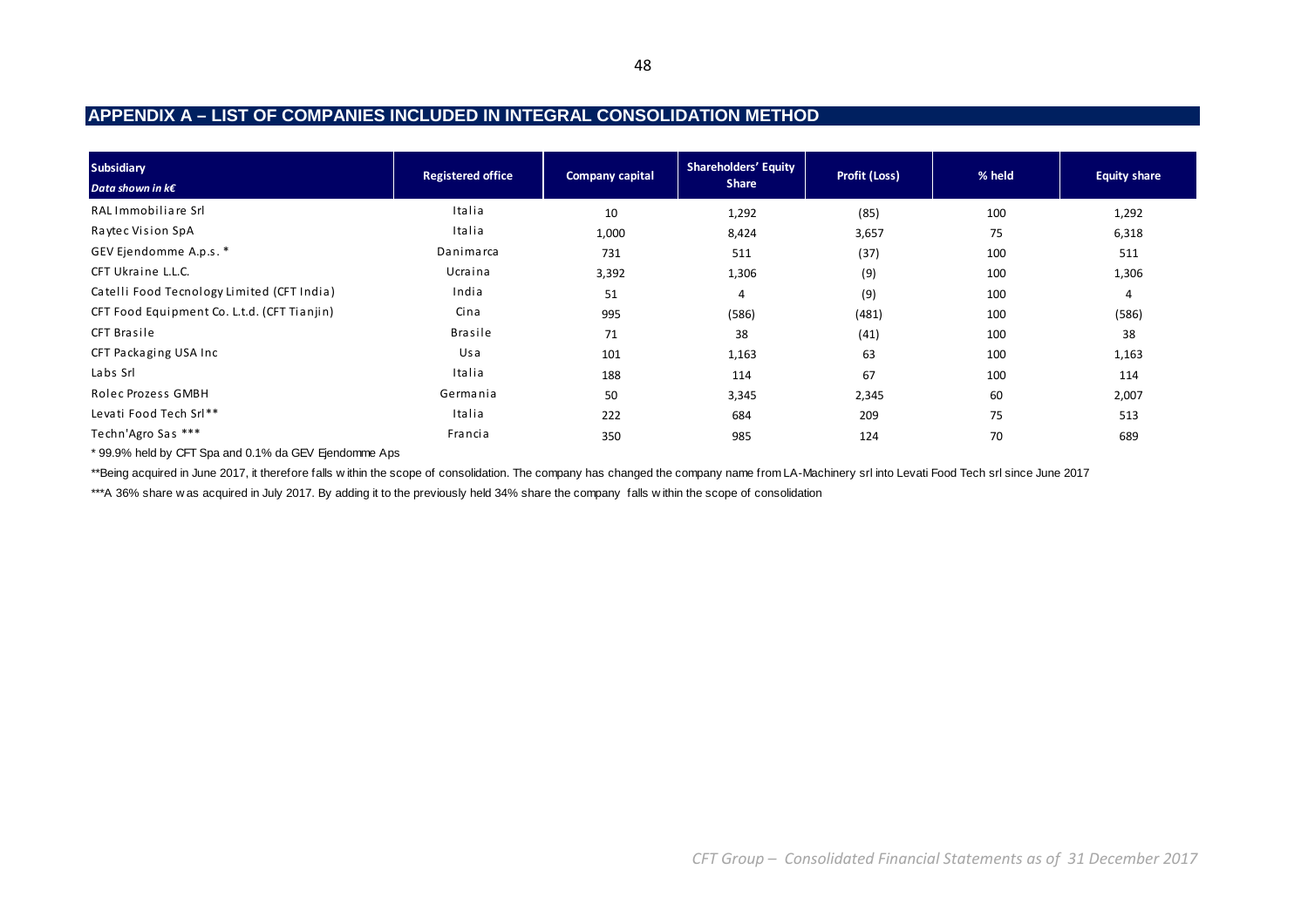## APPENDIX A – LIST OF COMPANIES INCLUDED IN INTEGRAL CONSOLIDATION METHOD

| **Subsidiary** *Data shown in k€* | Registered office | Company capital | Shareholders' Equity Share | Profit (Loss) | % held | Equity share |
|---|---|---|---|---|---|---|
| RAL Immobiliare Srl | Italia | 10 | 1,292 | (85) | 100 | 1,292 |
| Raytec Vision SpA | Italia | 1,000 | 8,424 | 3,657 | 75 | 6,318 |
| GEV Ejendomme A.p.s. * | Danimarca | 731 | 511 | (37) | 100 | 511 |
| CFT Ukraine L.L.C. | Ucraina | 3,392 | 1,306 | (9) | 100 | 1,306 |
| Catelli Food Tecnology Limited (CFT India) | India | 51 | 4 | (9) | 100 | 4 |
| CFT Food Equipment Co. L.t.d. (CFT Tianjin) | Cina | 995 | (586) | (481) | 100 | (586) |
| CFT Brasile | Brasile | 71 | 38 | (41) | 100 | 38 |
| CFT Packaging USA Inc | Usa | 101 | 1,163 | 63 | 100 | 1,163 |
| Labs Srl | Italia | 188 | 114 | 67 | 100 | 114 |
| Rolec Prozess GMBH | Germania | 50 | 3,345 | 2,345 | 60 | 2,007 |
| Levati Food Tech Srl** | Italia | 222 | 684 | 209 | 75 | 513 |
| Techn'Agro Sas *** | Francia | 350 | 985 | 124 | 70 | 689 |

* 99.9% held by CFT Spa and 0.1% da GEV Ejendomme Aps

**Being acquired in June 2017, it therefore falls within the scope of consolidation. The company has changed the company name from LA-Machinery srl into Levati Food Tech srl since June 2017

***A 36% share was acquired in July 2017. By adding it to the previously held 34% share the company falls within the scope of consolidation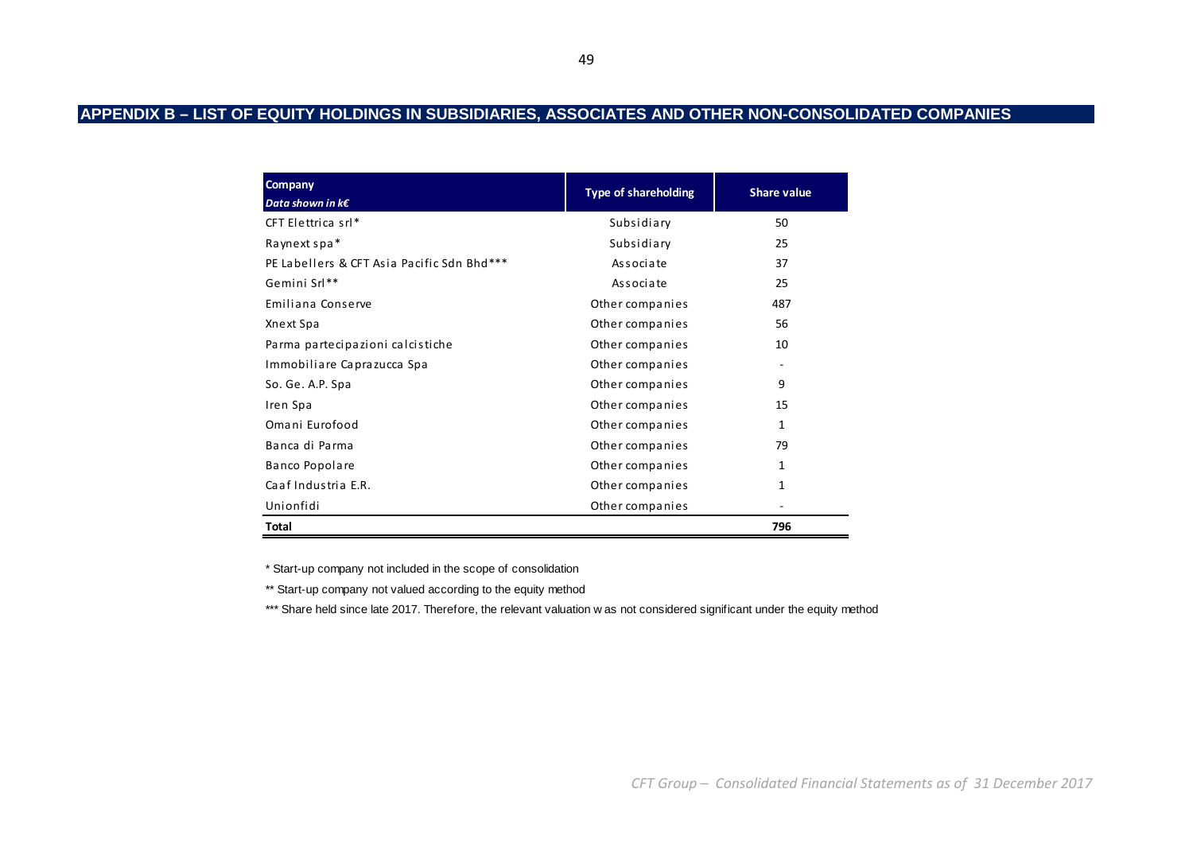# APPENDIX B – LIST OF EQUITY HOLDINGS IN SUBSIDIARIES, ASSOCIATES AND OTHER NON-CONSOLIDATED COMPANIES

| **Company**<br>***Data shown in k€*** | **Type of shareholding** | **Share value** |
|---|---|---|
| CFT Elettrica srl* | Subsidiary | 50 |
| Raynext spa* | Subsidiary | 25 |
| PE Labellers & CFT Asia Pacific Sdn Bhd*** | Associate | 37 |
| Gemini Srl** | Associate | 25 |
| Emiliana Conserve | Other companies | 487 |
| Xnext Spa | Other companies | 56 |
| Parma partecipazioni calcistiche | Other companies | 10 |
| Immobiliare Caprazucca Spa | Other companies | - |
| So. Ge. A.P. Spa | Other companies | 9 |
| Iren Spa | Other companies | 15 |
| Omani Eurofood | Other companies | 1 |
| Banca di Parma | Other companies | 79 |
| Banco Popolare | Other companies | 1 |
| Caaf Industria E.R. | Other companies | 1 |
| Unionfidi | Other companies | - |
| **Total** | | **796** |

* Start-up company not included in the scope of consolidation

** Start-up company not valued according to the equity method

*** Share held since late 2017. Therefore, the relevant valuation was not considered significant under the equity method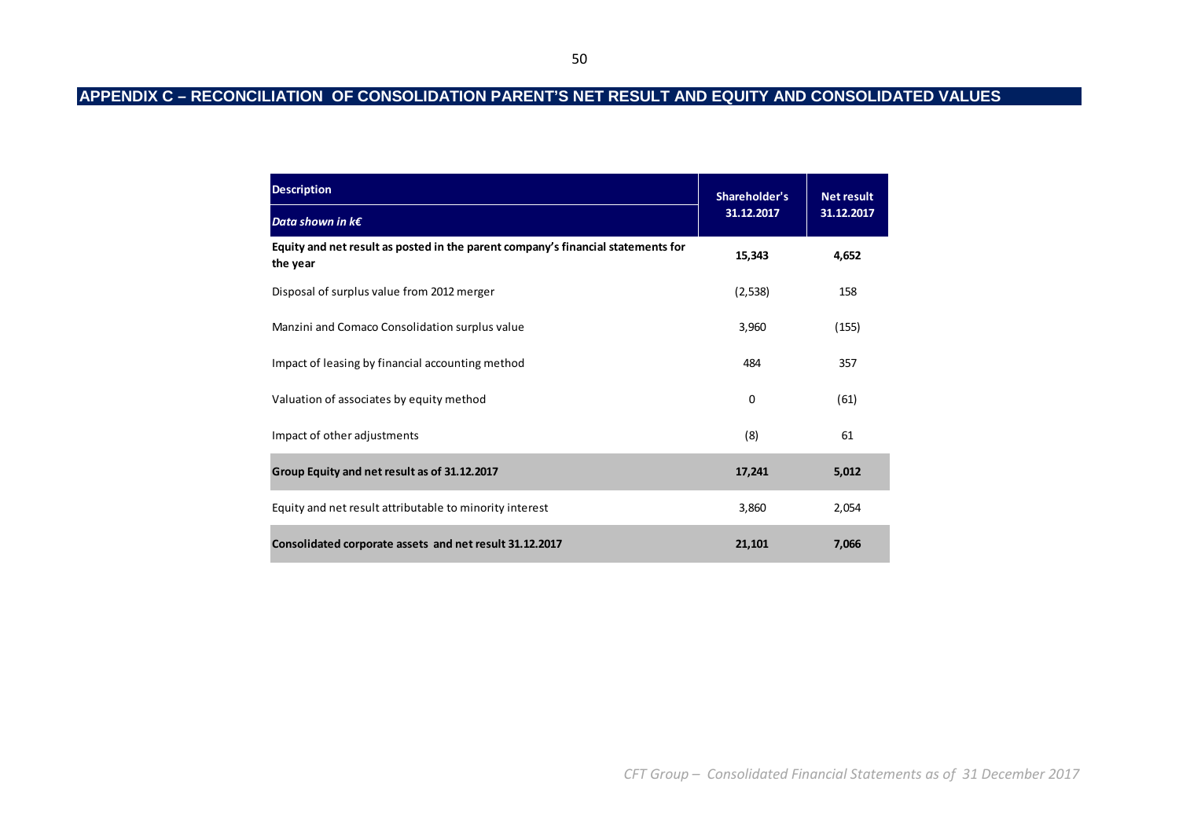## APPENDIX C – RECONCILIATION OF CONSOLIDATION PARENT'S NET RESULT AND EQUITY AND CONSOLIDATED VALUES

| **Description**<br>*Data shown in k€* | **Shareholder's 31.12.2017** | **Net result 31.12.2017** |
|---|---|---|
| **Equity and net result as posted in the parent company's financial statements for the year** | **15,343** | **4,652** |
| Disposal of surplus value from 2012 merger | (2,538) | 158 |
| Manzini and Comaco Consolidation surplus value | 3,960 | (155) |
| Impact of leasing by financial accounting method | 484 | 357 |
| Valuation of associates by equity method | 0 | (61) |
| Impact of other adjustments | (8) | 61 |
| **Group Equity and net result as of 31.12.2017** | **17,241** | **5,012** |
| Equity and net result attributable to minority interest | 3,860 | 2,054 |
| **Consolidated corporate assets and net result 31.12.2017** | **21,101** | **7,066** |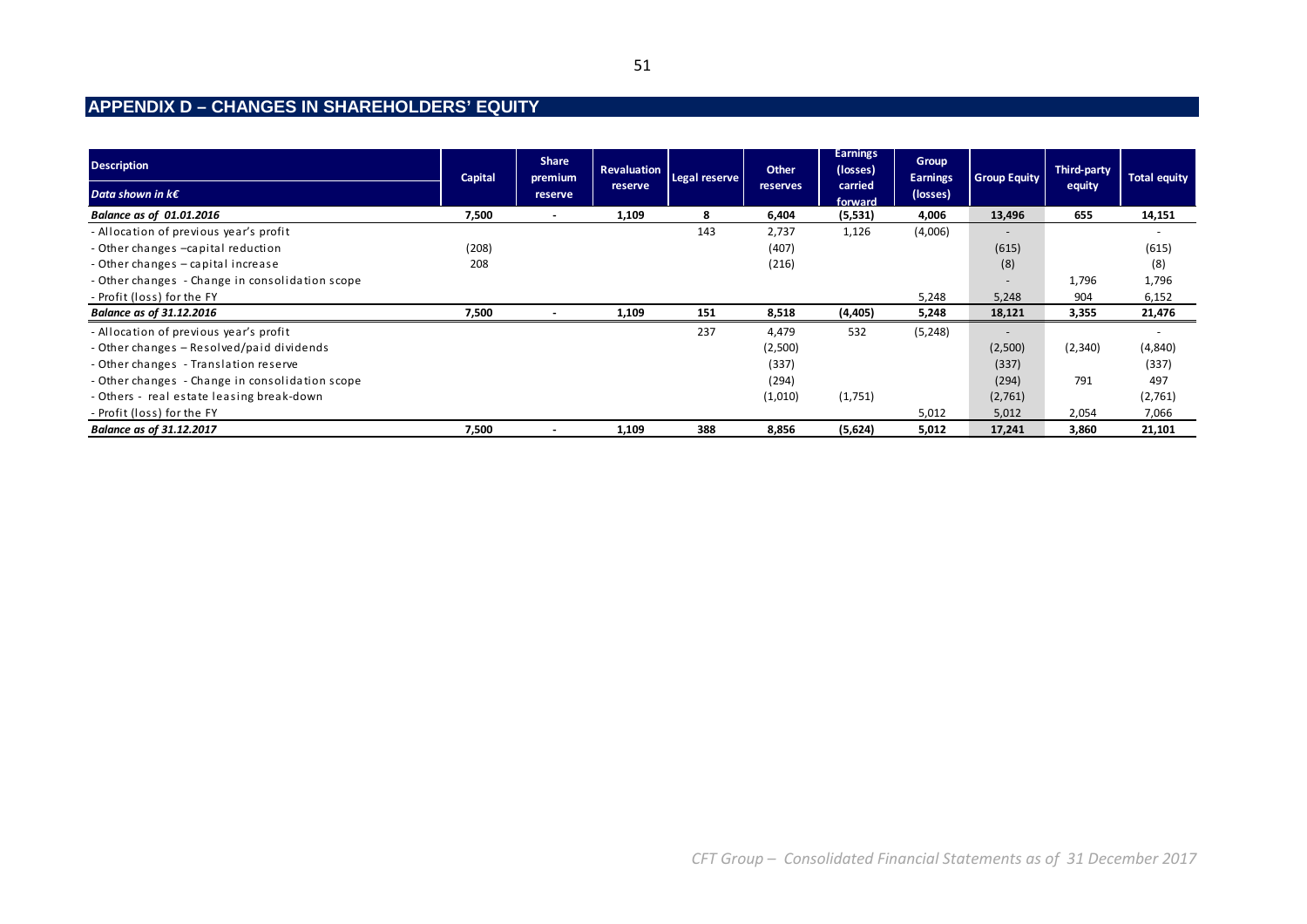## APPENDIX D – CHANGES IN SHAREHOLDERS' EQUITY

| Description<br>*Data shown in k€* | Capital | Share premium reserve | Revaluation reserve | Legal reserve | Other reserves | Earnings (losses) carried forward | Group Earnings (losses) | Group Equity | Third-party equity | Total equity |
|---|---|---|---|---|---|---|---|---|---|---|
| ***Balance as of 01.01.2016*** | **7,500** | **-** | **1,109** | **8** | **6,404** | **(5,531)** | **4,006** | **13,496** | **655** | **14,151** |
| - Allocation of previous year's profit | | | | 143 | 2,737 | 1,126 | (4,006) | - | | - |
| - Other changes –capital reduction | (208) | | | | (407) | | | (615) | | (615) |
| - Other changes – capital increase | 208 | | | | (216) | | | (8) | | (8) |
| - Other changes - Change in consolidation scope | | | | | | | | - | 1,796 | 1,796 |
| - Profit (loss) for the FY | | | | | | | 5,248 | 5,248 | 904 | 6,152 |
| ***Balance as of 31.12.2016*** | **7,500** | **-** | **1,109** | **151** | **8,518** | **(4,405)** | **5,248** | **18,121** | **3,355** | **21,476** |
| - Allocation of previous year's profit | | | | 237 | 4,479 | 532 | (5,248) | - | | - |
| - Other changes – Resolved/paid dividends | | | | | (2,500) | | | (2,500) | (2,340) | (4,840) |
| - Other changes - Translation reserve | | | | | (337) | | | (337) | | (337) |
| - Other changes - Change in consolidation scope | | | | | (294) | | | (294) | 791 | 497 |
| - Others - real estate leasing break-down | | | | | (1,010) | (1,751) | | (2,761) | | (2,761) |
| - Profit (loss) for the FY | | | | | | | 5,012 | 5,012 | 2,054 | 7,066 |
| ***Balance as of 31.12.2017*** | **7,500** | **-** | **1,109** | **388** | **8,856** | **(5,624)** | **5,012** | **17,241** | **3,860** | **21,101** |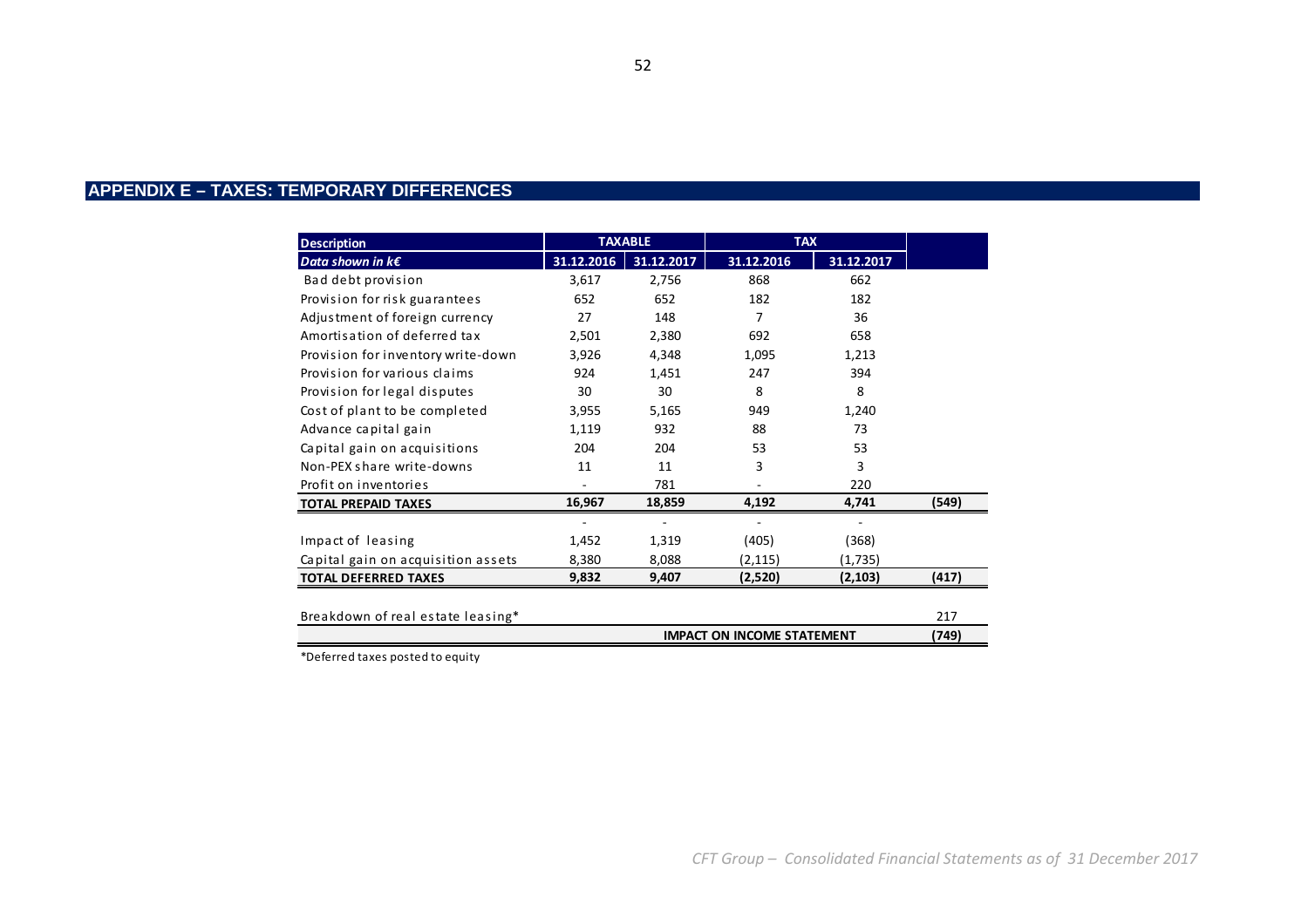## APPENDIX E – TAXES: TEMPORARY DIFFERENCES

| Description | TAXABLE | | TAX | | |
|---|---|---|---|---|---|
| *Data shown in k€* | 31.12.2016 | 31.12.2017 | 31.12.2016 | 31.12.2017 | |
| Bad debt provision | 3,617 | 2,756 | 868 | 662 | |
| Provision for risk guarantees | 652 | 652 | 182 | 182 | |
| Adjustment of foreign currency | 27 | 148 | 7 | 36 | |
| Amortisation of deferred tax | 2,501 | 2,380 | 692 | 658 | |
| Provision for inventory write-down | 3,926 | 4,348 | 1,095 | 1,213 | |
| Provision for various claims | 924 | 1,451 | 247 | 394 | |
| Provision for legal disputes | 30 | 30 | 8 | 8 | |
| Cost of plant to be completed | 3,955 | 5,165 | 949 | 1,240 | |
| Advance capital gain | 1,119 | 932 | 88 | 73 | |
| Capital gain on acquisitions | 204 | 204 | 53 | 53 | |
| Non-PEX share write-downs | 11 | 11 | 3 | 3 | |
| Profit on inventories | - | 781 | - | 220 | |
| **TOTAL PREPAID TAXES** | **16,967** | **18,859** | **4,192** | **4,741** | **(549)** |
| | - | - | - | - | |
| Impact of leasing | 1,452 | 1,319 | (405) | (368) | |
| Capital gain on acquisition assets | 8,380 | 8,088 | (2,115) | (1,735) | |
| **TOTAL DEFERRED TAXES** | **9,832** | **9,407** | **(2,520)** | **(2,103)** | **(417)** |
| | | | | | |
| Breakdown of real estate leasing* | | | | | 217 |
| | | | **IMPACT ON INCOME STATEMENT** | | **(749)** |

*Deferred taxes posted to equity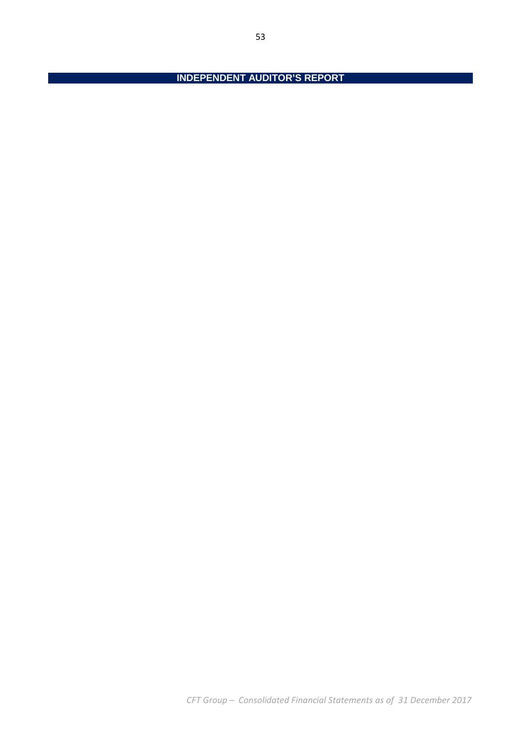# INDEPENDENT AUDITOR'S REPORT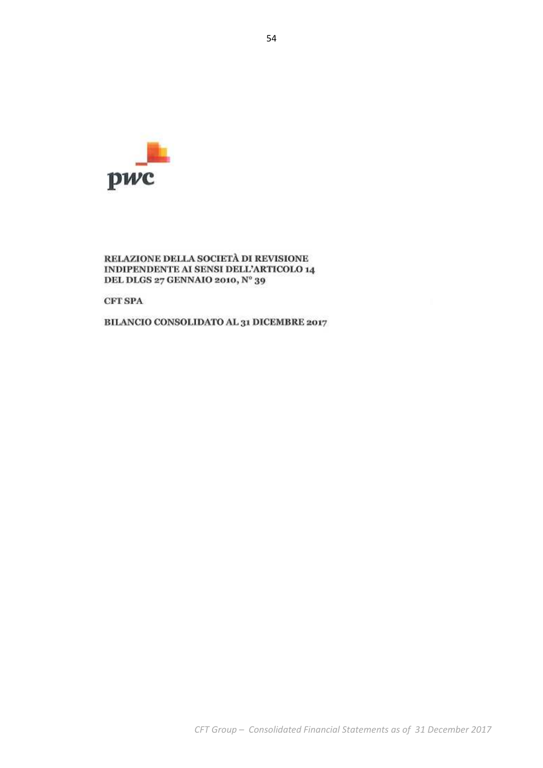# RELAZIONE DELLA SOCIETÀ DI REVISIONE INDIPENDENTE AI SENSI DELL'ARTICOLO 14 DEL DLGS 27 GENNAIO 2010, N° 39

**CFT SPA**

**BILANCIO CONSOLIDATO AL 31 DICEMBRE 2017**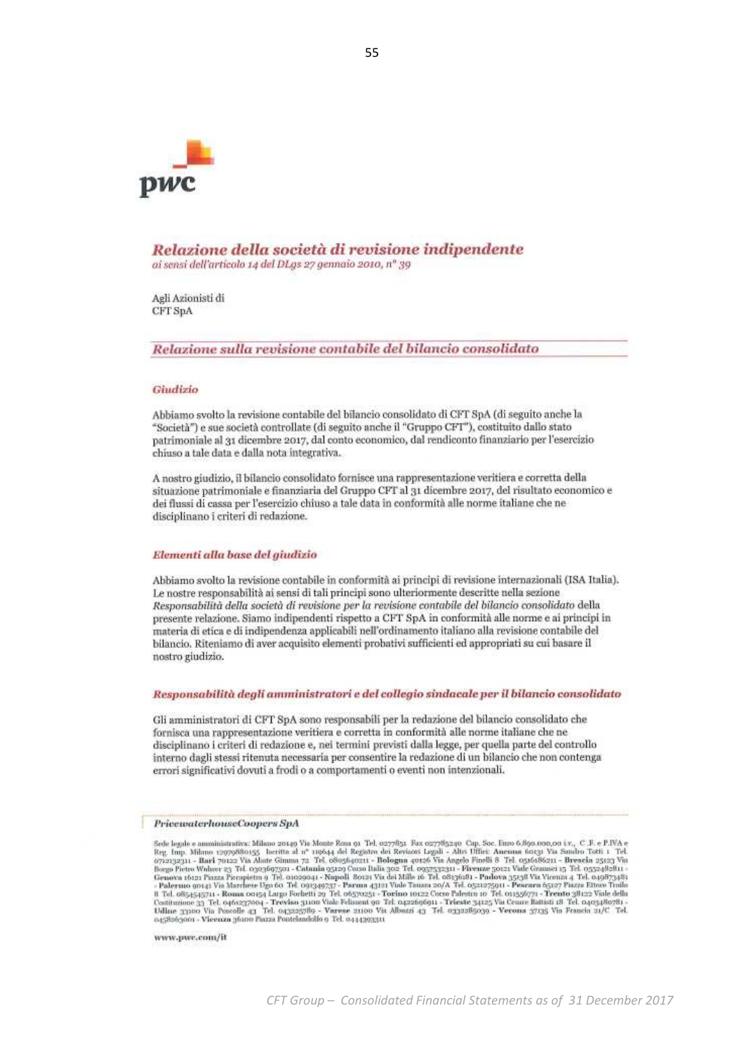pwc

## *Relazione della società di revisione indipendente*

*ai sensi dell'articolo 14 del DLgs 27 gennaio 2010, n° 39*

Agli Azionisti di
CFT SpA

### *Relazione sulla revisione contabile del bilancio consolidato*

#### *Giudizio*

Abbiamo svolto la revisione contabile del bilancio consolidato di CFT SpA (di seguito anche la "Società") e sue società controllate (di seguito anche il "Gruppo CFT"), costituito dallo stato patrimoniale al 31 dicembre 2017, dal conto economico, dal rendiconto finanziario per l'esercizio chiuso a tale data e dalla nota integrativa.

A nostro giudizio, il bilancio consolidato fornisce una rappresentazione veritiera e corretta della situazione patrimoniale e finanziaria del Gruppo CFT al 31 dicembre 2017, del risultato economico e dei flussi di cassa per l'esercizio chiuso a tale data in conformità alle norme italiane che ne disciplinano i criteri di redazione.

#### *Elementi alla base del giudizio*

Abbiamo svolto la revisione contabile in conformità ai principi di revisione internazionali (ISA Italia). Le nostre responsabilità ai sensi di tali principi sono ulteriormente descritte nella sezione *Responsabilità della società di revisione per la revisione contabile del bilancio consolidato* della presente relazione. Siamo indipendenti rispetto a CFT SpA in conformità alle norme e ai principi in materia di etica e di indipendenza applicabili nell'ordinamento italiano alla revisione contabile del bilancio. Riteniamo di aver acquisito elementi probativi sufficienti ed appropriati su cui basare il nostro giudizio.

#### *Responsabilità degli amministratori e del collegio sindacale per il bilancio consolidato*

Gli amministratori di CFT SpA sono responsabili per la redazione del bilancio consolidato che fornisca una rappresentazione veritiera e corretta in conformità alle norme italiane che ne disciplinano i criteri di redazione e, nei termini previsti dalla legge, per quella parte del controllo interno dagli stessi ritenuta necessaria per consentire la redazione di un bilancio che non contenga errori significativi dovuti a frodi o a comportamenti o eventi non intenzionali.

---

***PricewaterhouseCoopers SpA***

Sede legale e amministrativa: Milano 20149 Via Monte Rosa 91 Tel. 0277851 Fax 027785240 Cap. Soc. Euro 6.890.000,00 i.v., C.F. e P.IVA e Reg. Imp. Milano 12979880155 Iscritta al n° 119644 del Registro dei Revisori Legali - Altri Uffici: **Ancona** 60131 Via Sandro Totti 1 Tel. 0712132311 - **Bari** 70122 Via Abate Gimma 72 Tel. 0805640211 - **Bologna** 40126 Via Angelo Finelli 8 Tel. 0516186211 - **Brescia** 25123 Via Borgo Pietro Wuhrer 23 Tel. 0303697501 - **Catania** 95129 Corso Italia 302 Tel. 0957532311 - **Firenze** 50121 Viale Gramsci 15 Tel. 0552482811 - **Genova** 16121 Piazza Piccapietra 9 Tel. 01029041 - **Napoli** 80121 Via dei Mille 16 Tel. 08136181 - **Padova** 35138 Via Vicenza 4 Tel. 049873481 - **Palermo** 90141 Via Marchese Ugo 60 Tel. 091349737 - **Parma** 43121 Viale Tanara 20/A Tel. 0521275911 - **Pescara** 65127 Piazza Ettore Troilo 8 Tel. 0854545711 - **Roma** 00154 Largo Fochetti 29 Tel. 06570251 - **Torino** 10122 Corso Palestro 10 Tel. 011556771 - **Trento** 38122 Viale della Costituzione 33 Tel. 0461237004 - **Treviso** 31100 Viale Felissent 90 Tel. 0422696911 - **Trieste** 34125 Via Cesare Battisti 18 Tel. 0403480781 - **Udine** 33100 Via Poscolle 43 Tel. 043225789 - **Varese** 21100 Via Albuzzi 43 Tel. 0332285039 - **Verona** 37135 Via Francia 21/C Tel. 0458263001 - **Vicenza** 36100 Piazza Pontelandolfo 9 Tel. 0444393311

www.pwc.com/it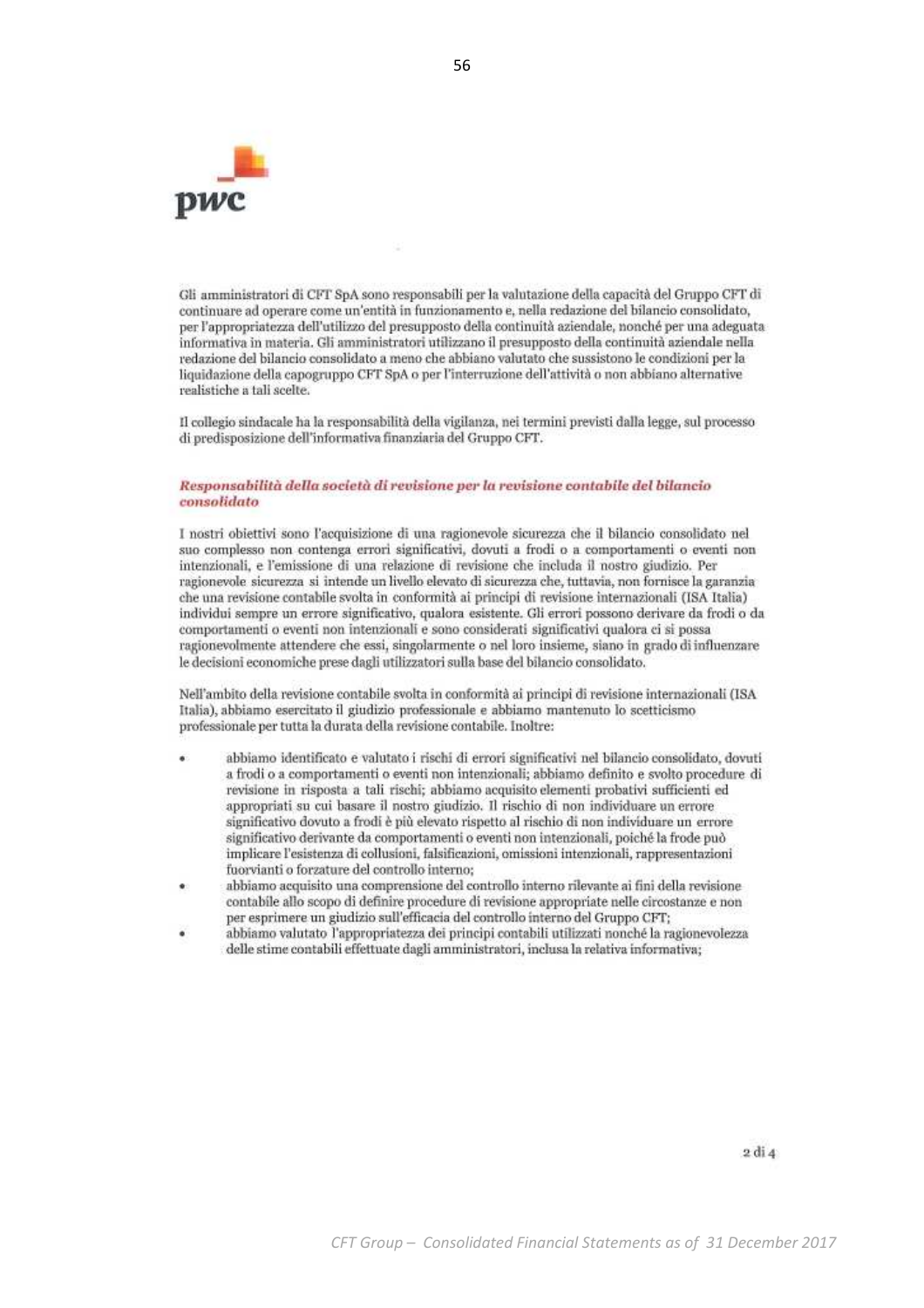Gli amministratori di CFT SpA sono responsabili per la valutazione della capacità del Gruppo CFT di continuare ad operare come un'entità in funzionamento e, nella redazione del bilancio consolidato, per l'appropriatezza dell'utilizzo del presupposto della continuità aziendale, nonché per una adeguata informativa in materia. Gli amministratori utilizzano il presupposto della continuità aziendale nella redazione del bilancio consolidato a meno che abbiano valutato che sussistono le condizioni per la liquidazione della capogruppo CFT SpA o per l'interruzione dell'attività o non abbiano alternative realistiche a tali scelte.

Il collegio sindacale ha la responsabilità della vigilanza, nei termini previsti dalla legge, sul processo di predisposizione dell'informativa finanziaria del Gruppo CFT.

### *Responsabilità della società di revisione per la revisione contabile del bilancio consolidato*

I nostri obiettivi sono l'acquisizione di una ragionevole sicurezza che il bilancio consolidato nel suo complesso non contenga errori significativi, dovuti a frodi o a comportamenti o eventi non intenzionali, e l'emissione di una relazione di revisione che includa il nostro giudizio. Per ragionevole sicurezza si intende un livello elevato di sicurezza che, tuttavia, non fornisce la garanzia che una revisione contabile svolta in conformità ai principi di revisione internazionali (ISA Italia) individui sempre un errore significativo, qualora esistente. Gli errori possono derivare da frodi o da comportamenti o eventi non intenzionali e sono considerati significativi qualora ci si possa ragionevolmente attendere che essi, singolarmente o nel loro insieme, siano in grado di influenzare le decisioni economiche prese dagli utilizzatori sulla base del bilancio consolidato.

Nell'ambito della revisione contabile svolta in conformità ai principi di revisione internazionali (ISA Italia), abbiamo esercitato il giudizio professionale e abbiamo mantenuto lo scetticismo professionale per tutta la durata della revisione contabile. Inoltre:

- abbiamo identificato e valutato i rischi di errori significativi nel bilancio consolidato, dovuti a frodi o a comportamenti o eventi non intenzionali; abbiamo definito e svolto procedure di revisione in risposta a tali rischi; abbiamo acquisito elementi probativi sufficienti ed appropriati su cui basare il nostro giudizio. Il rischio di non individuare un errore significativo dovuto a frodi è più elevato rispetto al rischio di non individuare un errore significativo derivante da comportamenti o eventi non intenzionali, poiché la frode può implicare l'esistenza di collusioni, falsificazioni, omissioni intenzionali, rappresentazioni fuorvianti o forzature del controllo interno;
- abbiamo acquisito una comprensione del controllo interno rilevante ai fini della revisione contabile allo scopo di definire procedure di revisione appropriate nelle circostanze e non per esprimere un giudizio sull'efficacia del controllo interno del Gruppo CFT;
- abbiamo valutato l'appropriatezza dei principi contabili utilizzati nonché la ragionevolezza delle stime contabili effettuate dagli amministratori, inclusa la relativa informativa;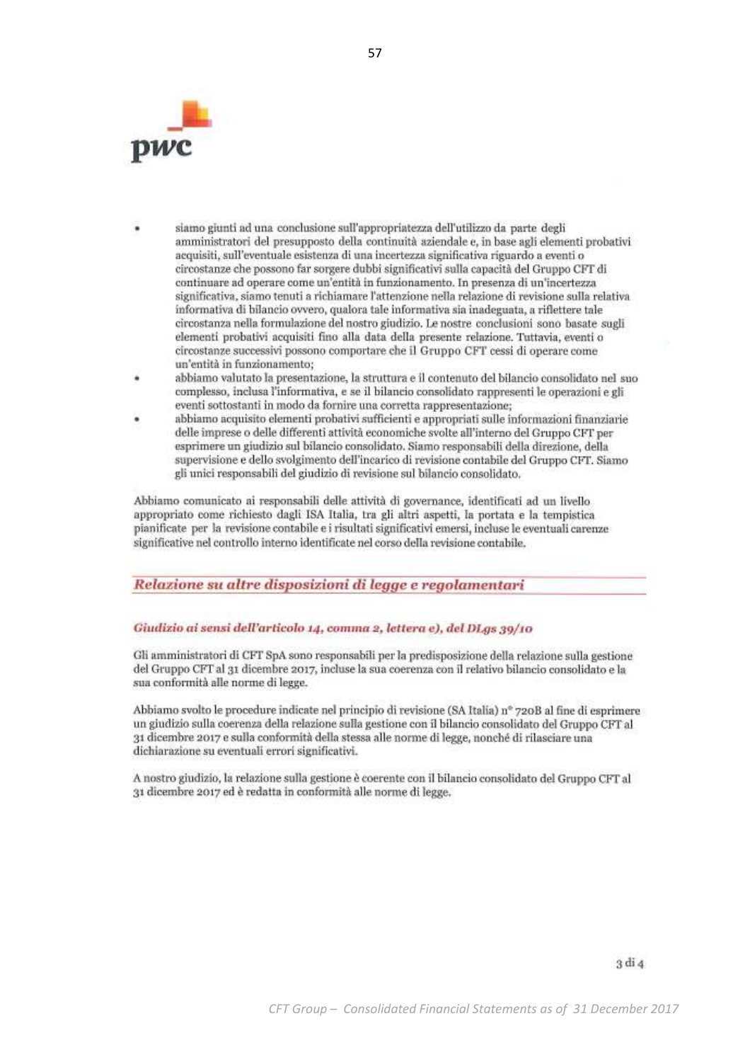- siamo giunti ad una conclusione sull'appropriatezza dell'utilizzo da parte degli amministratori del presupposto della continuità aziendale e, in base agli elementi probativi acquisiti, sull'eventuale esistenza di una incertezza significativa riguardo a eventi o circostanze che possono far sorgere dubbi significativi sulla capacità del Gruppo CFT di continuare ad operare come un'entità in funzionamento. In presenza di un'incertezza significativa, siamo tenuti a richiamare l'attenzione nella relazione di revisione sulla relativa informativa di bilancio ovvero, qualora tale informativa sia inadeguata, a riflettere tale circostanza nella formulazione del nostro giudizio. Le nostre conclusioni sono basate sugli elementi probativi acquisiti fino alla data della presente relazione. Tuttavia, eventi o circostanze successivi possono comportare che il Gruppo CFT cessi di operare come un'entità in funzionamento;
- abbiamo valutato la presentazione, la struttura e il contenuto del bilancio consolidato nel suo complesso, inclusa l'informativa, e se il bilancio consolidato rappresenti le operazioni e gli eventi sottostanti in modo da fornire una corretta rappresentazione;
- abbiamo acquisito elementi probativi sufficienti e appropriati sulle informazioni finanziarie delle imprese o delle differenti attività economiche svolte all'interno del Gruppo CFT per esprimere un giudizio sul bilancio consolidato. Siamo responsabili della direzione, della supervisione e dello svolgimento dell'incarico di revisione contabile del Gruppo CFT. Siamo gli unici responsabili del giudizio di revisione sul bilancio consolidato.

Abbiamo comunicato ai responsabili delle attività di governance, identificati ad un livello appropriato come richiesto dagli ISA Italia, tra gli altri aspetti, la portata e la tempistica pianificate per la revisione contabile e i risultati significativi emersi, incluse le eventuali carenze significative nel controllo interno identificate nel corso della revisione contabile.

## *Relazione su altre disposizioni di legge e regolamentari*

### *Giudizio ai sensi dell'articolo 14, comma 2, lettera e), del DLgs 39/10*

Gli amministratori di CFT SpA sono responsabili per la predisposizione della relazione sulla gestione del Gruppo CFT al 31 dicembre 2017, incluse la sua coerenza con il relativo bilancio consolidato e la sua conformità alle norme di legge.

Abbiamo svolto le procedure indicate nel principio di revisione (SA Italia) n° 720B al fine di esprimere un giudizio sulla coerenza della relazione sulla gestione con il bilancio consolidato del Gruppo CFT al 31 dicembre 2017 e sulla conformità della stessa alle norme di legge, nonché di rilasciare una dichiarazione su eventuali errori significativi.

A nostro giudizio, la relazione sulla gestione è coerente con il bilancio consolidato del Gruppo CFT al 31 dicembre 2017 ed è redatta in conformità alle norme di legge.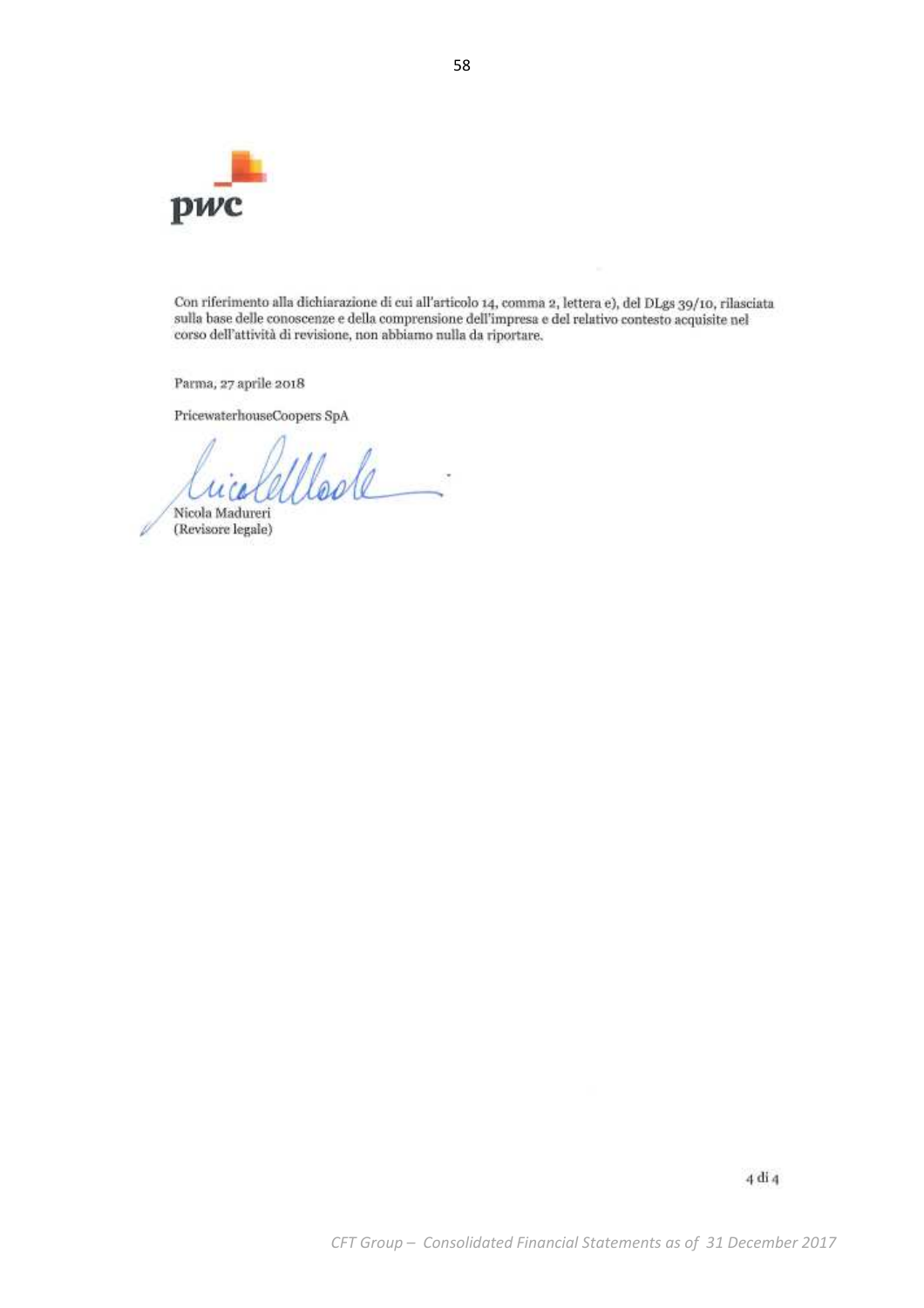Con riferimento alla dichiarazione di cui all'articolo 14, comma 2, lettera e), del DLgs 39/10, rilasciata sulla base delle conoscenze e della comprensione dell'impresa e del relativo contesto acquisite nel corso dell'attività di revisione, non abbiamo nulla da riportare.

Parma, 27 aprile 2018

PricewaterhouseCoopers SpA

Nicola Madureri
(Revisore legale)